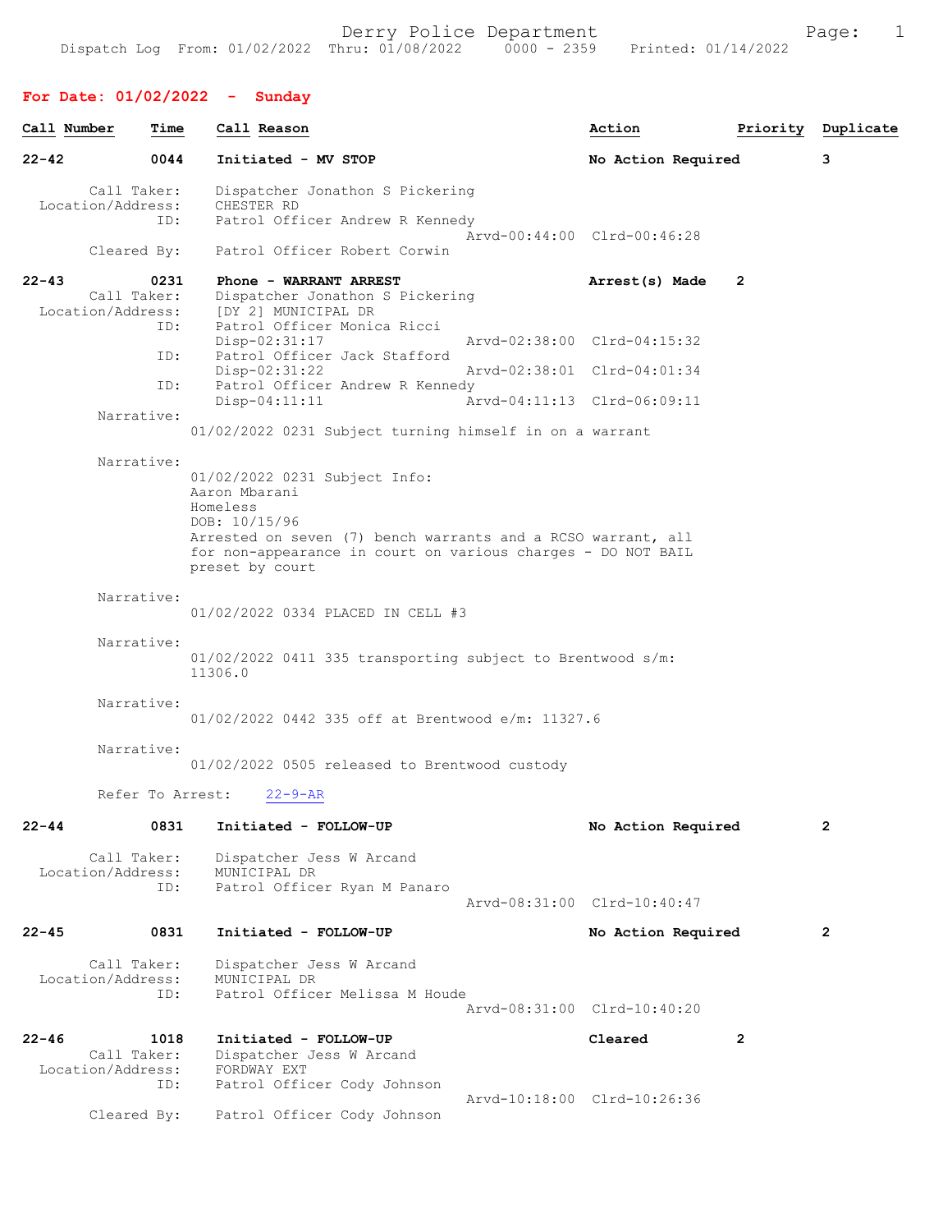Derry Police Department

Dispatch Log From: 01/02/2022 Thru: 01/08/2022 0000 - 2359 Printed: 01/14/2022

## For Date: 01/02/2022 - Sunday

| Call Number | Time | Call Reason | Action | Priority | Duplicate |
|---|---|---|---|---|---|
| 22-42 | 0044 | Initiated - MV STOP | No Action Required | | 3 |

Call Taker: Dispatcher Jonathon S Pickering
Location/Address: CHESTER RD
ID: Patrol Officer Andrew R Kennedy
Arvd-00:44:00 Clrd-00:46:28
Cleared By: Patrol Officer Robert Corwin

| Call Number | Time | Call Reason | Action | Priority | Duplicate |
|---|---|---|---|---|---|
| 22-43 | 0231 | Phone - WARRANT ARREST | Arrest(s) Made | 2 | |

Call Taker: Dispatcher Jonathon S Pickering
Location/Address: [DY 2] MUNICIPAL DR
ID: Patrol Officer Monica Ricci
Disp-02:31:17 Arvd-02:38:00 Clrd-04:15:32
ID: Patrol Officer Jack Stafford
Disp-02:31:22 Arvd-02:38:01 Clrd-04:01:34
ID: Patrol Officer Andrew R Kennedy
Disp-04:11:11 Arvd-04:11:13 Clrd-06:09:11

Narrative:
01/02/2022 0231 Subject turning himself in on a warrant

Narrative:
01/02/2022 0231 Subject Info:
Aaron Mbarani
Homeless
DOB: 10/15/96
Arrested on seven (7) bench warrants and a RCSO warrant, all for non-appearance in court on various charges - DO NOT BAIL preset by court

Narrative:
01/02/2022 0334 PLACED IN CELL #3

Narrative:
01/02/2022 0411 335 transporting subject to Brentwood s/m: 11306.0

Narrative:
01/02/2022 0442 335 off at Brentwood e/m: 11327.6

Narrative:
01/02/2022 0505 released to Brentwood custody

Refer To Arrest: 22-9-AR

| Call Number | Time | Call Reason | Action | Priority | Duplicate |
|---|---|---|---|---|---|
| 22-44 | 0831 | Initiated - FOLLOW-UP | No Action Required | | 2 |

Call Taker: Dispatcher Jess W Arcand
Location/Address: MUNICIPAL DR
ID: Patrol Officer Ryan M Panaro
Arvd-08:31:00 Clrd-10:40:47

| Call Number | Time | Call Reason | Action | Priority | Duplicate |
|---|---|---|---|---|---|
| 22-45 | 0831 | Initiated - FOLLOW-UP | No Action Required | | 2 |

Call Taker: Dispatcher Jess W Arcand
Location/Address: MUNICIPAL DR
ID: Patrol Officer Melissa M Houde
Arvd-08:31:00 Clrd-10:40:20

| Call Number | Time | Call Reason | Action | Priority | Duplicate |
|---|---|---|---|---|---|
| 22-46 | 1018 | Initiated - FOLLOW-UP | Cleared | 2 | |

Call Taker: Dispatcher Jess W Arcand
Location/Address: FORDWAY EXT
ID: Patrol Officer Cody Johnson
Arvd-10:18:00 Clrd-10:26:36
Cleared By: Patrol Officer Cody Johnson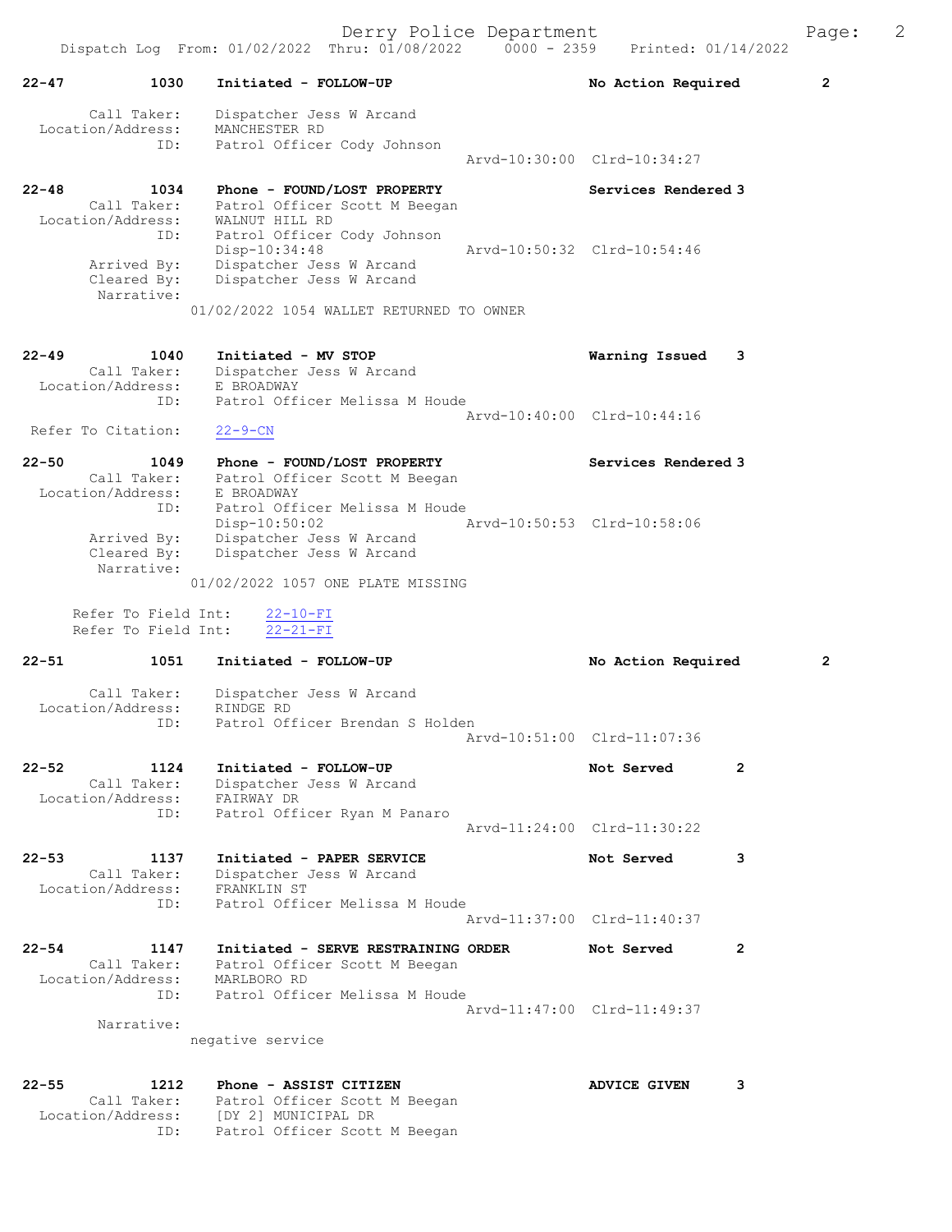22-47 1030 Initiated - FOLLOW-UP No Action Required 2

Call Taker: Dispatcher Jess W Arcand
Location/Address: MANCHESTER RD
ID: Patrol Officer Cody Johnson
Arvd-10:30:00 Clrd-10:34:27

22-48 1034 Phone - FOUND/LOST PROPERTY Services Rendered 3
Call Taker: Patrol Officer Scott M Beegan
Location/Address: WALNUT HILL RD
ID: Patrol Officer Cody Johnson
Disp-10:34:48 Arvd-10:50:32 Clrd-10:54:46
Arrived By: Dispatcher Jess W Arcand
Cleared By: Dispatcher Jess W Arcand
Narrative:
01/02/2022 1054 WALLET RETURNED TO OWNER

22-49 1040 Initiated - MV STOP Warning Issued 3
Call Taker: Dispatcher Jess W Arcand
Location/Address: E BROADWAY
ID: Patrol Officer Melissa M Houde
Arvd-10:40:00 Clrd-10:44:16
Refer To Citation: 22-9-CN

22-50 1049 Phone - FOUND/LOST PROPERTY Services Rendered 3
Call Taker: Patrol Officer Scott M Beegan
Location/Address: E BROADWAY
ID: Patrol Officer Melissa M Houde
Disp-10:50:02 Arvd-10:50:53 Clrd-10:58:06
Arrived By: Dispatcher Jess W Arcand
Cleared By: Dispatcher Jess W Arcand
Narrative:
01/02/2022 1057 ONE PLATE MISSING

Refer To Field Int: 22-10-FI
Refer To Field Int: 22-21-FI

22-51 1051 Initiated - FOLLOW-UP No Action Required 2

Call Taker: Dispatcher Jess W Arcand
Location/Address: RINDGE RD
ID: Patrol Officer Brendan S Holden
Arvd-10:51:00 Clrd-11:07:36

22-52 1124 Initiated - FOLLOW-UP Not Served 2
Call Taker: Dispatcher Jess W Arcand
Location/Address: FAIRWAY DR
ID: Patrol Officer Ryan M Panaro
Arvd-11:24:00 Clrd-11:30:22

22-53 1137 Initiated - PAPER SERVICE Not Served 3
Call Taker: Dispatcher Jess W Arcand
Location/Address: FRANKLIN ST
ID: Patrol Officer Melissa M Houde
Arvd-11:37:00 Clrd-11:40:37

22-54 1147 Initiated - SERVE RESTRAINING ORDER Not Served 2
Call Taker: Patrol Officer Scott M Beegan
Location/Address: MARLBORO RD
ID: Patrol Officer Melissa M Houde
Arvd-11:47:00 Clrd-11:49:37
Narrative:
negative service

22-55 1212 Phone - ASSIST CITIZEN ADVICE GIVEN 3
Call Taker: Patrol Officer Scott M Beegan
Location/Address: [DY 2] MUNICIPAL DR
ID: Patrol Officer Scott M Beegan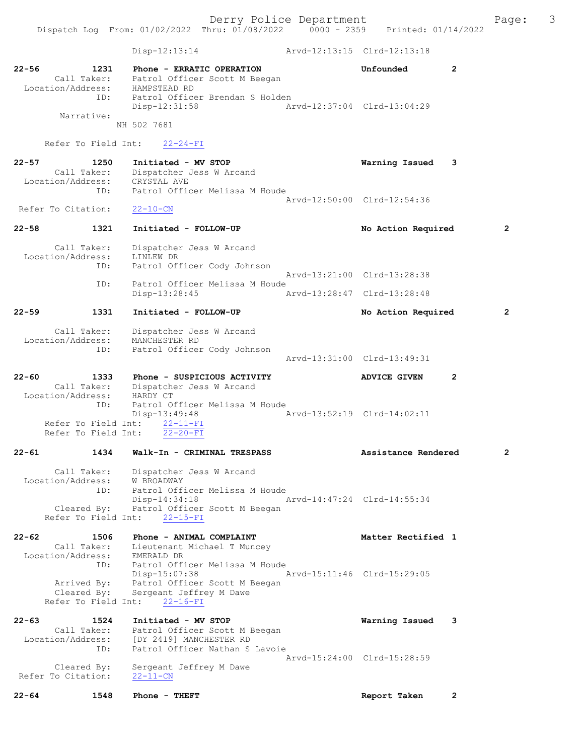Disp-12:13:14 Arvd-12:13:15 Clrd-12:13:18

**22-56** 1231 **Phone - ERRATIC OPERATION** **Unfounded** 2
Call Taker: Patrol Officer Scott M Beegan
Location/Address: HAMPSTEAD RD
ID: Patrol Officer Brendan S Holden
Disp-12:31:58 Arvd-12:37:04 Clrd-13:04:29
Narrative:
NH 502 7681

Refer To Field Int: 22-24-FI

**22-57** 1250 **Initiated - MV STOP** **Warning Issued** 3
Call Taker: Dispatcher Jess W Arcand
Location/Address: CRYSTAL AVE
ID: Patrol Officer Melissa M Houde
Arvd-12:50:00 Clrd-12:54:36
Refer To Citation: 22-10-CN

**22-58** 1321 **Initiated - FOLLOW-UP** **No Action Required** 2

Call Taker: Dispatcher Jess W Arcand
Location/Address: LINLEW DR
ID: Patrol Officer Cody Johnson
Arvd-13:21:00 Clrd-13:28:38
ID: Patrol Officer Melissa M Houde
Disp-13:28:45 Arvd-13:28:47 Clrd-13:28:48

**22-59** 1331 **Initiated - FOLLOW-UP** **No Action Required** 2

Call Taker: Dispatcher Jess W Arcand
Location/Address: MANCHESTER RD
ID: Patrol Officer Cody Johnson
Arvd-13:31:00 Clrd-13:49:31

**22-60** 1333 **Phone - SUSPICIOUS ACTIVITY** **ADVICE GIVEN** 2
Call Taker: Dispatcher Jess W Arcand
Location/Address: HARDY CT
ID: Patrol Officer Melissa M Houde
Disp-13:49:48 Arvd-13:52:19 Clrd-14:02:11
Refer To Field Int: 22-11-FI
Refer To Field Int: 22-20-FI

**22-61** 1434 **Walk-In - CRIMINAL TRESPASS** **Assistance Rendered** 2

Call Taker: Dispatcher Jess W Arcand
Location/Address: W BROADWAY
ID: Patrol Officer Melissa M Houde
Disp-14:34:18 Arvd-14:47:24 Clrd-14:55:34
Cleared By: Patrol Officer Scott M Beegan
Refer To Field Int: 22-15-FI

**22-62** 1506 **Phone - ANIMAL COMPLAINT** **Matter Rectified** 1
Call Taker: Lieutenant Michael T Muncey
Location/Address: EMERALD DR
ID: Patrol Officer Melissa M Houde
Disp-15:07:38 Arvd-15:11:46 Clrd-15:29:05
Arrived By: Patrol Officer Scott M Beegan
Cleared By: Sergeant Jeffrey M Dawe
Refer To Field Int: 22-16-FI

**22-63** 1524 **Initiated - MV STOP** **Warning Issued** 3
Call Taker: Patrol Officer Scott M Beegan
Location/Address: [DY 2419] MANCHESTER RD
ID: Patrol Officer Nathan S Lavoie
Arvd-15:24:00 Clrd-15:28:59
Cleared By: Sergeant Jeffrey M Dawe
Refer To Citation: 22-11-CN

**22-64** 1548 **Phone - THEFT** **Report Taken** 2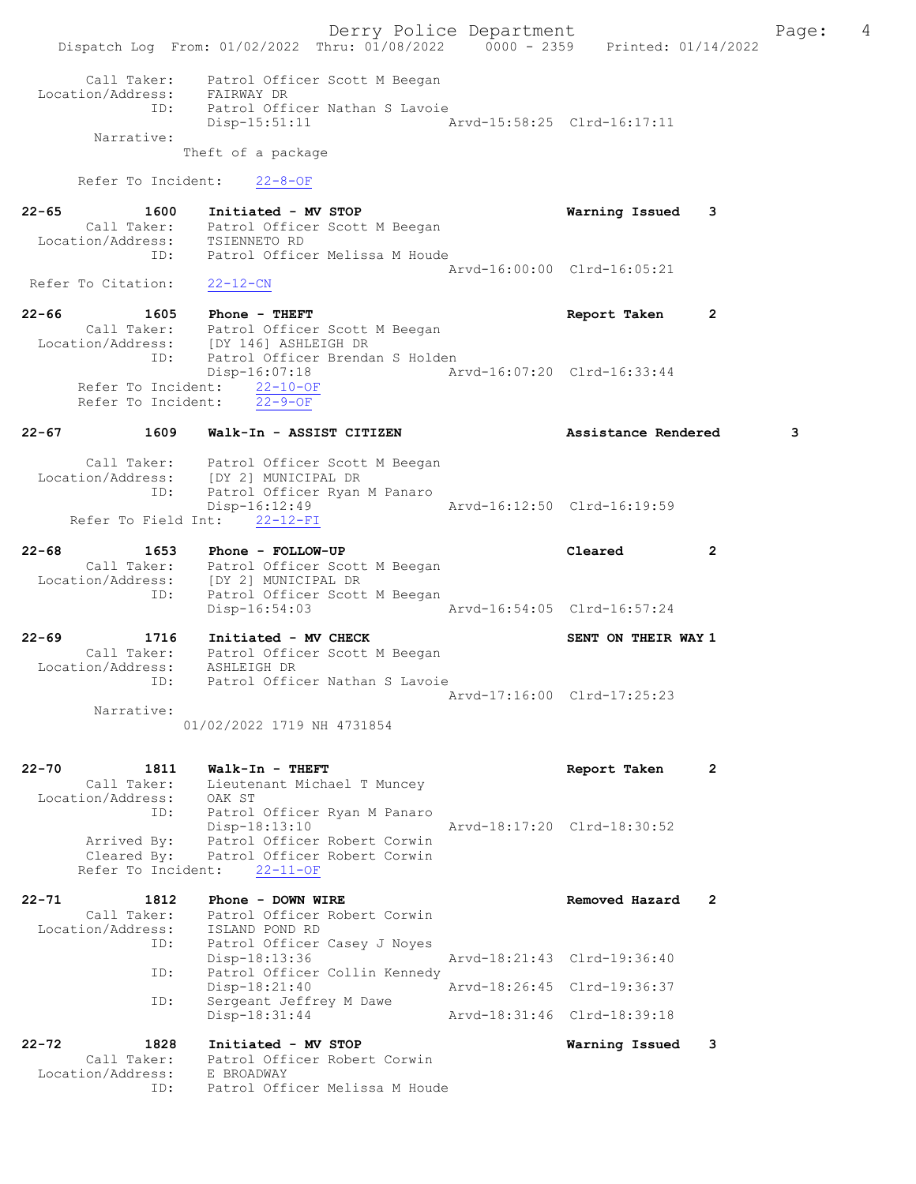Call Taker: Patrol Officer Scott M Beegan
Location/Address: FAIRWAY DR
ID: Patrol Officer Nathan S Lavoie
Disp-15:51:11 Arvd-15:58:25 Clrd-16:17:11
Narrative:
Theft of a package

Refer To Incident: 22-8-OF

**22-65 1600 Initiated - MV STOP** Warning Issued 3
Call Taker: Patrol Officer Scott M Beegan
Location/Address: TSIENNETO RD
ID: Patrol Officer Melissa M Houde
Arvd-16:00:00 Clrd-16:05:21
Refer To Citation: 22-12-CN

**22-66 1605 Phone - THEFT** Report Taken 2
Call Taker: Patrol Officer Scott M Beegan
Location/Address: [DY 146] ASHLEIGH DR
ID: Patrol Officer Brendan S Holden
Disp-16:07:18 Arvd-16:07:20 Clrd-16:33:44
Refer To Incident: 22-10-OF
Refer To Incident: 22-9-OF

**22-67 1609 Walk-In - ASSIST CITIZEN** Assistance Rendered 3
Call Taker: Patrol Officer Scott M Beegan
Location/Address: [DY 2] MUNICIPAL DR
ID: Patrol Officer Ryan M Panaro
Disp-16:12:49 Arvd-16:12:50 Clrd-16:19:59
Refer To Field Int: 22-12-FI

**22-68 1653 Phone - FOLLOW-UP** Cleared 2
Call Taker: Patrol Officer Scott M Beegan
Location/Address: [DY 2] MUNICIPAL DR
ID: Patrol Officer Scott M Beegan
Disp-16:54:03 Arvd-16:54:05 Clrd-16:57:24

**22-69 1716 Initiated - MV CHECK** SENT ON THEIR WAY 1
Call Taker: Patrol Officer Scott M Beegan
Location/Address: ASHLEIGH DR
ID: Patrol Officer Nathan S Lavoie
Arvd-17:16:00 Clrd-17:25:23
Narrative:
01/02/2022 1719 NH 4731854

**22-70 1811 Walk-In - THEFT** Report Taken 2
Call Taker: Lieutenant Michael T Muncey
Location/Address: OAK ST
ID: Patrol Officer Ryan M Panaro
Disp-18:13:10 Arvd-18:17:20 Clrd-18:30:52
Arrived By: Patrol Officer Robert Corwin
Cleared By: Patrol Officer Robert Corwin
Refer To Incident: 22-11-OF

**22-71 1812 Phone - DOWN WIRE** Removed Hazard 2
Call Taker: Patrol Officer Robert Corwin
Location/Address: ISLAND POND RD
ID: Patrol Officer Casey J Noyes
Disp-18:13:36 Arvd-18:21:43 Clrd-19:36:40
ID: Patrol Officer Collin Kennedy
Disp-18:21:40 Arvd-18:26:45 Clrd-19:36:37
ID: Sergeant Jeffrey M Dawe
Disp-18:31:44 Arvd-18:31:46 Clrd-18:39:18

**22-72 1828 Initiated - MV STOP** Warning Issued 3
Call Taker: Patrol Officer Robert Corwin
Location/Address: E BROADWAY
ID: Patrol Officer Melissa M Houde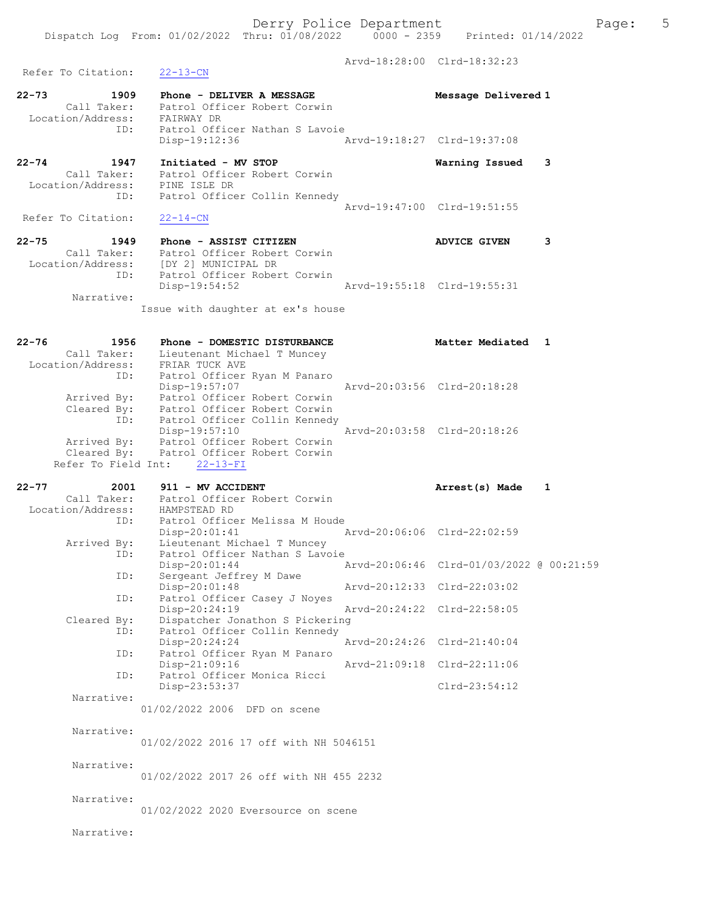Arvd-18:28:00 Clrd-18:32:23

Refer To Citation: 22-13-CN

**22-73** 1909 **Phone - DELIVER A MESSAGE** Message Delivered 1
Call Taker: Patrol Officer Robert Corwin
Location/Address: FAIRWAY DR
ID: Patrol Officer Nathan S Lavoie
Disp-19:12:36 Arvd-19:18:27 Clrd-19:37:08

**22-74** 1947 **Initiated - MV STOP** Warning Issued 3
Call Taker: Patrol Officer Robert Corwin
Location/Address: PINE ISLE DR
ID: Patrol Officer Collin Kennedy
Arvd-19:47:00 Clrd-19:51:55
Refer To Citation: 22-14-CN

**22-75** 1949 **Phone - ASSIST CITIZEN** ADVICE GIVEN 3
Call Taker: Patrol Officer Robert Corwin
Location/Address: [DY 2] MUNICIPAL DR
ID: Patrol Officer Robert Corwin
Disp-19:54:52 Arvd-19:55:18 Clrd-19:55:31
Narrative:
Issue with daughter at ex's house

**22-76** 1956 **Phone - DOMESTIC DISTURBANCE** Matter Mediated 1
Call Taker: Lieutenant Michael T Muncey
Location/Address: FRIAR TUCK AVE
ID: Patrol Officer Ryan M Panaro
Disp-19:57:07 Arvd-20:03:56 Clrd-20:18:28
Arrived By: Patrol Officer Robert Corwin
Cleared By: Patrol Officer Robert Corwin
ID: Patrol Officer Collin Kennedy
Disp-19:57:10 Arvd-20:03:58 Clrd-20:18:26
Arrived By: Patrol Officer Robert Corwin
Cleared By: Patrol Officer Robert Corwin
Refer To Field Int: 22-13-FI

**22-77** 2001 **911 - MV ACCIDENT** Arrest(s) Made 1
Call Taker: Patrol Officer Robert Corwin
Location/Address: HAMPSTEAD RD
ID: Patrol Officer Melissa M Houde
Disp-20:01:41 Arvd-20:06:06 Clrd-22:02:59
Arrived By: Lieutenant Michael T Muncey
ID: Patrol Officer Nathan S Lavoie
Disp-20:01:44 Arvd-20:06:46 Clrd-01/03/2022 @ 00:21:59
ID: Sergeant Jeffrey M Dawe
Disp-20:01:48 Arvd-20:12:33 Clrd-22:03:02
ID: Patrol Officer Casey J Noyes
Disp-20:24:19 Arvd-20:24:22 Clrd-22:58:05
Cleared By: Dispatcher Jonathon S Pickering
ID: Patrol Officer Collin Kennedy
Disp-20:24:24 Arvd-20:24:26 Clrd-21:40:04
ID: Patrol Officer Ryan M Panaro
Disp-21:09:16 Arvd-21:09:18 Clrd-22:11:06
ID: Patrol Officer Monica Ricci
Disp-23:53:37 Clrd-23:54:12
Narrative:
01/02/2022 2006 DFD on scene

Narrative:
01/02/2022 2016 17 off with NH 5046151

Narrative:
01/02/2022 2017 26 off with NH 455 2232

Narrative:
01/02/2022 2020 Eversource on scene

Narrative: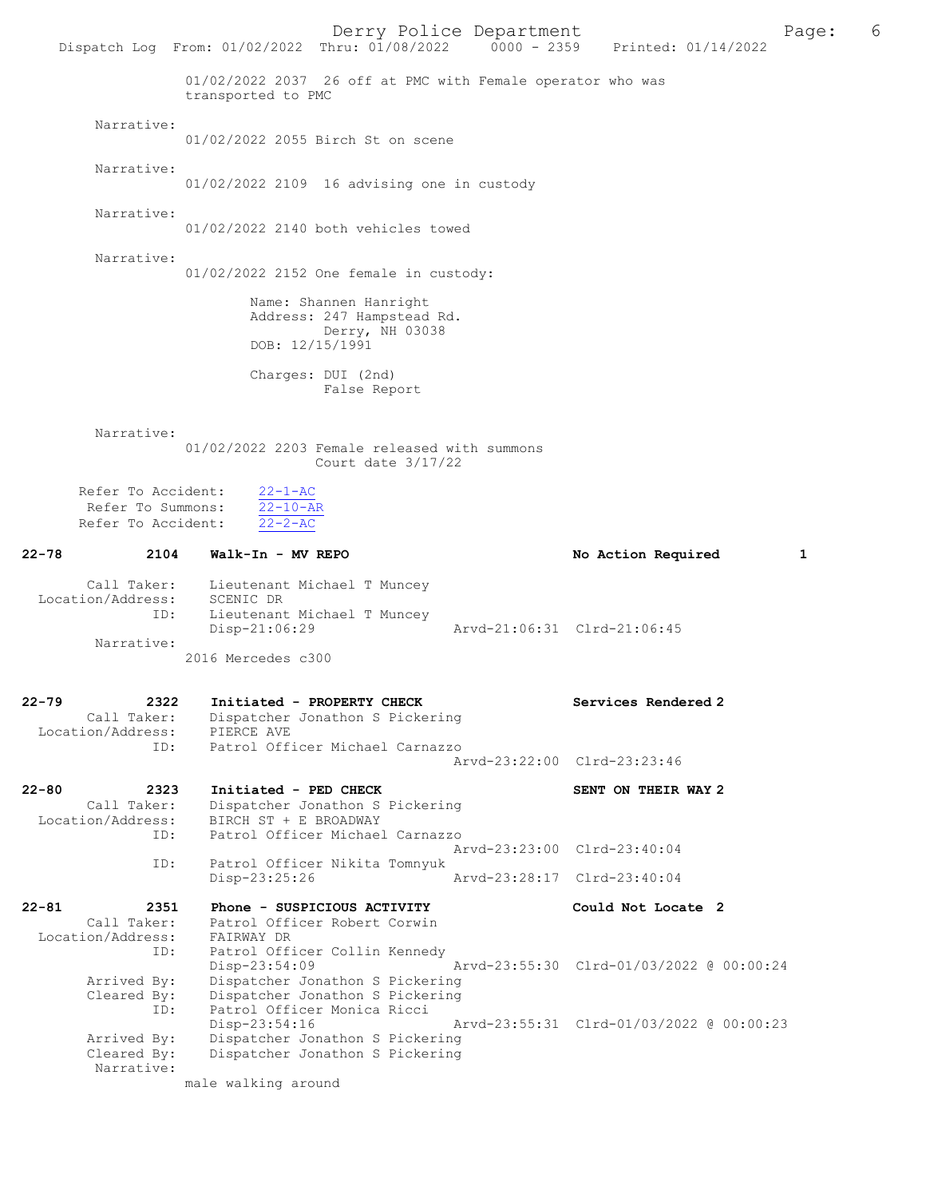01/02/2022 2037 26 off at PMC with Female operator who was transported to PMC

Narrative:
01/02/2022 2055 Birch St on scene

Narrative:
01/02/2022 2109 16 advising one in custody

Narrative:
01/02/2022 2140 both vehicles towed

Narrative:
01/02/2022 2152 One female in custody:

Name: Shannen Hanright
Address: 247 Hampstead Rd.
Derry, NH 03038
DOB: 12/15/1991

Charges: DUI (2nd)
False Report

Narrative:
01/02/2022 2203 Female released with summons
Court date 3/17/22

Refer To Accident: 22-1-AC
Refer To Summons: 22-10-AR
Refer To Accident: 22-2-AC

**22-78 2104 Walk-In - MV REPO — No Action Required 1**

Call Taker: Lieutenant Michael T Muncey
Location/Address: SCENIC DR
ID: Lieutenant Michael T Muncey
Disp-21:06:29 Arvd-21:06:31 Clrd-21:06:45
Narrative:
2016 Mercedes c300

**22-79 2322 Initiated - PROPERTY CHECK — Services Rendered 2**

Call Taker: Dispatcher Jonathon S Pickering
Location/Address: PIERCE AVE
ID: Patrol Officer Michael Carnazzo
Arvd-23:22:00 Clrd-23:23:46

**22-80 2323 Initiated - PED CHECK — SENT ON THEIR WAY 2**

Call Taker: Dispatcher Jonathon S Pickering
Location/Address: BIRCH ST + E BROADWAY
ID: Patrol Officer Michael Carnazzo
Arvd-23:23:00 Clrd-23:40:04
ID: Patrol Officer Nikita Tomnyuk
Disp-23:25:26 Arvd-23:28:17 Clrd-23:40:04

**22-81 2351 Phone - SUSPICIOUS ACTIVITY — Could Not Locate 2**

Call Taker: Patrol Officer Robert Corwin
Location/Address: FAIRWAY DR
ID: Patrol Officer Collin Kennedy
Disp-23:54:09 Arvd-23:55:30 Clrd-01/03/2022 @ 00:00:24
Arrived By: Dispatcher Jonathon S Pickering
Cleared By: Dispatcher Jonathon S Pickering
ID: Patrol Officer Monica Ricci
Disp-23:54:16 Arvd-23:55:31 Clrd-01/03/2022 @ 00:00:23
Arrived By: Dispatcher Jonathon S Pickering
Cleared By: Dispatcher Jonathon S Pickering
Narrative:
male walking around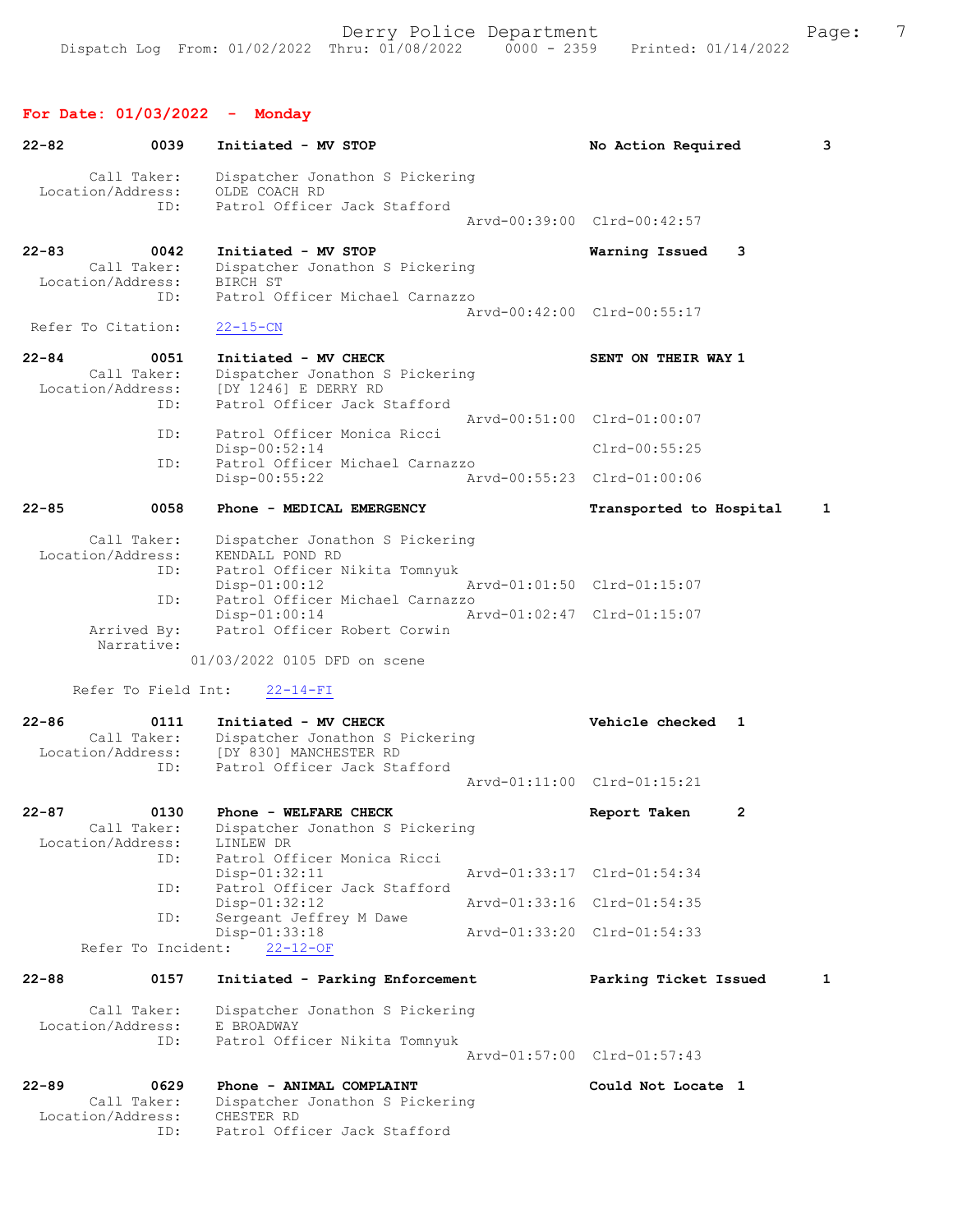## For Date: 01/03/2022 - Monday

**22-82** 0039 Initiated - MV STOP — No Action Required 3

Call Taker: Dispatcher Jonathon S Pickering
Location/Address: OLDE COACH RD
ID: Patrol Officer Jack Stafford
Arvd-00:39:00 Clrd-00:42:57

**22-83** 0042 Initiated - MV STOP — Warning Issued 3

Call Taker: Dispatcher Jonathon S Pickering
Location/Address: BIRCH ST
ID: Patrol Officer Michael Carnazzo
Arvd-00:42:00 Clrd-00:55:17
Refer To Citation: 22-15-CN

**22-84** 0051 Initiated - MV CHECK — SENT ON THEIR WAY 1

Call Taker: Dispatcher Jonathon S Pickering
Location/Address: [DY 1246] E DERRY RD
ID: Patrol Officer Jack Stafford
Arvd-00:51:00 Clrd-01:00:07
ID: Patrol Officer Monica Ricci
Disp-00:52:14 Clrd-00:55:25
ID: Patrol Officer Michael Carnazzo
Disp-00:55:22 Arvd-00:55:23 Clrd-01:00:06

**22-85** 0058 Phone - MEDICAL EMERGENCY — Transported to Hospital 1

Call Taker: Dispatcher Jonathon S Pickering
Location/Address: KENDALL POND RD
ID: Patrol Officer Nikita Tomnyuk
Disp-01:00:12 Arvd-01:01:50 Clrd-01:15:07
ID: Patrol Officer Michael Carnazzo
Disp-01:00:14 Arvd-01:02:47 Clrd-01:15:07
Arrived By: Patrol Officer Robert Corwin
Narrative:
01/03/2022 0105 DFD on scene

Refer To Field Int: 22-14-FI

**22-86** 0111 Initiated - MV CHECK — Vehicle checked 1

Call Taker: Dispatcher Jonathon S Pickering
Location/Address: [DY 830] MANCHESTER RD
ID: Patrol Officer Jack Stafford
Arvd-01:11:00 Clrd-01:15:21

**22-87** 0130 Phone - WELFARE CHECK — Report Taken 2

Call Taker: Dispatcher Jonathon S Pickering
Location/Address: LINLEW DR
ID: Patrol Officer Monica Ricci
Disp-01:32:11 Arvd-01:33:17 Clrd-01:54:34
ID: Patrol Officer Jack Stafford
Disp-01:32:12 Arvd-01:33:16 Clrd-01:54:35
ID: Sergeant Jeffrey M Dawe
Disp-01:33:18 Arvd-01:33:20 Clrd-01:54:33
Refer To Incident: 22-12-OF

**22-88** 0157 Initiated - Parking Enforcement — Parking Ticket Issued 1

Call Taker: Dispatcher Jonathon S Pickering
Location/Address: E BROADWAY
ID: Patrol Officer Nikita Tomnyuk
Arvd-01:57:00 Clrd-01:57:43

**22-89** 0629 Phone - ANIMAL COMPLAINT — Could Not Locate 1

Call Taker: Dispatcher Jonathon S Pickering
Location/Address: CHESTER RD
ID: Patrol Officer Jack Stafford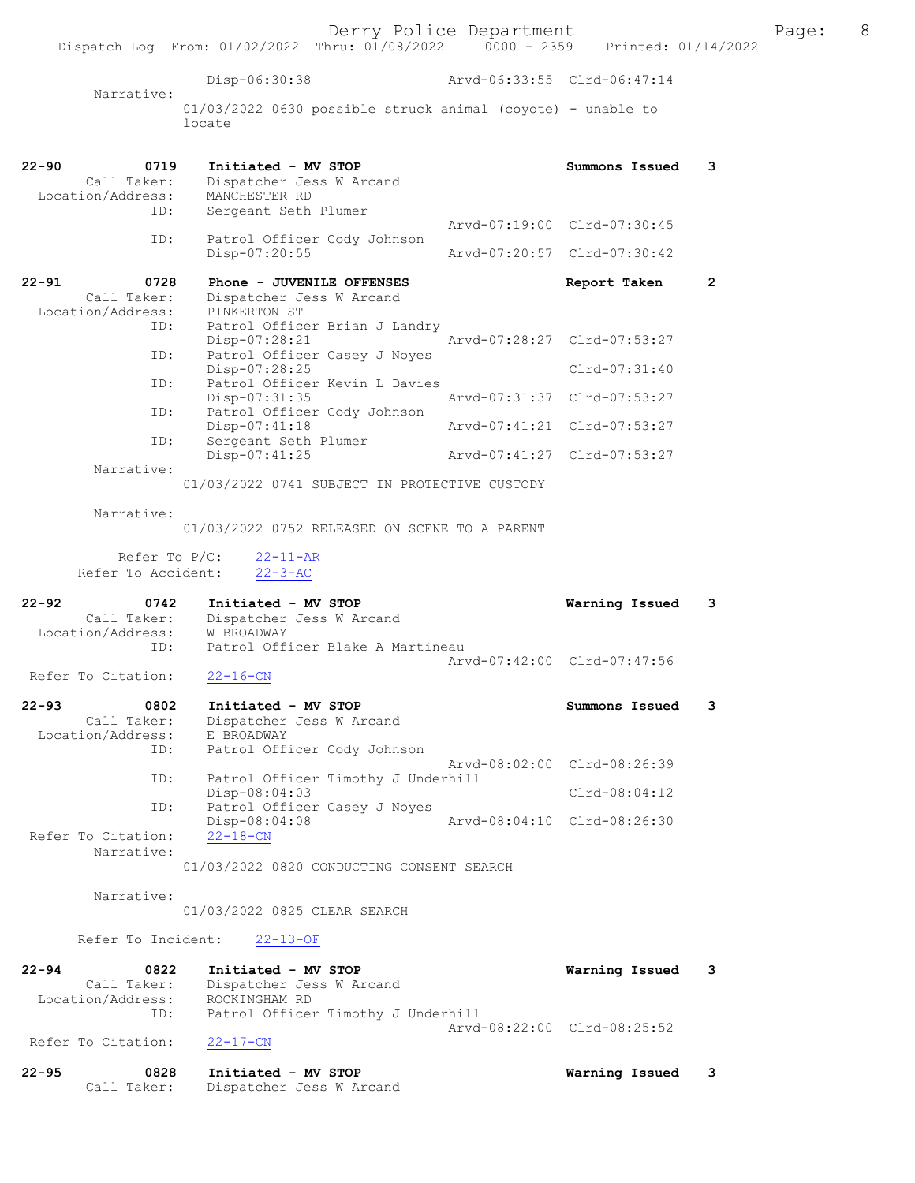Disp-06:30:38 Arvd-06:33:55 Clrd-06:47:14

Narrative:

01/03/2022 0630 possible struck animal (coyote) - unable to locate

**22-90** 0719 **Initiated - MV STOP** **Summons Issued** 3

Call Taker: Dispatcher Jess W Arcand
Location/Address: MANCHESTER RD
ID: Sergeant Seth Plumer
Arvd-07:19:00 Clrd-07:30:45
ID: Patrol Officer Cody Johnson
Disp-07:20:55 Arvd-07:20:57 Clrd-07:30:42

**22-91** 0728 **Phone - JUVENILE OFFENSES** **Report Taken** 2

Call Taker: Dispatcher Jess W Arcand
Location/Address: PINKERTON ST
ID: Patrol Officer Brian J Landry
Disp-07:28:21 Arvd-07:28:27 Clrd-07:53:27
ID: Patrol Officer Casey J Noyes
Disp-07:28:25 Clrd-07:31:40
ID: Patrol Officer Kevin L Davies
Disp-07:31:35 Arvd-07:31:37 Clrd-07:53:27
ID: Patrol Officer Cody Johnson
Disp-07:41:18 Arvd-07:41:21 Clrd-07:53:27
ID: Sergeant Seth Plumer
Disp-07:41:25 Arvd-07:41:27 Clrd-07:53:27

Narrative:

01/03/2022 0741 SUBJECT IN PROTECTIVE CUSTODY

Narrative:

01/03/2022 0752 RELEASED ON SCENE TO A PARENT

Refer To P/C: 22-11-AR
Refer To Accident: 22-3-AC

**22-92** 0742 **Initiated - MV STOP** **Warning Issued** 3

Call Taker: Dispatcher Jess W Arcand
Location/Address: W BROADWAY
ID: Patrol Officer Blake A Martineau
Arvd-07:42:00 Clrd-07:47:56
Refer To Citation: 22-16-CN

**22-93** 0802 **Initiated - MV STOP** **Summons Issued** 3

Call Taker: Dispatcher Jess W Arcand
Location/Address: E BROADWAY
ID: Patrol Officer Cody Johnson
Arvd-08:02:00 Clrd-08:26:39
ID: Patrol Officer Timothy J Underhill
Disp-08:04:03 Clrd-08:04:12
ID: Patrol Officer Casey J Noyes
Disp-08:04:08 Arvd-08:04:10 Clrd-08:26:30
Refer To Citation: 22-18-CN

Narrative:

01/03/2022 0820 CONDUCTING CONSENT SEARCH

Narrative:

01/03/2022 0825 CLEAR SEARCH

Refer To Incident: 22-13-OF

**22-94** 0822 **Initiated - MV STOP** **Warning Issued** 3

Call Taker: Dispatcher Jess W Arcand
Location/Address: ROCKINGHAM RD
ID: Patrol Officer Timothy J Underhill
Arvd-08:22:00 Clrd-08:25:52
Refer To Citation: 22-17-CN

**22-95** 0828 **Initiated - MV STOP** **Warning Issued** 3

Call Taker: Dispatcher Jess W Arcand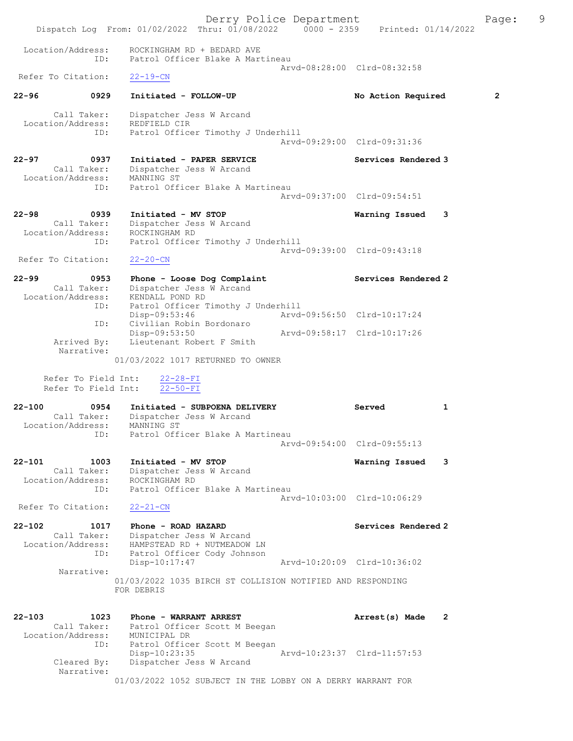Location/Address: ROCKINGHAM RD + BEDARD AVE
ID: Patrol Officer Blake A Martineau
Arvd-08:28:00 Clrd-08:32:58
Refer To Citation: 22-19-CN

**22-96 0929 Initiated - FOLLOW-UP — No Action Required 2**

Call Taker: Dispatcher Jess W Arcand
Location/Address: REDFIELD CIR
ID: Patrol Officer Timothy J Underhill
Arvd-09:29:00 Clrd-09:31:36

**22-97 0937 Initiated - PAPER SERVICE — Services Rendered 3**

Call Taker: Dispatcher Jess W Arcand
Location/Address: MANNING ST
ID: Patrol Officer Blake A Martineau
Arvd-09:37:00 Clrd-09:54:51

**22-98 0939 Initiated - MV STOP — Warning Issued 3**

Call Taker: Dispatcher Jess W Arcand
Location/Address: ROCKINGHAM RD
ID: Patrol Officer Timothy J Underhill
Arvd-09:39:00 Clrd-09:43:18
Refer To Citation: 22-20-CN

**22-99 0953 Phone - Loose Dog Complaint — Services Rendered 2**

Call Taker: Dispatcher Jess W Arcand
Location/Address: KENDALL POND RD
ID: Patrol Officer Timothy J Underhill
Disp-09:53:46 Arvd-09:56:50 Clrd-10:17:24
ID: Civilian Robin Bordonaro
Disp-09:53:50 Arvd-09:58:17 Clrd-10:17:26
Arrived By: Lieutenant Robert F Smith
Narrative:
01/03/2022 1017 RETURNED TO OWNER

Refer To Field Int: 22-28-FI
Refer To Field Int: 22-50-FI

**22-100 0954 Initiated - SUBPOENA DELIVERY — Served 1**

Call Taker: Dispatcher Jess W Arcand
Location/Address: MANNING ST
ID: Patrol Officer Blake A Martineau
Arvd-09:54:00 Clrd-09:55:13

**22-101 1003 Initiated - MV STOP — Warning Issued 3**

Call Taker: Dispatcher Jess W Arcand
Location/Address: ROCKINGHAM RD
ID: Patrol Officer Blake A Martineau
Arvd-10:03:00 Clrd-10:06:29
Refer To Citation: 22-21-CN

**22-102 1017 Phone - ROAD HAZARD — Services Rendered 2**

Call Taker: Dispatcher Jess W Arcand
Location/Address: HAMPSTEAD RD + NUTMEADOW LN
ID: Patrol Officer Cody Johnson
Disp-10:17:47 Arvd-10:20:09 Clrd-10:36:02
Narrative:
01/03/2022 1035 BIRCH ST COLLISION NOTIFIED AND RESPONDING FOR DEBRIS

**22-103 1023 Phone - WARRANT ARREST — Arrest(s) Made 2**

Call Taker: Patrol Officer Scott M Beegan
Location/Address: MUNICIPAL DR
ID: Patrol Officer Scott M Beegan
Disp-10:23:35 Arvd-10:23:37 Clrd-11:57:53
Cleared By: Dispatcher Jess W Arcand
Narrative:
01/03/2022 1052 SUBJECT IN THE LOBBY ON A DERRY WARRANT FOR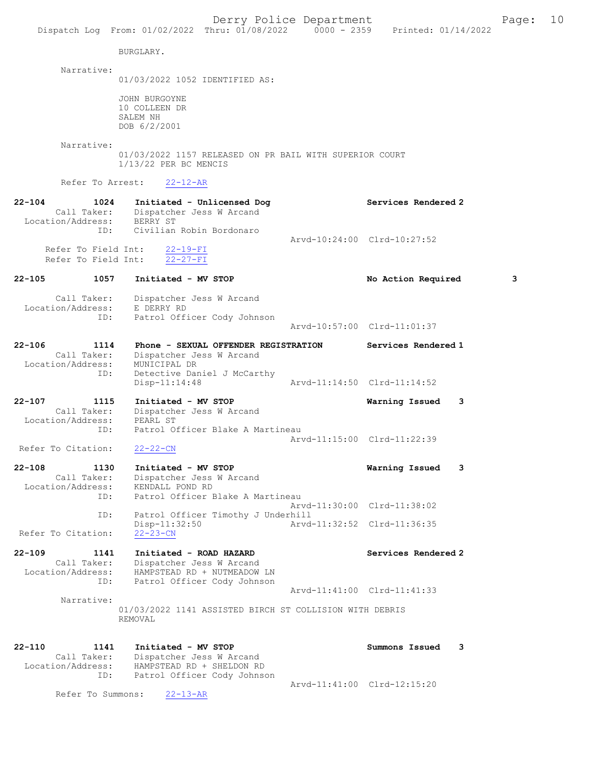BURGLARY.

Narrative:
01/03/2022 1052 IDENTIFIED AS:

JOHN BURGOYNE
10 COLLEEN DR
SALEM NH
DOB 6/2/2001

Narrative:
01/03/2022 1157 RELEASED ON PR BAIL WITH SUPERIOR COURT
1/13/22 PER BC MENCIS

Refer To Arrest: 22-12-AR

**22-104 1024 Initiated - Unlicensed Dog — Services Rendered 2**
Call Taker: Dispatcher Jess W Arcand
Location/Address: BERRY ST
ID: Civilian Robin Bordonaro
Arvd-10:24:00 Clrd-10:27:52
Refer To Field Int: 22-19-FI
Refer To Field Int: 22-27-FI

**22-105 1057 Initiated - MV STOP — No Action Required 3**
Call Taker: Dispatcher Jess W Arcand
Location/Address: E DERRY RD
ID: Patrol Officer Cody Johnson
Arvd-10:57:00 Clrd-11:01:37

**22-106 1114 Phone - SEXUAL OFFENDER REGISTRATION — Services Rendered 1**
Call Taker: Dispatcher Jess W Arcand
Location/Address: MUNICIPAL DR
ID: Detective Daniel J McCarthy
Disp-11:14:48 Arvd-11:14:50 Clrd-11:14:52

**22-107 1115 Initiated - MV STOP — Warning Issued 3**
Call Taker: Dispatcher Jess W Arcand
Location/Address: PEARL ST
ID: Patrol Officer Blake A Martineau
Arvd-11:15:00 Clrd-11:22:39
Refer To Citation: 22-22-CN

**22-108 1130 Initiated - MV STOP — Warning Issued 3**
Call Taker: Dispatcher Jess W Arcand
Location/Address: KENDALL POND RD
ID: Patrol Officer Blake A Martineau
Arvd-11:30:00 Clrd-11:38:02
ID: Patrol Officer Timothy J Underhill
Disp-11:32:50 Arvd-11:32:52 Clrd-11:36:35
Refer To Citation: 22-23-CN

**22-109 1141 Initiated - ROAD HAZARD — Services Rendered 2**
Call Taker: Dispatcher Jess W Arcand
Location/Address: HAMPSTEAD RD + NUTMEADOW LN
ID: Patrol Officer Cody Johnson
Arvd-11:41:00 Clrd-11:41:33

Narrative:
01/03/2022 1141 ASSISTED BIRCH ST COLLISION WITH DEBRIS
REMOVAL

**22-110 1141 Initiated - MV STOP — Summons Issued 3**
Call Taker: Dispatcher Jess W Arcand
Location/Address: HAMPSTEAD RD + SHELDON RD
ID: Patrol Officer Cody Johnson
Arvd-11:41:00 Clrd-12:15:20
Refer To Summons: 22-13-AR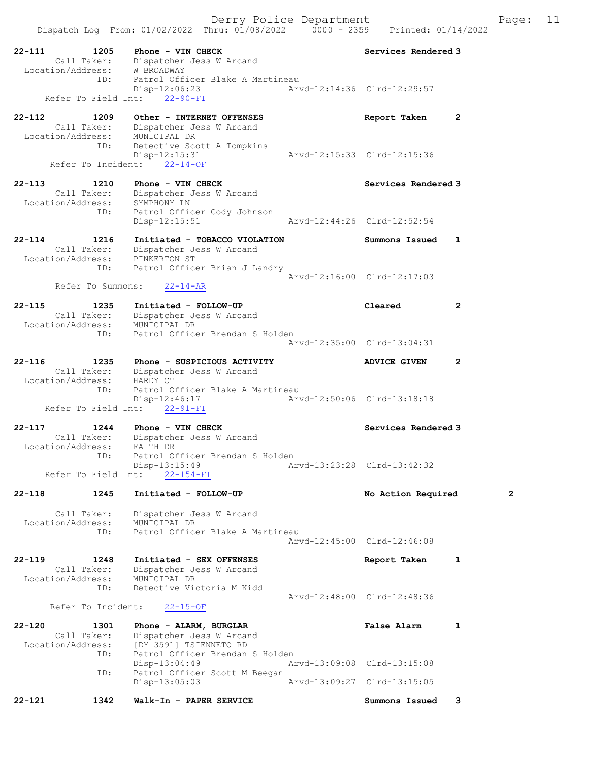Derry Police Department
Dispatch Log From: 01/02/2022 Thru: 01/08/2022 0000 - 2359 Printed: 01/14/2022

```
22-111        1205    Phone - VIN CHECK                          Services Rendered 3
      Call Taker:     Dispatcher Jess W Arcand
  Location/Address:   W BROADWAY
              ID:     Patrol Officer Blake A Martineau
                      Disp-12:06:23               Arvd-12:14:36  Clrd-12:29:57
     Refer To Field Int:    22-90-FI

22-112        1209    Other - INTERNET OFFENSES                  Report Taken      2
      Call Taker:     Dispatcher Jess W Arcand
  Location/Address:   MUNICIPAL DR
              ID:     Detective Scott A Tompkins
                      Disp-12:15:31               Arvd-12:15:33  Clrd-12:15:36
      Refer To Incident:    22-14-OF

22-113        1210    Phone - VIN CHECK                          Services Rendered 3
      Call Taker:     Dispatcher Jess W Arcand
  Location/Address:   SYMPHONY LN
              ID:     Patrol Officer Cody Johnson
                      Disp-12:15:51               Arvd-12:44:26  Clrd-12:52:54

22-114        1216    Initiated - TOBACCO VIOLATION              Summons Issued    1
      Call Taker:     Dispatcher Jess W Arcand
  Location/Address:   PINKERTON ST
              ID:     Patrol Officer Brian J Landry
                                                  Arvd-12:16:00  Clrd-12:17:03
       Refer To Summons:    22-14-AR

22-115        1235    Initiated - FOLLOW-UP                      Cleared           2
      Call Taker:     Dispatcher Jess W Arcand
  Location/Address:   MUNICIPAL DR
              ID:     Patrol Officer Brendan S Holden
                                                  Arvd-12:35:00  Clrd-13:04:31

22-116        1235    Phone - SUSPICIOUS ACTIVITY                ADVICE GIVEN      2
      Call Taker:     Dispatcher Jess W Arcand
  Location/Address:   HARDY CT
              ID:     Patrol Officer Blake A Martineau
                      Disp-12:46:17               Arvd-12:50:06  Clrd-13:18:18
     Refer To Field Int:    22-91-FI

22-117        1244    Phone - VIN CHECK                          Services Rendered 3
      Call Taker:     Dispatcher Jess W Arcand
  Location/Address:   FAITH DR
              ID:     Patrol Officer Brendan S Holden
                      Disp-13:15:49               Arvd-13:23:28  Clrd-13:42:32
     Refer To Field Int:    22-154-FI

22-118        1245    Initiated - FOLLOW-UP                      No Action Required          2

      Call Taker:     Dispatcher Jess W Arcand
  Location/Address:   MUNICIPAL DR
              ID:     Patrol Officer Blake A Martineau
                                                  Arvd-12:45:00  Clrd-12:46:08

22-119        1248    Initiated - SEX OFFENSES                   Report Taken      1
      Call Taker:     Dispatcher Jess W Arcand
  Location/Address:   MUNICIPAL DR
              ID:     Detective Victoria M Kidd
                                                  Arvd-12:48:00  Clrd-12:48:36
      Refer To Incident:    22-15-OF

22-120        1301    Phone - ALARM, BURGLAR                     False Alarm       1
      Call Taker:     Dispatcher Jess W Arcand
  Location/Address:   [DY 3591] TSIENNETO RD
              ID:     Patrol Officer Brendan S Holden
                      Disp-13:04:49               Arvd-13:09:08  Clrd-13:15:08
              ID:     Patrol Officer Scott M Beegan
                      Disp-13:05:03               Arvd-13:09:27  Clrd-13:15:05

22-121        1342    Walk-In - PAPER SERVICE                    Summons Issued    3
```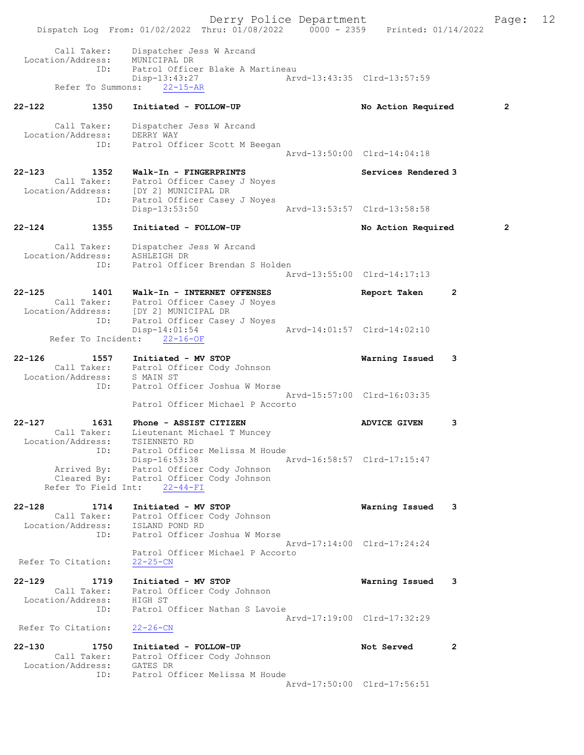Call Taker: Dispatcher Jess W Arcand
Location/Address: MUNICIPAL DR
ID: Patrol Officer Blake A Martineau
Disp-13:43:27 Arvd-13:43:35 Clrd-13:57:59
Refer To Summons: 22-15-AR

22-122 1350 Initiated - FOLLOW-UP No Action Required 2

Call Taker: Dispatcher Jess W Arcand
Location/Address: DERRY WAY
ID: Patrol Officer Scott M Beegan
Arvd-13:50:00 Clrd-14:04:18

22-123 1352 Walk-In - FINGERPRINTS Services Rendered 3
Call Taker: Patrol Officer Casey J Noyes
Location/Address: [DY 2] MUNICIPAL DR
ID: Patrol Officer Casey J Noyes
Disp-13:53:50 Arvd-13:53:57 Clrd-13:58:58

22-124 1355 Initiated - FOLLOW-UP No Action Required 2

Call Taker: Dispatcher Jess W Arcand
Location/Address: ASHLEIGH DR
ID: Patrol Officer Brendan S Holden
Arvd-13:55:00 Clrd-14:17:13

22-125 1401 Walk-In - INTERNET OFFENSES Report Taken 2
Call Taker: Patrol Officer Casey J Noyes
Location/Address: [DY 2] MUNICIPAL DR
ID: Patrol Officer Casey J Noyes
Disp-14:01:54 Arvd-14:01:57 Clrd-14:02:10
Refer To Incident: 22-16-OF

22-126 1557 Initiated - MV STOP Warning Issued 3
Call Taker: Patrol Officer Cody Johnson
Location/Address: S MAIN ST
ID: Patrol Officer Joshua W Morse
Arvd-15:57:00 Clrd-16:03:35
Patrol Officer Michael P Accorto

22-127 1631 Phone - ASSIST CITIZEN ADVICE GIVEN 3
Call Taker: Lieutenant Michael T Muncey
Location/Address: TSIENNETO RD
ID: Patrol Officer Melissa M Houde
Disp-16:53:38 Arvd-16:58:57 Clrd-17:15:47
Arrived By: Patrol Officer Cody Johnson
Cleared By: Patrol Officer Cody Johnson
Refer To Field Int: 22-44-FI

22-128 1714 Initiated - MV STOP Warning Issued 3
Call Taker: Patrol Officer Cody Johnson
Location/Address: ISLAND POND RD
ID: Patrol Officer Joshua W Morse
Arvd-17:14:00 Clrd-17:24:24
Patrol Officer Michael P Accorto
Refer To Citation: 22-25-CN

22-129 1719 Initiated - MV STOP Warning Issued 3
Call Taker: Patrol Officer Cody Johnson
Location/Address: HIGH ST
ID: Patrol Officer Nathan S Lavoie
Arvd-17:19:00 Clrd-17:32:29
Refer To Citation: 22-26-CN

22-130 1750 Initiated - FOLLOW-UP Not Served 2
Call Taker: Patrol Officer Cody Johnson
Location/Address: GATES DR
ID: Patrol Officer Melissa M Houde
Arvd-17:50:00 Clrd-17:56:51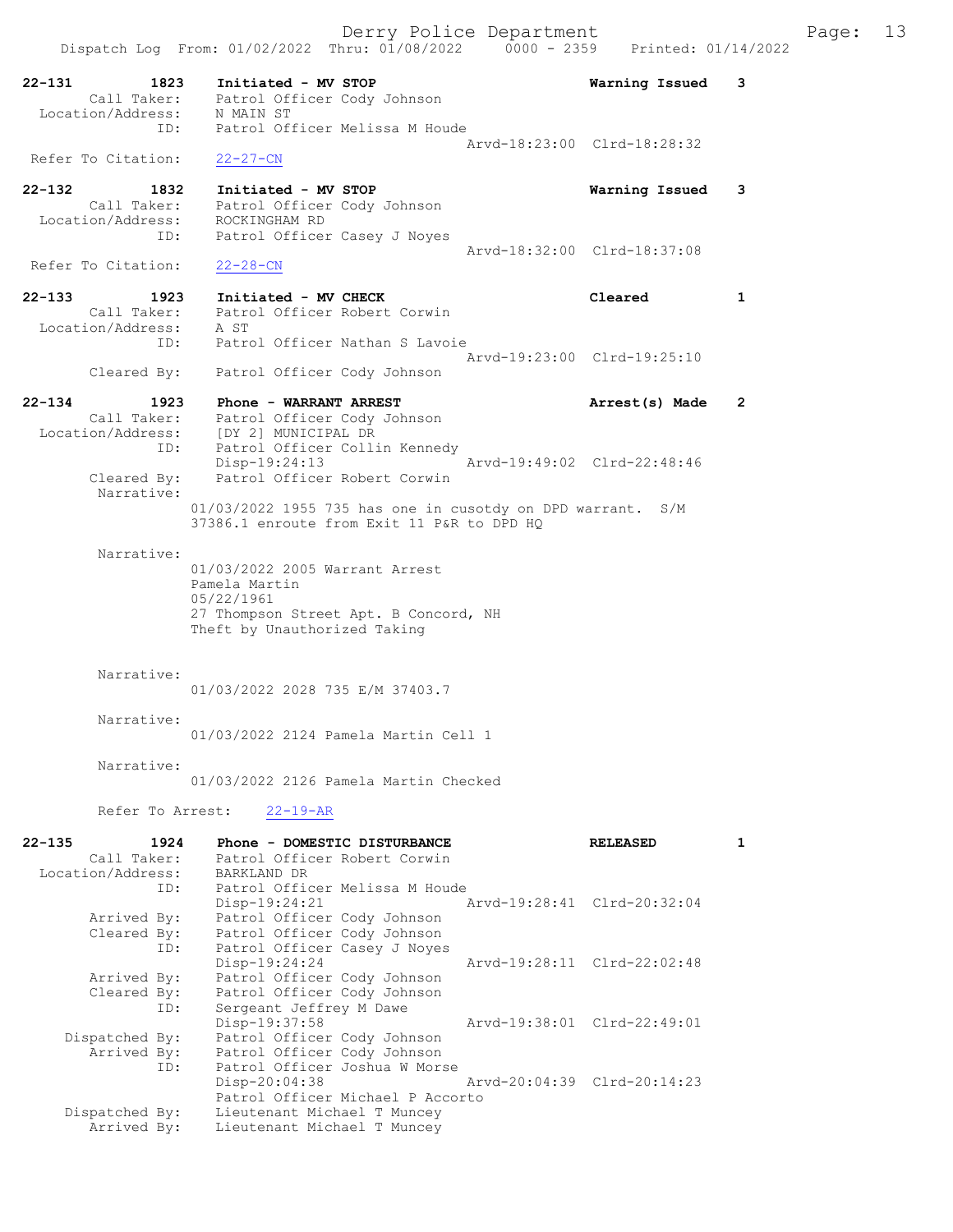**22-131 1823 Initiated - MV STOP** — Warning Issued 3

Call Taker: Patrol Officer Cody Johnson
Location/Address: N MAIN ST
ID: Patrol Officer Melissa M Houde
Arvd-18:23:00 Clrd-18:28:32
Refer To Citation: 22-27-CN

**22-132 1832 Initiated - MV STOP** — Warning Issued 3

Call Taker: Patrol Officer Cody Johnson
Location/Address: ROCKINGHAM RD
ID: Patrol Officer Casey J Noyes
Arvd-18:32:00 Clrd-18:37:08
Refer To Citation: 22-28-CN

**22-133 1923 Initiated - MV CHECK** — Cleared 1

Call Taker: Patrol Officer Robert Corwin
Location/Address: A ST
ID: Patrol Officer Nathan S Lavoie
Arvd-19:23:00 Clrd-19:25:10
Cleared By: Patrol Officer Cody Johnson

**22-134 1923 Phone - WARRANT ARREST** — Arrest(s) Made 2

Call Taker: Patrol Officer Cody Johnson
Location/Address: [DY 2] MUNICIPAL DR
ID: Patrol Officer Collin Kennedy
Disp-19:24:13 Arvd-19:49:02 Clrd-22:48:46
Cleared By: Patrol Officer Robert Corwin

Narrative:
01/03/2022 1955 735 has one in cusotdy on DPD warrant. S/M 37386.1 enroute from Exit 11 P&R to DPD HQ

Narrative:
01/03/2022 2005 Warrant Arrest
Pamela Martin
05/22/1961
27 Thompson Street Apt. B Concord, NH
Theft by Unauthorized Taking

Narrative:
01/03/2022 2028 735 E/M 37403.7

Narrative:
01/03/2022 2124 Pamela Martin Cell 1

Narrative:
01/03/2022 2126 Pamela Martin Checked

Refer To Arrest: 22-19-AR

**22-135 1924 Phone - DOMESTIC DISTURBANCE** — RELEASED 1

Call Taker: Patrol Officer Robert Corwin
Location/Address: BARKLAND DR
ID: Patrol Officer Melissa M Houde
Disp-19:24:21 Arvd-19:28:41 Clrd-20:32:04
Arrived By: Patrol Officer Cody Johnson
Cleared By: Patrol Officer Cody Johnson
ID: Patrol Officer Casey J Noyes
Disp-19:24:24 Arvd-19:28:11 Clrd-22:02:48
Arrived By: Patrol Officer Cody Johnson
Cleared By: Patrol Officer Cody Johnson
ID: Sergeant Jeffrey M Dawe
Disp-19:37:58 Arvd-19:38:01 Clrd-22:49:01
Dispatched By: Patrol Officer Cody Johnson
Arrived By: Patrol Officer Cody Johnson
ID: Patrol Officer Joshua W Morse
Disp-20:04:38 Arvd-20:04:39 Clrd-20:14:23
Patrol Officer Michael P Accorto
Dispatched By: Lieutenant Michael T Muncey
Arrived By: Lieutenant Michael T Muncey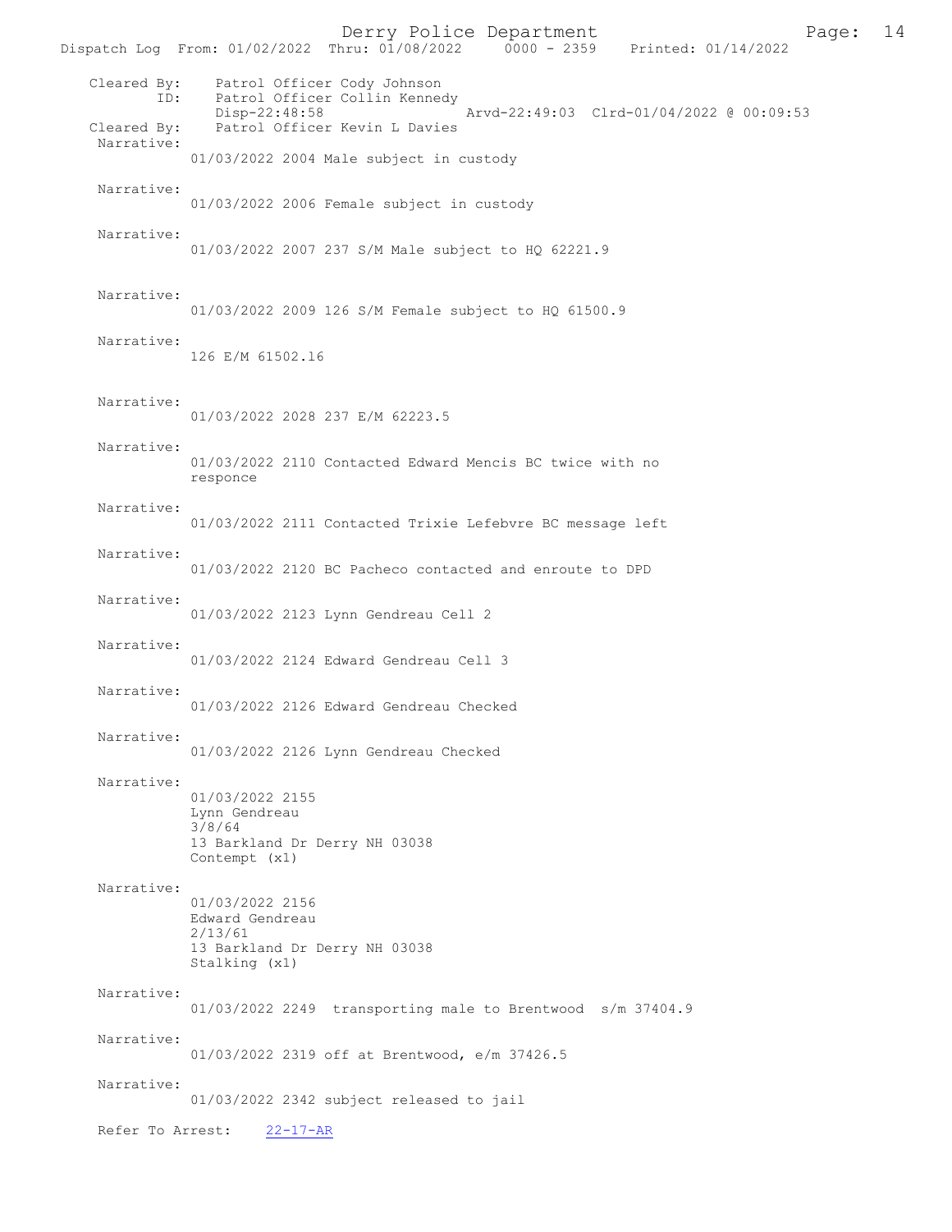Cleared By: Patrol Officer Cody Johnson
ID: Patrol Officer Collin Kennedy
Disp-22:48:58 Arvd-22:49:03 Clrd-01/04/2022 @ 00:09:53
Cleared By: Patrol Officer Kevin L Davies

Narrative:
01/03/2022 2004 Male subject in custody

Narrative:
01/03/2022 2006 Female subject in custody

Narrative:
01/03/2022 2007 237 S/M Male subject to HQ 62221.9

Narrative:
01/03/2022 2009 126 S/M Female subject to HQ 61500.9

Narrative:
126 E/M 61502.16

Narrative:
01/03/2022 2028 237 E/M 62223.5

Narrative:
01/03/2022 2110 Contacted Edward Mencis BC twice with no responce

Narrative:
01/03/2022 2111 Contacted Trixie Lefebvre BC message left

Narrative:
01/03/2022 2120 BC Pacheco contacted and enroute to DPD

Narrative:
01/03/2022 2123 Lynn Gendreau Cell 2

Narrative:
01/03/2022 2124 Edward Gendreau Cell 3

Narrative:
01/03/2022 2126 Edward Gendreau Checked

Narrative:
01/03/2022 2126 Lynn Gendreau Checked

Narrative:
01/03/2022 2155
Lynn Gendreau
3/8/64
13 Barkland Dr Derry NH 03038
Contempt (x1)

Narrative:
01/03/2022 2156
Edward Gendreau
2/13/61
13 Barkland Dr Derry NH 03038
Stalking (x1)

Narrative:
01/03/2022 2249 transporting male to Brentwood s/m 37404.9

Narrative:
01/03/2022 2319 off at Brentwood, e/m 37426.5

Narrative:
01/03/2022 2342 subject released to jail

Refer To Arrest: 22-17-AR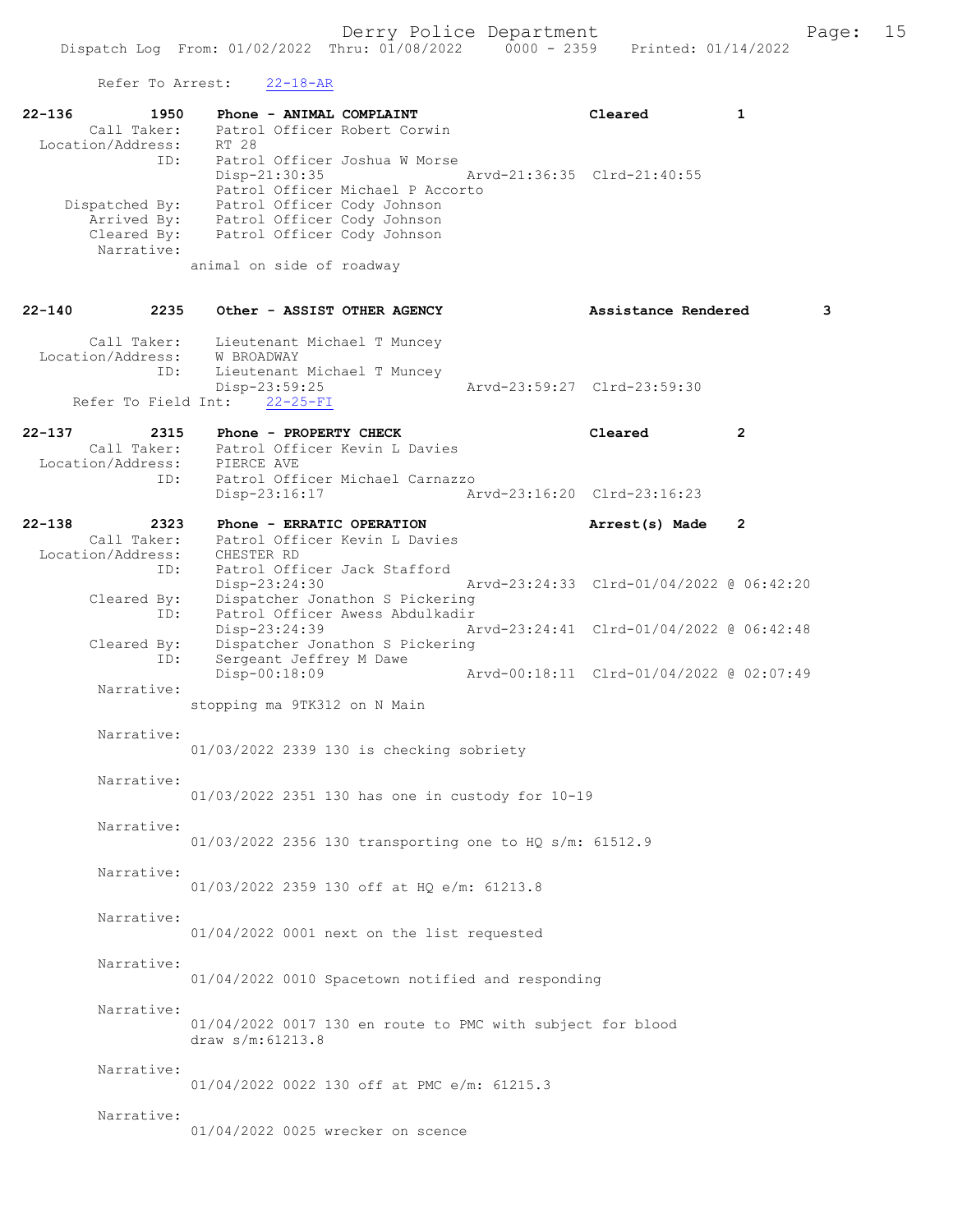Refer To Arrest: 22-18-AR

```
22-136        1950    Phone - ANIMAL COMPLAINT                    Cleared         1
       Call Taker:    Patrol Officer Robert Corwin
  Location/Address:   RT 28
               ID:    Patrol Officer Joshua W Morse
                      Disp-21:30:35              Arvd-21:36:35  Clrd-21:40:55
                      Patrol Officer Michael P Accorto
    Dispatched By:    Patrol Officer Cody Johnson
       Arrived By:    Patrol Officer Cody Johnson
       Cleared By:    Patrol Officer Cody Johnson
        Narrative:
                      animal on side of roadway

22-140        2235    Other - ASSIST OTHER AGENCY                 Assistance Rendered         3

       Call Taker:    Lieutenant Michael T Muncey
  Location/Address:   W BROADWAY
               ID:    Lieutenant Michael T Muncey
                      Disp-23:59:25              Arvd-23:59:27  Clrd-23:59:30
   Refer To Field Int:    22-25-FI

22-137        2315    Phone - PROPERTY CHECK                      Cleared         2
       Call Taker:    Patrol Officer Kevin L Davies
  Location/Address:   PIERCE AVE
               ID:    Patrol Officer Michael Carnazzo
                      Disp-23:16:17              Arvd-23:16:20  Clrd-23:16:23

22-138        2323    Phone - ERRATIC OPERATION                   Arrest(s) Made  2
       Call Taker:    Patrol Officer Kevin L Davies
  Location/Address:   CHESTER RD
               ID:    Patrol Officer Jack Stafford
                      Disp-23:24:30              Arvd-23:24:33  Clrd-01/04/2022 @ 06:42:20
       Cleared By:    Dispatcher Jonathon S Pickering
               ID:    Patrol Officer Awess Abdulkadir
                      Disp-23:24:39              Arvd-23:24:41  Clrd-01/04/2022 @ 06:42:48
       Cleared By:    Dispatcher Jonathon S Pickering
               ID:    Sergeant Jeffrey M Dawe
                      Disp-00:18:09              Arvd-00:18:11  Clrd-01/04/2022 @ 02:07:49
        Narrative:
                      stopping ma 9TK312 on N Main

        Narrative:
                      01/03/2022 2339 130 is checking sobriety

        Narrative:
                      01/03/2022 2351 130 has one in custody for 10-19

        Narrative:
                      01/03/2022 2356 130 transporting one to HQ s/m: 61512.9

        Narrative:
                      01/03/2022 2359 130 off at HQ e/m: 61213.8

        Narrative:
                      01/04/2022 0001 next on the list requested

        Narrative:
                      01/04/2022 0010 Spacetown notified and responding

        Narrative:
                      01/04/2022 0017 130 en route to PMC with subject for blood
                      draw s/m:61213.8

        Narrative:
                      01/04/2022 0022 130 off at PMC e/m: 61215.3

        Narrative:
                      01/04/2022 0025 wrecker on scence
```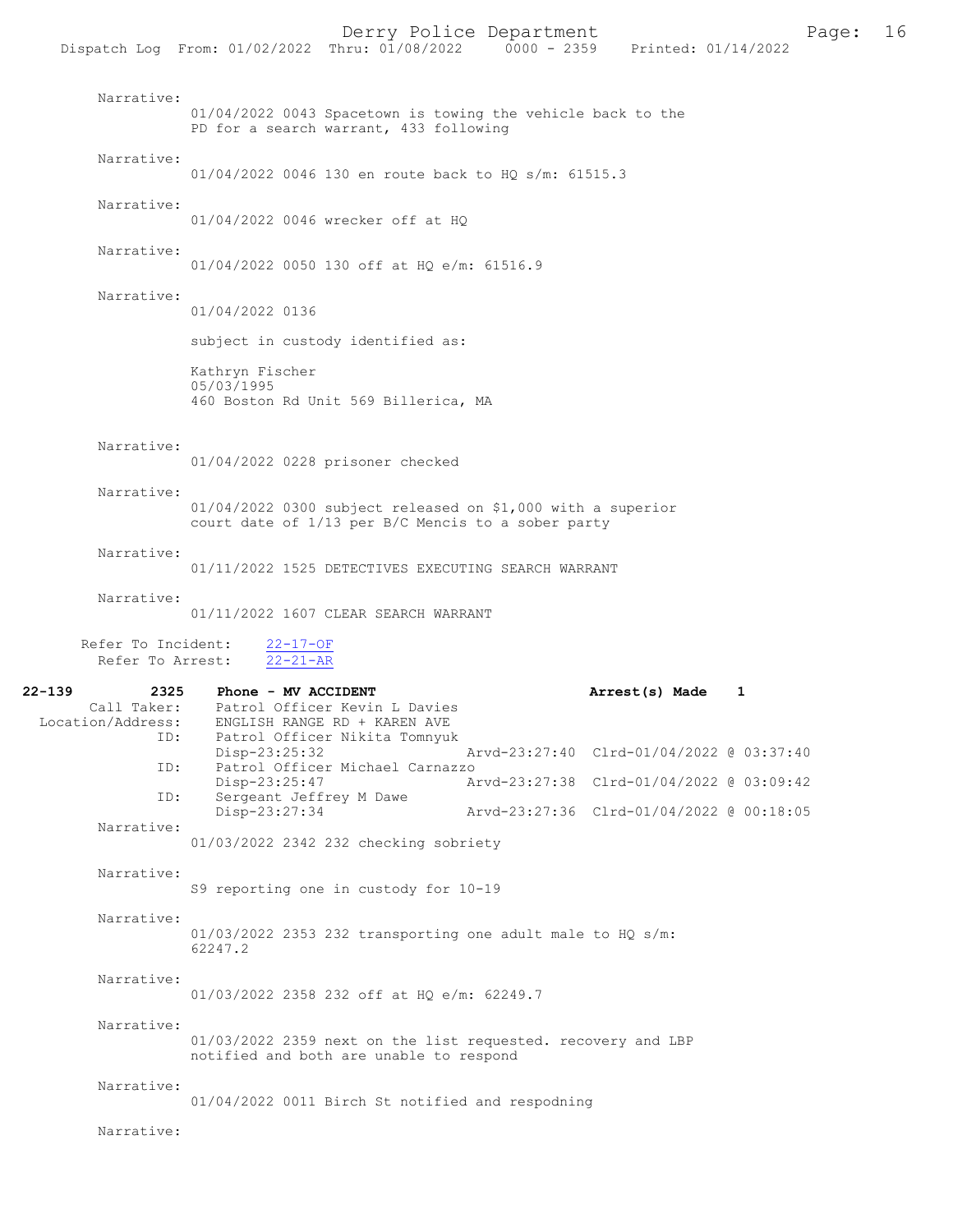Narrative:
01/04/2022 0043 Spacetown is towing the vehicle back to the PD for a search warrant, 433 following

Narrative:
01/04/2022 0046 130 en route back to HQ s/m: 61515.3

Narrative:
01/04/2022 0046 wrecker off at HQ

Narrative:
01/04/2022 0050 130 off at HQ e/m: 61516.9

Narrative:
01/04/2022 0136

subject in custody identified as:

Kathryn Fischer
05/03/1995
460 Boston Rd Unit 569 Billerica, MA

Narrative:
01/04/2022 0228 prisoner checked

Narrative:
01/04/2022 0300 subject released on $1,000 with a superior court date of 1/13 per B/C Mencis to a sober party

Narrative:
01/11/2022 1525 DETECTIVES EXECUTING SEARCH WARRANT

Narrative:
01/11/2022 1607 CLEAR SEARCH WARRANT

Refer To Incident: 22-17-OF
Refer To Arrest: 22-21-AR

**22-139 2325 Phone - MV ACCIDENT** **Arrest(s) Made 1**

Call Taker: Patrol Officer Kevin L Davies
Location/Address: ENGLISH RANGE RD + KAREN AVE
ID: Patrol Officer Nikita Tomnyuk
Disp-23:25:32 Arvd-23:27:40 Clrd-01/04/2022 @ 03:37:40
ID: Patrol Officer Michael Carnazzo
Disp-23:25:47 Arvd-23:27:38 Clrd-01/04/2022 @ 03:09:42
ID: Sergeant Jeffrey M Dawe
Disp-23:27:34 Arvd-23:27:36 Clrd-01/04/2022 @ 00:18:05

Narrative:
01/03/2022 2342 232 checking sobriety

Narrative:
S9 reporting one in custody for 10-19

Narrative:
01/03/2022 2353 232 transporting one adult male to HQ s/m: 62247.2

Narrative:
01/03/2022 2358 232 off at HQ e/m: 62249.7

Narrative:
01/03/2022 2359 next on the list requested. recovery and LBP notified and both are unable to respond

Narrative:
01/04/2022 0011 Birch St notified and respodning

Narrative: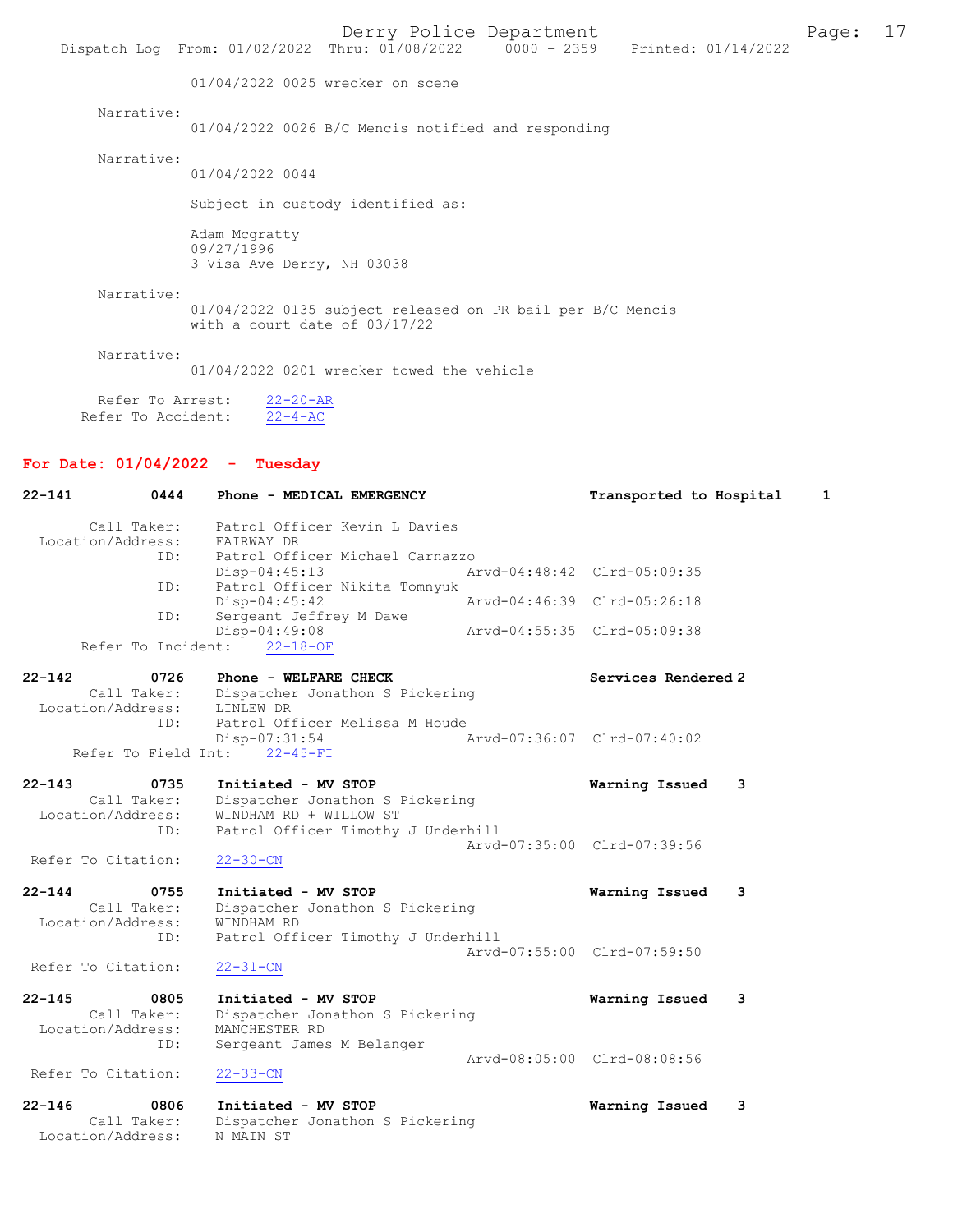01/04/2022 0025 wrecker on scene

Narrative:
01/04/2022 0026 B/C Mencis notified and responding

Narrative:
01/04/2022 0044

Subject in custody identified as:

Adam Mcgratty
09/27/1996
3 Visa Ave Derry, NH 03038

Narrative:
01/04/2022 0135 subject released on PR bail per B/C Mencis with a court date of 03/17/22

Narrative:
01/04/2022 0201 wrecker towed the vehicle

Refer To Arrest: 22-20-AR
Refer To Accident: 22-4-AC

## For Date: 01/04/2022 - Tuesday

**22-141 0444 Phone - MEDICAL EMERGENCY** — Transported to Hospital 1

Call Taker: Patrol Officer Kevin L Davies
Location/Address: FAIRWAY DR
ID: Patrol Officer Michael Carnazzo
Disp-04:45:13 Arvd-04:48:42 Clrd-05:09:35
ID: Patrol Officer Nikita Tomnyuk
Disp-04:45:42 Arvd-04:46:39 Clrd-05:26:18
ID: Sergeant Jeffrey M Dawe
Disp-04:49:08 Arvd-04:55:35 Clrd-05:09:38
Refer To Incident: 22-18-OF

**22-142 0726 Phone - WELFARE CHECK** — Services Rendered 2

Call Taker: Dispatcher Jonathon S Pickering
Location/Address: LINLEW DR
ID: Patrol Officer Melissa M Houde
Disp-07:31:54 Arvd-07:36:07 Clrd-07:40:02
Refer To Field Int: 22-45-FI

**22-143 0735 Initiated - MV STOP** — Warning Issued 3

Call Taker: Dispatcher Jonathon S Pickering
Location/Address: WINDHAM RD + WILLOW ST
ID: Patrol Officer Timothy J Underhill
Arvd-07:35:00 Clrd-07:39:56
Refer To Citation: 22-30-CN

**22-144 0755 Initiated - MV STOP** — Warning Issued 3

Call Taker: Dispatcher Jonathon S Pickering
Location/Address: WINDHAM RD
ID: Patrol Officer Timothy J Underhill
Arvd-07:55:00 Clrd-07:59:50
Refer To Citation: 22-31-CN

**22-145 0805 Initiated - MV STOP** — Warning Issued 3

Call Taker: Dispatcher Jonathon S Pickering
Location/Address: MANCHESTER RD
ID: Sergeant James M Belanger
Arvd-08:05:00 Clrd-08:08:56
Refer To Citation: 22-33-CN

**22-146 0806 Initiated - MV STOP** — Warning Issued 3

Call Taker: Dispatcher Jonathon S Pickering
Location/Address: N MAIN ST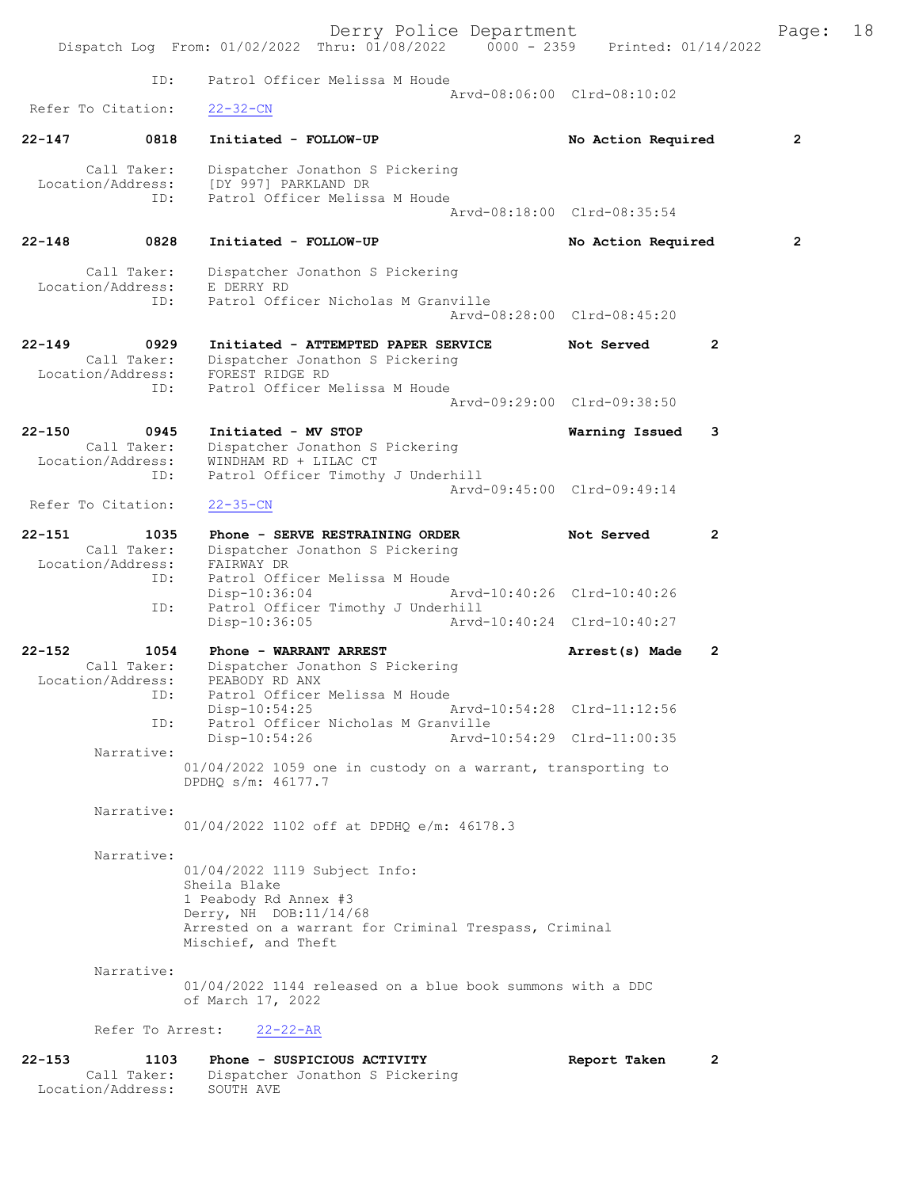```
            ID:     Patrol Officer Melissa M Houde
                                                    Arvd-08:06:00  Clrd-08:10:02
 Refer To Citation:   22-32-CN

22-147        0818    Initiated - FOLLOW-UP                     No Action Required        2

       Call Taker:    Dispatcher Jonathon S Pickering
 Location/Address:    [DY 997] PARKLAND DR
               ID:    Patrol Officer Melissa M Houde
                                                    Arvd-08:18:00  Clrd-08:35:54

22-148        0828    Initiated - FOLLOW-UP                     No Action Required        2

       Call Taker:    Dispatcher Jonathon S Pickering
 Location/Address:    E DERRY RD
               ID:    Patrol Officer Nicholas M Granville
                                                    Arvd-08:28:00  Clrd-08:45:20

22-149        0929    Initiated - ATTEMPTED PAPER SERVICE       Not Served          2
       Call Taker:    Dispatcher Jonathon S Pickering
 Location/Address:    FOREST RIDGE RD
               ID:    Patrol Officer Melissa M Houde
                                                    Arvd-09:29:00  Clrd-09:38:50

22-150        0945    Initiated - MV STOP                       Warning Issued      3
       Call Taker:    Dispatcher Jonathon S Pickering
 Location/Address:    WINDHAM RD + LILAC CT
               ID:    Patrol Officer Timothy J Underhill
                                                    Arvd-09:45:00  Clrd-09:49:14
 Refer To Citation:   22-35-CN

22-151        1035    Phone - SERVE RESTRAINING ORDER           Not Served          2
       Call Taker:    Dispatcher Jonathon S Pickering
 Location/Address:    FAIRWAY DR
               ID:    Patrol Officer Melissa M Houde
                      Disp-10:36:04                 Arvd-10:40:26  Clrd-10:40:26
               ID:    Patrol Officer Timothy J Underhill
                      Disp-10:36:05                 Arvd-10:40:24  Clrd-10:40:27

22-152        1054    Phone - WARRANT ARREST                    Arrest(s) Made      2
       Call Taker:    Dispatcher Jonathon S Pickering
 Location/Address:    PEABODY RD ANX
               ID:    Patrol Officer Melissa M Houde
                      Disp-10:54:25                 Arvd-10:54:28  Clrd-11:12:56
               ID:    Patrol Officer Nicholas M Granville
                      Disp-10:54:26                 Arvd-10:54:29  Clrd-11:00:35
        Narrative:
                  01/04/2022 1059 one in custody on a warrant, transporting to
                  DPDHQ s/m: 46177.7

        Narrative:
                  01/04/2022 1102 off at DPDHQ e/m: 46178.3

        Narrative:
                  01/04/2022 1119 Subject Info:
                  Sheila Blake
                  1 Peabody Rd Annex #3
                  Derry, NH  DOB:11/14/68
                  Arrested on a warrant for Criminal Trespass, Criminal
                  Mischief, and Theft

        Narrative:
                  01/04/2022 1144 released on a blue book summons with a DDC
                  of March 17, 2022

        Refer To Arrest:    22-22-AR

22-153        1103    Phone - SUSPICIOUS ACTIVITY               Report Taken        2
       Call Taker:    Dispatcher Jonathon S Pickering
 Location/Address:    SOUTH AVE
```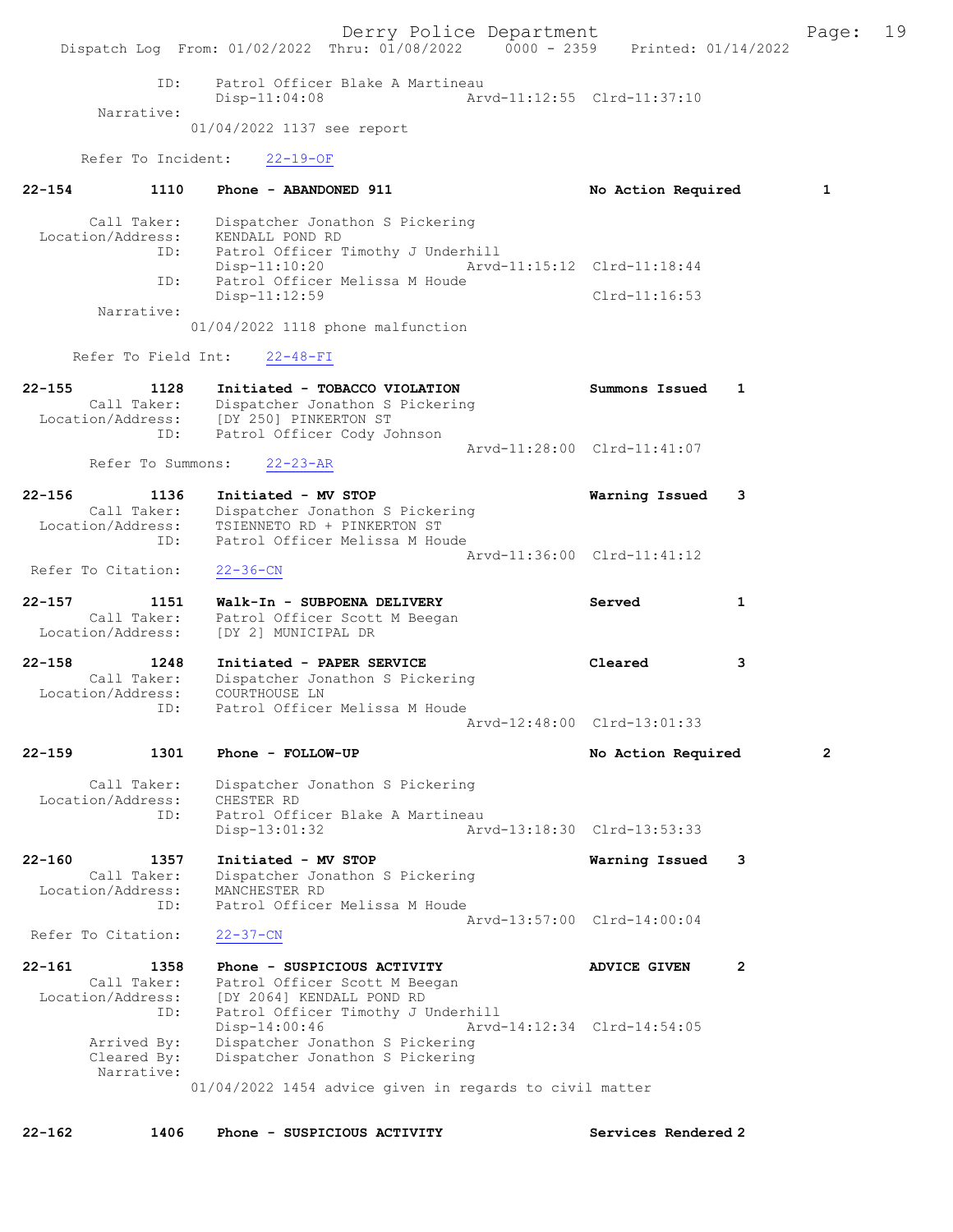ID: Patrol Officer Blake A Martineau
Disp-11:04:08 Arvd-11:12:55 Clrd-11:37:10

Narrative:
01/04/2022 1137 see report

Refer To Incident: 22-19-OF

**22-154 1110 Phone - ABANDONED 911 No Action Required 1**

Call Taker: Dispatcher Jonathon S Pickering
Location/Address: KENDALL POND RD
ID: Patrol Officer Timothy J Underhill
Disp-11:10:20 Arvd-11:15:12 Clrd-11:18:44
ID: Patrol Officer Melissa M Houde
Disp-11:12:59 Clrd-11:16:53

Narrative:
01/04/2022 1118 phone malfunction

Refer To Field Int: 22-48-FI

**22-155 1128 Initiated - TOBACCO VIOLATION Summons Issued 1**

Call Taker: Dispatcher Jonathon S Pickering
Location/Address: [DY 250] PINKERTON ST
ID: Patrol Officer Cody Johnson
Arvd-11:28:00 Clrd-11:41:07

Refer To Summons: 22-23-AR

**22-156 1136 Initiated - MV STOP Warning Issued 3**

Call Taker: Dispatcher Jonathon S Pickering
Location/Address: TSIENNETO RD + PINKERTON ST
ID: Patrol Officer Melissa M Houde
Arvd-11:36:00 Clrd-11:41:12

Refer To Citation: 22-36-CN

**22-157 1151 Walk-In - SUBPOENA DELIVERY Served 1**

Call Taker: Patrol Officer Scott M Beegan
Location/Address: [DY 2] MUNICIPAL DR

**22-158 1248 Initiated - PAPER SERVICE Cleared 3**

Call Taker: Dispatcher Jonathon S Pickering
Location/Address: COURTHOUSE LN
ID: Patrol Officer Melissa M Houde
Arvd-12:48:00 Clrd-13:01:33

**22-159 1301 Phone - FOLLOW-UP No Action Required 2**

Call Taker: Dispatcher Jonathon S Pickering
Location/Address: CHESTER RD
ID: Patrol Officer Blake A Martineau
Disp-13:01:32 Arvd-13:18:30 Clrd-13:53:33

**22-160 1357 Initiated - MV STOP Warning Issued 3**

Call Taker: Dispatcher Jonathon S Pickering
Location/Address: MANCHESTER RD
ID: Patrol Officer Melissa M Houde
Arvd-13:57:00 Clrd-14:00:04

Refer To Citation: 22-37-CN

**22-161 1358 Phone - SUSPICIOUS ACTIVITY ADVICE GIVEN 2**

Call Taker: Patrol Officer Scott M Beegan
Location/Address: [DY 2064] KENDALL POND RD
ID: Patrol Officer Timothy J Underhill
Disp-14:00:46 Arvd-14:12:34 Clrd-14:54:05
Arrived By: Dispatcher Jonathon S Pickering
Cleared By: Dispatcher Jonathon S Pickering

Narrative:
01/04/2022 1454 advice given in regards to civil matter

**22-162 1406 Phone - SUSPICIOUS ACTIVITY Services Rendered 2**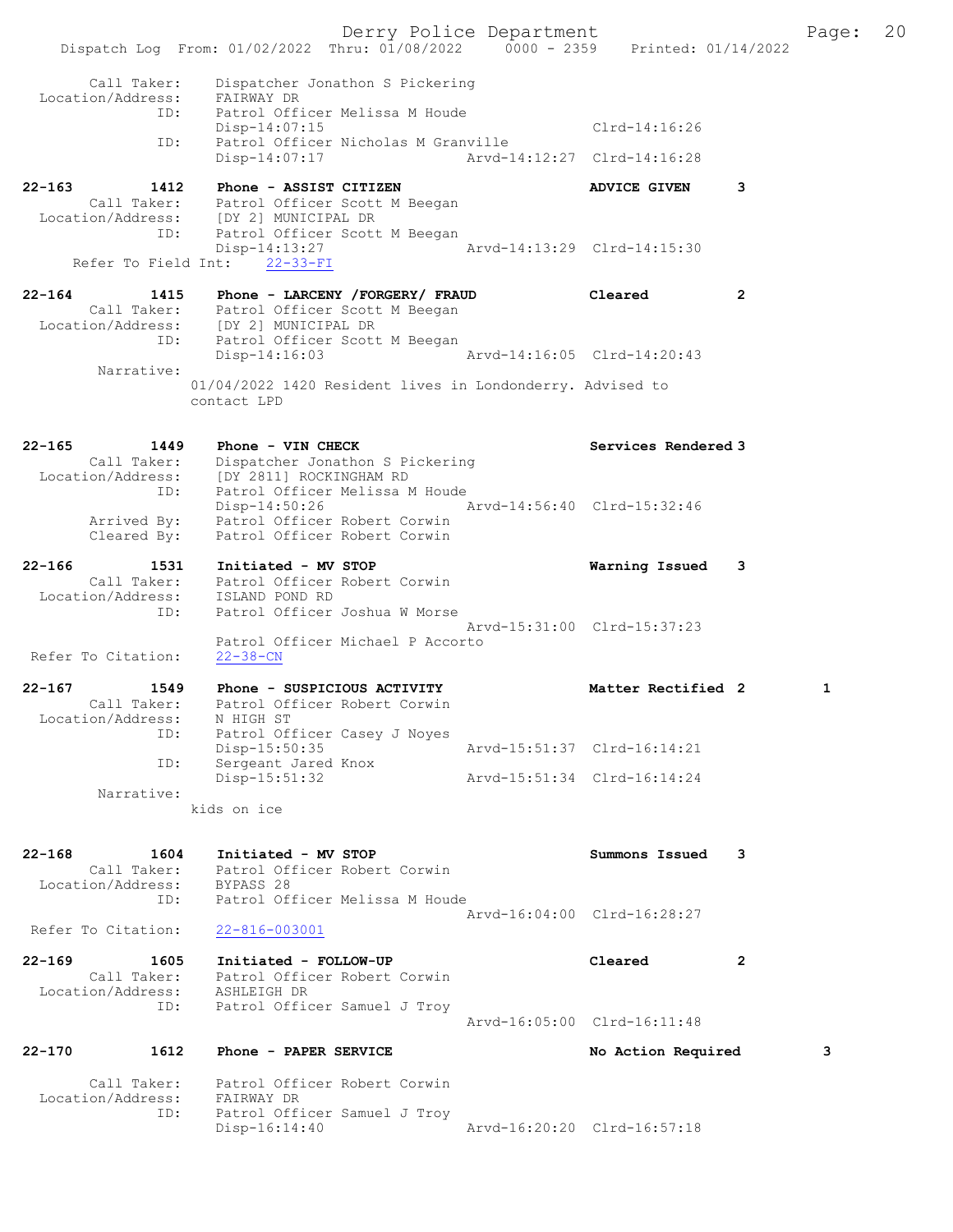```
    Call Taker:    Dispatcher Jonathon S Pickering
  Location/Address:    FAIRWAY DR
            ID:    Patrol Officer Melissa M Houde
                   Disp-14:07:15                          Clrd-14:16:26
            ID:    Patrol Officer Nicholas M Granville
                   Disp-14:07:17           Arvd-14:12:27  Clrd-14:16:28

22-163        1412    Phone - ASSIST CITIZEN                   ADVICE GIVEN      3
    Call Taker:    Patrol Officer Scott M Beegan
  Location/Address:    [DY 2] MUNICIPAL DR
            ID:    Patrol Officer Scott M Beegan
                   Disp-14:13:27           Arvd-14:13:29  Clrd-14:15:30
  Refer To Field Int:    22-33-FI

22-164        1415    Phone - LARCENY /FORGERY/ FRAUD          Cleared           2
    Call Taker:    Patrol Officer Scott M Beegan
  Location/Address:    [DY 2] MUNICIPAL DR
            ID:    Patrol Officer Scott M Beegan
                   Disp-14:16:03           Arvd-14:16:05  Clrd-14:20:43
     Narrative:
                01/04/2022 1420 Resident lives in Londonderry. Advised to
                contact LPD

22-165        1449    Phone - VIN CHECK                        Services Rendered 3
    Call Taker:    Dispatcher Jonathon S Pickering
  Location/Address:    [DY 2811] ROCKINGHAM RD
            ID:    Patrol Officer Melissa M Houde
                   Disp-14:50:26           Arvd-14:56:40  Clrd-15:32:46
    Arrived By:    Patrol Officer Robert Corwin
    Cleared By:    Patrol Officer Robert Corwin

22-166        1531    Initiated - MV STOP                      Warning Issued    3
    Call Taker:    Patrol Officer Robert Corwin
  Location/Address:    ISLAND POND RD
            ID:    Patrol Officer Joshua W Morse
                                           Arvd-15:31:00  Clrd-15:37:23
                   Patrol Officer Michael P Accorto
 Refer To Citation:    22-38-CN

22-167        1549    Phone - SUSPICIOUS ACTIVITY              Matter Rectified 2        1
    Call Taker:    Patrol Officer Robert Corwin
  Location/Address:    N HIGH ST
            ID:    Patrol Officer Casey J Noyes
                   Disp-15:50:35           Arvd-15:51:37  Clrd-16:14:21
            ID:    Sergeant Jared Knox
                   Disp-15:51:32           Arvd-15:51:34  Clrd-16:14:24
     Narrative:
                kids on ice

22-168        1604    Initiated - MV STOP                      Summons Issued    3
    Call Taker:    Patrol Officer Robert Corwin
  Location/Address:    BYPASS 28
            ID:    Patrol Officer Melissa M Houde
                                           Arvd-16:04:00  Clrd-16:28:27
 Refer To Citation:    22-816-003001

22-169        1605    Initiated - FOLLOW-UP                    Cleared           2
    Call Taker:    Patrol Officer Robert Corwin
  Location/Address:    ASHLEIGH DR
            ID:    Patrol Officer Samuel J Troy
                                           Arvd-16:05:00  Clrd-16:11:48

22-170        1612    Phone - PAPER SERVICE                    No Action Required        3

    Call Taker:    Patrol Officer Robert Corwin
  Location/Address:    FAIRWAY DR
            ID:    Patrol Officer Samuel J Troy
                   Disp-16:14:40           Arvd-16:20:20  Clrd-16:57:18
```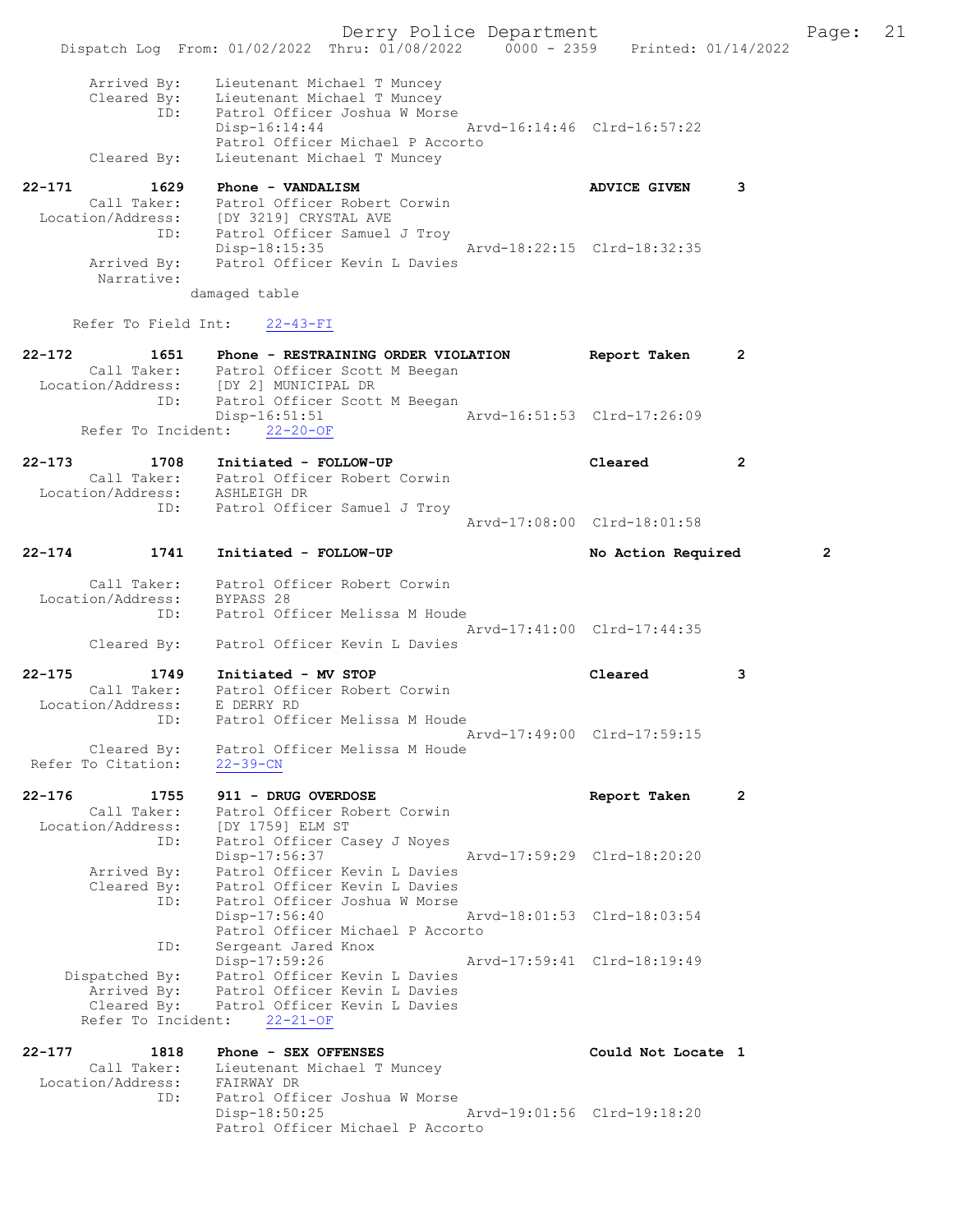```
        Arrived By:    Lieutenant Michael T Muncey
        Cleared By:    Lieutenant Michael T Muncey
               ID:     Patrol Officer Joshua W Morse
                       Disp-16:14:44               Arvd-16:14:46  Clrd-16:57:22
                       Patrol Officer Michael P Accorto
        Cleared By:    Lieutenant Michael T Muncey

22-171         1629    Phone - VANDALISM                       ADVICE GIVEN      3
        Call Taker:    Patrol Officer Robert Corwin
  Location/Address:    [DY 3219] CRYSTAL AVE
               ID:     Patrol Officer Samuel J Troy
                       Disp-18:15:35               Arvd-18:22:15  Clrd-18:32:35
        Arrived By:    Patrol Officer Kevin L Davies
         Narrative:
                   damaged table

      Refer To Field Int:    22-43-FI

22-172         1651    Phone - RESTRAINING ORDER VIOLATION     Report Taken      2
        Call Taker:    Patrol Officer Scott M Beegan
  Location/Address:    [DY 2] MUNICIPAL DR
               ID:     Patrol Officer Scott M Beegan
                       Disp-16:51:51               Arvd-16:51:53  Clrd-17:26:09
     Refer To Incident:    22-20-OF

22-173         1708    Initiated - FOLLOW-UP                   Cleared           2
        Call Taker:    Patrol Officer Robert Corwin
  Location/Address:    ASHLEIGH DR
               ID:     Patrol Officer Samuel J Troy
                                                   Arvd-17:08:00  Clrd-18:01:58

22-174         1741    Initiated - FOLLOW-UP                   No Action Required        2

        Call Taker:    Patrol Officer Robert Corwin
  Location/Address:    BYPASS 28
               ID:     Patrol Officer Melissa M Houde
                                                   Arvd-17:41:00  Clrd-17:44:35
        Cleared By:    Patrol Officer Kevin L Davies

22-175         1749    Initiated - MV STOP                     Cleared           3
        Call Taker:    Patrol Officer Robert Corwin
  Location/Address:    E DERRY RD
               ID:     Patrol Officer Melissa M Houde
                                                   Arvd-17:49:00  Clrd-17:59:15
        Cleared By:    Patrol Officer Melissa M Houde
  Refer To Citation:   22-39-CN

22-176         1755    911 - DRUG OVERDOSE                     Report Taken      2
        Call Taker:    Patrol Officer Robert Corwin
  Location/Address:    [DY 1759] ELM ST
               ID:     Patrol Officer Casey J Noyes
                       Disp-17:56:37               Arvd-17:59:29  Clrd-18:20:20
        Arrived By:    Patrol Officer Kevin L Davies
        Cleared By:    Patrol Officer Kevin L Davies
               ID:     Patrol Officer Joshua W Morse
                       Disp-17:56:40               Arvd-18:01:53  Clrd-18:03:54
                       Patrol Officer Michael P Accorto
               ID:     Sergeant Jared Knox
                       Disp-17:59:26               Arvd-17:59:41  Clrd-18:19:49
     Dispatched By:    Patrol Officer Kevin L Davies
        Arrived By:    Patrol Officer Kevin L Davies
        Cleared By:    Patrol Officer Kevin L Davies
     Refer To Incident:    22-21-OF

22-177         1818    Phone - SEX OFFENSES                    Could Not Locate 1
        Call Taker:    Lieutenant Michael T Muncey
  Location/Address:    FAIRWAY DR
               ID:     Patrol Officer Joshua W Morse
                       Disp-18:50:25               Arvd-19:01:56  Clrd-19:18:20
                       Patrol Officer Michael P Accorto
```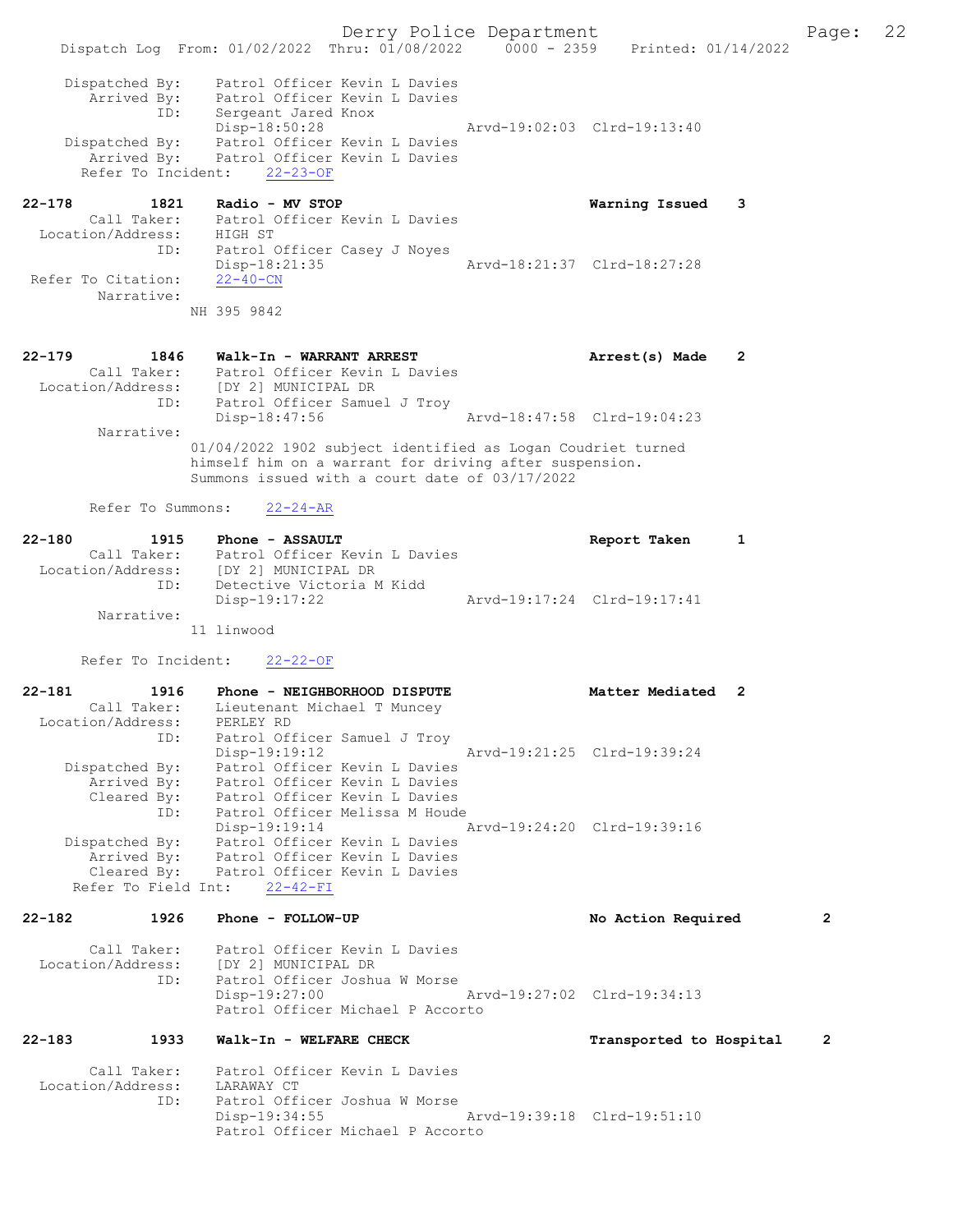Dispatched By: Patrol Officer Kevin L Davies
Arrived By: Patrol Officer Kevin L Davies
ID: Sergeant Jared Knox
Disp-18:50:28 Arvd-19:02:03 Clrd-19:13:40
Dispatched By: Patrol Officer Kevin L Davies
Arrived By: Patrol Officer Kevin L Davies
Refer To Incident: 22-23-OF

**22-178 1821 Radio - MV STOP Warning Issued 3**
Call Taker: Patrol Officer Kevin L Davies
Location/Address: HIGH ST
ID: Patrol Officer Casey J Noyes
Disp-18:21:35 Arvd-18:21:37 Clrd-18:27:28
Refer To Citation: 22-40-CN
Narrative:
NH 395 9842

**22-179 1846 Walk-In - WARRANT ARREST Arrest(s) Made 2**
Call Taker: Patrol Officer Kevin L Davies
Location/Address: [DY 2] MUNICIPAL DR
ID: Patrol Officer Samuel J Troy
Disp-18:47:56 Arvd-18:47:58 Clrd-19:04:23
Narrative:
01/04/2022 1902 subject identified as Logan Coudriet turned himself him on a warrant for driving after suspension. Summons issued with a court date of 03/17/2022

Refer To Summons: 22-24-AR

**22-180 1915 Phone - ASSAULT Report Taken 1**
Call Taker: Patrol Officer Kevin L Davies
Location/Address: [DY 2] MUNICIPAL DR
ID: Detective Victoria M Kidd
Disp-19:17:22 Arvd-19:17:24 Clrd-19:17:41
Narrative:
11 linwood

Refer To Incident: 22-22-OF

**22-181 1916 Phone - NEIGHBORHOOD DISPUTE Matter Mediated 2**
Call Taker: Lieutenant Michael T Muncey
Location/Address: PERLEY RD
ID: Patrol Officer Samuel J Troy
Disp-19:19:12 Arvd-19:21:25 Clrd-19:39:24
Dispatched By: Patrol Officer Kevin L Davies
Arrived By: Patrol Officer Kevin L Davies
Cleared By: Patrol Officer Kevin L Davies
ID: Patrol Officer Melissa M Houde
Disp-19:19:14 Arvd-19:24:20 Clrd-19:39:16
Dispatched By: Patrol Officer Kevin L Davies
Arrived By: Patrol Officer Kevin L Davies
Cleared By: Patrol Officer Kevin L Davies
Refer To Field Int: 22-42-FI

**22-182 1926 Phone - FOLLOW-UP No Action Required 2**
Call Taker: Patrol Officer Kevin L Davies
Location/Address: [DY 2] MUNICIPAL DR
ID: Patrol Officer Joshua W Morse
Disp-19:27:00 Arvd-19:27:02 Clrd-19:34:13
Patrol Officer Michael P Accorto

**22-183 1933 Walk-In - WELFARE CHECK Transported to Hospital 2**
Call Taker: Patrol Officer Kevin L Davies
Location/Address: LARAWAY CT
ID: Patrol Officer Joshua W Morse
Disp-19:34:55 Arvd-19:39:18 Clrd-19:51:10
Patrol Officer Michael P Accorto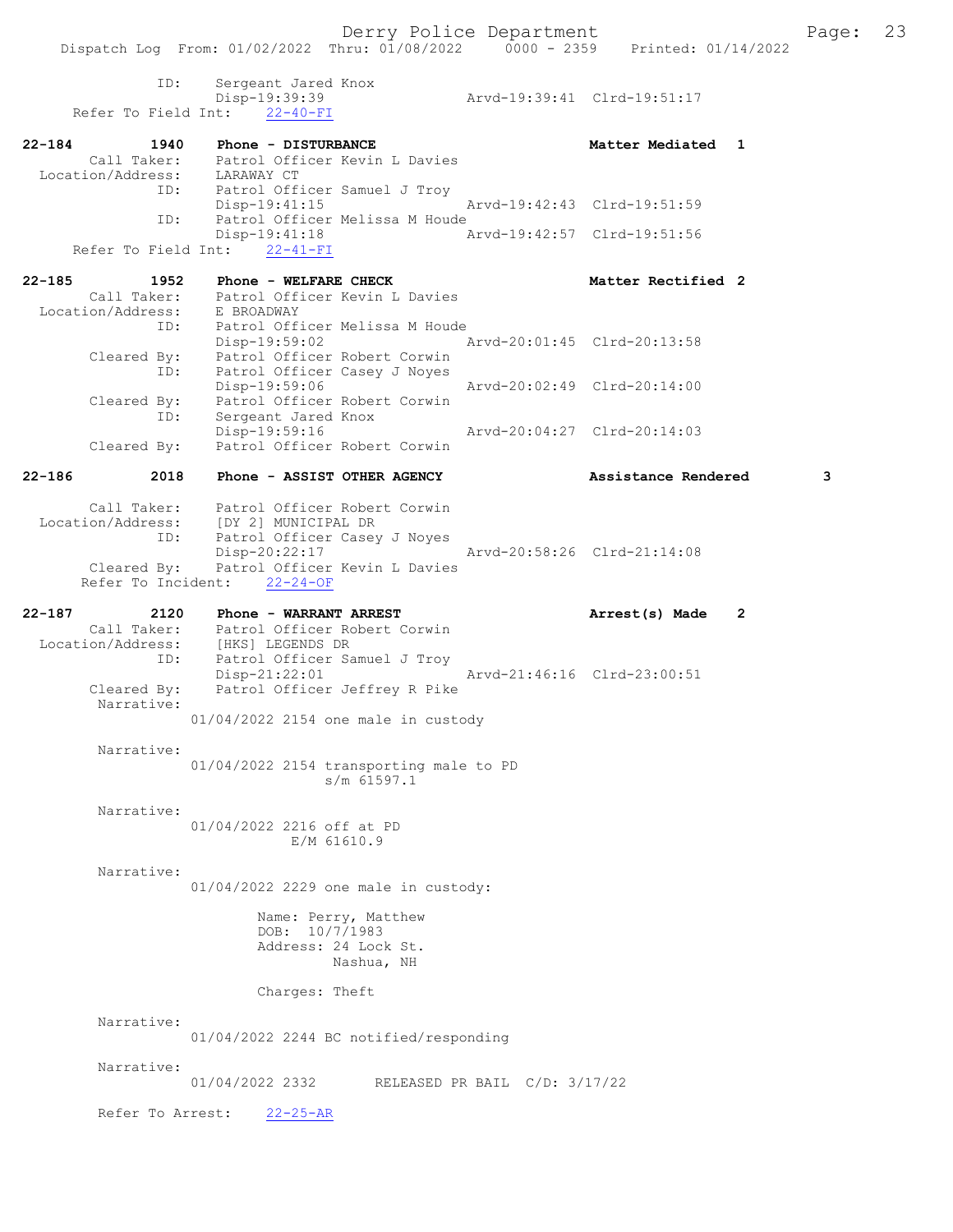```
              ID:     Sergeant Jared Knox
                      Disp-19:39:39              Arvd-19:39:41  Clrd-19:51:17
     Refer To Field Int:    22-40-FI

22-184         1940   Phone - DISTURBANCE                     Matter Mediated  1
        Call Taker:   Patrol Officer Kevin L Davies
  Location/Address:   LARAWAY CT
               ID:    Patrol Officer Samuel J Troy
                      Disp-19:41:15              Arvd-19:42:43  Clrd-19:51:59
               ID:    Patrol Officer Melissa M Houde
                      Disp-19:41:18              Arvd-19:42:57  Clrd-19:51:56
     Refer To Field Int:    22-41-FI

22-185         1952   Phone - WELFARE CHECK                   Matter Rectified 2
        Call Taker:   Patrol Officer Kevin L Davies
  Location/Address:   E BROADWAY
               ID:    Patrol Officer Melissa M Houde
                      Disp-19:59:02              Arvd-20:01:45  Clrd-20:13:58
        Cleared By:   Patrol Officer Robert Corwin
               ID:    Patrol Officer Casey J Noyes
                      Disp-19:59:06              Arvd-20:02:49  Clrd-20:14:00
        Cleared By:   Patrol Officer Robert Corwin
               ID:    Sergeant Jared Knox
                      Disp-19:59:16              Arvd-20:04:27  Clrd-20:14:03
        Cleared By:   Patrol Officer Robert Corwin

22-186         2018   Phone - ASSIST OTHER AGENCY             Assistance Rendered        3

        Call Taker:   Patrol Officer Robert Corwin
  Location/Address:   [DY 2] MUNICIPAL DR
               ID:    Patrol Officer Casey J Noyes
                      Disp-20:22:17              Arvd-20:58:26  Clrd-21:14:08
        Cleared By:   Patrol Officer Kevin L Davies
      Refer To Incident:    22-24-OF

22-187         2120   Phone - WARRANT ARREST                  Arrest(s) Made   2
        Call Taker:   Patrol Officer Robert Corwin
  Location/Address:   [HKS] LEGENDS DR
               ID:    Patrol Officer Samuel J Troy
                      Disp-21:22:01              Arvd-21:46:16  Clrd-23:00:51
        Cleared By:   Patrol Officer Jeffrey R Pike
        Narrative:
                 01/04/2022 2154 one male in custody

        Narrative:
                 01/04/2022 2154 transporting male to PD
                            s/m 61597.1

        Narrative:
                 01/04/2022 2216 off at PD
                           E/M 61610.9

        Narrative:
                 01/04/2022 2229 one male in custody:

                        Name: Perry, Matthew
                        DOB:  10/7/1983
                        Address: 24 Lock St.
                                 Nashua, NH

                        Charges: Theft

        Narrative:
                 01/04/2022 2244 BC notified/responding

        Narrative:
                 01/04/2022 2332       RELEASED PR BAIL  C/D: 3/17/22

        Refer To Arrest:    22-25-AR
```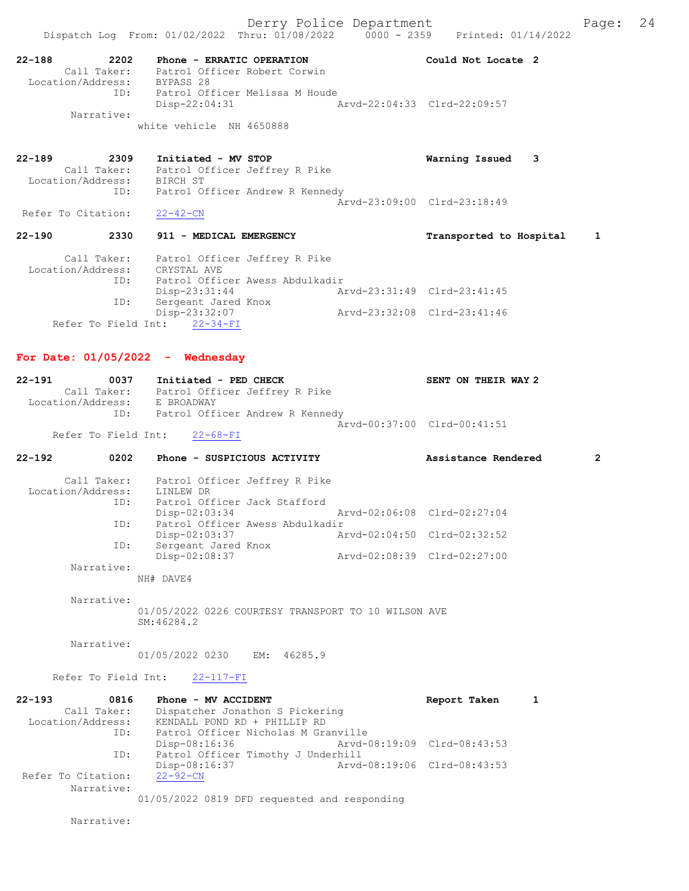22-188 2202 Phone - ERRATIC OPERATION Could Not Locate 2
Call Taker: Patrol Officer Robert Corwin
Location/Address: BYPASS 28
ID: Patrol Officer Melissa M Houde
Disp-22:04:31 Arvd-22:04:33 Clrd-22:09:57
Narrative:
white vehicle NH 4650888

22-189 2309 Initiated - MV STOP Warning Issued 3
Call Taker: Patrol Officer Jeffrey R Pike
Location/Address: BIRCH ST
ID: Patrol Officer Andrew R Kennedy
Arvd-23:09:00 Clrd-23:18:49
Refer To Citation: 22-42-CN

22-190 2330 911 - MEDICAL EMERGENCY Transported to Hospital 1
Call Taker: Patrol Officer Jeffrey R Pike
Location/Address: CRYSTAL AVE
ID: Patrol Officer Awess Abdulkadir
Disp-23:31:44 Arvd-23:31:49 Clrd-23:41:45
ID: Sergeant Jared Knox
Disp-23:32:07 Arvd-23:32:08 Clrd-23:41:46
Refer To Field Int: 22-34-FI

## For Date: 01/05/2022 - Wednesday

22-191 0037 Initiated - PED CHECK SENT ON THEIR WAY 2
Call Taker: Patrol Officer Jeffrey R Pike
Location/Address: E BROADWAY
ID: Patrol Officer Andrew R Kennedy
Arvd-00:37:00 Clrd-00:41:51
Refer To Field Int: 22-68-FI

22-192 0202 Phone - SUSPICIOUS ACTIVITY Assistance Rendered 2
Call Taker: Patrol Officer Jeffrey R Pike
Location/Address: LINLEW DR
ID: Patrol Officer Jack Stafford
Disp-02:03:34 Arvd-02:06:08 Clrd-02:27:04
ID: Patrol Officer Awess Abdulkadir
Disp-02:03:37 Arvd-02:04:50 Clrd-02:32:52
ID: Sergeant Jared Knox
Disp-02:08:37 Arvd-02:08:39 Clrd-02:27:00
Narrative:
NH# DAVE4
Narrative:
01/05/2022 0226 COURTESY TRANSPORT TO 10 WILSON AVE
SM:46284.2
Narrative:
01/05/2022 0230 EM: 46285.9
Refer To Field Int: 22-117-FI

22-193 0816 Phone - MV ACCIDENT Report Taken 1
Call Taker: Dispatcher Jonathon S Pickering
Location/Address: KENDALL POND RD + PHILLIP RD
ID: Patrol Officer Nicholas M Granville
Disp-08:16:36 Arvd-08:19:09 Clrd-08:43:53
ID: Patrol Officer Timothy J Underhill
Disp-08:16:37 Arvd-08:19:06 Clrd-08:43:53
Refer To Citation: 22-92-CN
Narrative:
01/05/2022 0819 DFD requested and responding
Narrative: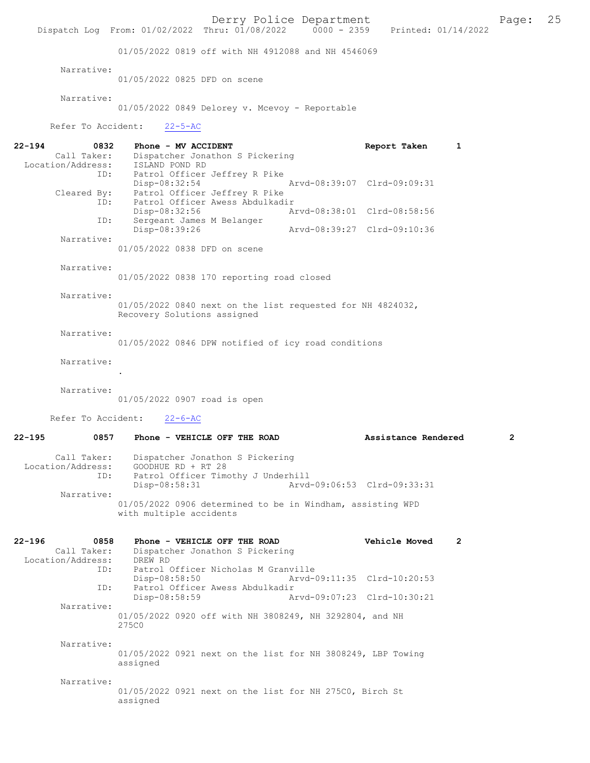01/05/2022 0819 off with NH 4912088 and NH 4546069

Narrative:
01/05/2022 0825 DFD on scene

Narrative:
01/05/2022 0849 Delorey v. Mcevoy - Reportable

Refer To Accident: 22-5-AC

**22-194 0832 Phone - MV ACCIDENT Report Taken 1**

Call Taker: Dispatcher Jonathon S Pickering
Location/Address: ISLAND POND RD
ID: Patrol Officer Jeffrey R Pike
Disp-08:32:54 Arvd-08:39:07 Clrd-09:09:31
Cleared By: Patrol Officer Jeffrey R Pike
ID: Patrol Officer Awess Abdulkadir
Disp-08:32:56 Arvd-08:38:01 Clrd-08:58:56
ID: Sergeant James M Belanger
Disp-08:39:26 Arvd-08:39:27 Clrd-09:10:36

Narrative:
01/05/2022 0838 DFD on scene

Narrative:
01/05/2022 0838 170 reporting road closed

Narrative:
01/05/2022 0840 next on the list requested for NH 4824032, Recovery Solutions assigned

Narrative:
01/05/2022 0846 DPW notified of icy road conditions

Narrative:
.

Narrative:
01/05/2022 0907 road is open

Refer To Accident: 22-6-AC

**22-195 0857 Phone - VEHICLE OFF THE ROAD Assistance Rendered 2**

Call Taker: Dispatcher Jonathon S Pickering
Location/Address: GOODHUE RD + RT 28
ID: Patrol Officer Timothy J Underhill
Disp-08:58:31 Arvd-09:06:53 Clrd-09:33:31

Narrative:
01/05/2022 0906 determined to be in Windham, assisting WPD with multiple accidents

**22-196 0858 Phone - VEHICLE OFF THE ROAD Vehicle Moved 2**

Call Taker: Dispatcher Jonathon S Pickering
Location/Address: DREW RD
ID: Patrol Officer Nicholas M Granville
Disp-08:58:50 Arvd-09:11:35 Clrd-10:20:53
ID: Patrol Officer Awess Abdulkadir
Disp-08:58:59 Arvd-09:07:23 Clrd-10:30:21

Narrative:
01/05/2022 0920 off with NH 3808249, NH 3292804, and NH 275C0

Narrative:
01/05/2022 0921 next on the list for NH 3808249, LBP Towing assigned

Narrative:
01/05/2022 0921 next on the list for NH 275C0, Birch St assigned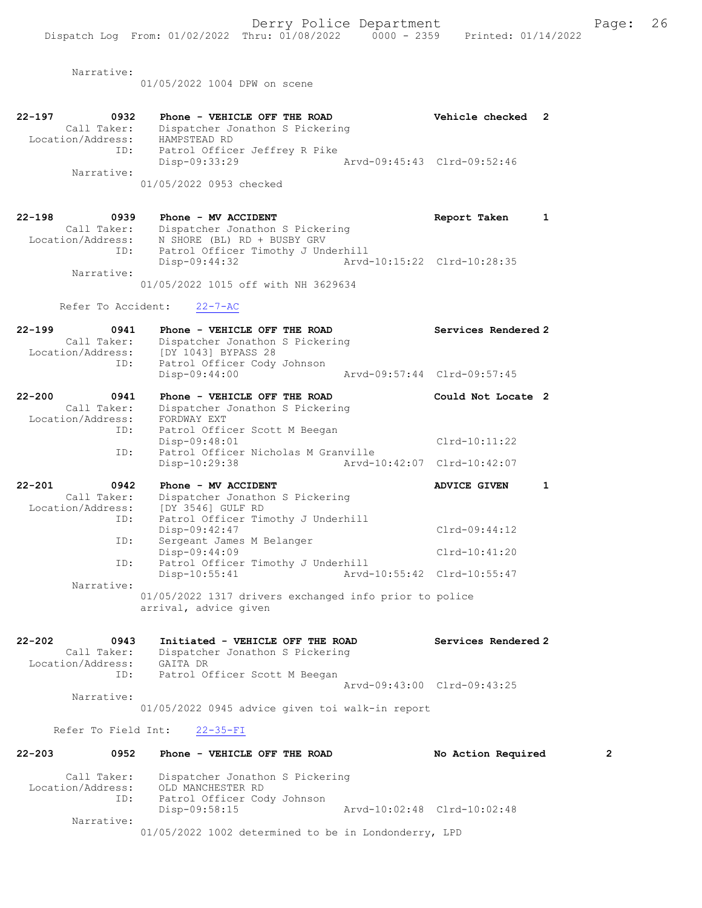Narrative:
01/05/2022 1004 DPW on scene

**22-197** 0932 Phone - VEHICLE OFF THE ROAD — Vehicle checked 2
Call Taker: Dispatcher Jonathon S Pickering
Location/Address: HAMPSTEAD RD
ID: Patrol Officer Jeffrey R Pike
Disp-09:33:29 Arvd-09:45:43 Clrd-09:52:46
Narrative:
01/05/2022 0953 checked

**22-198** 0939 Phone - MV ACCIDENT — Report Taken 1
Call Taker: Dispatcher Jonathon S Pickering
Location/Address: N SHORE (BL) RD + BUSBY GRV
ID: Patrol Officer Timothy J Underhill
Disp-09:44:32 Arvd-10:15:22 Clrd-10:28:35
Narrative:
01/05/2022 1015 off with NH 3629634

Refer To Accident: 22-7-AC

**22-199** 0941 Phone - VEHICLE OFF THE ROAD — Services Rendered 2
Call Taker: Dispatcher Jonathon S Pickering
Location/Address: [DY 1043] BYPASS 28
ID: Patrol Officer Cody Johnson
Disp-09:44:00 Arvd-09:57:44 Clrd-09:57:45

**22-200** 0941 Phone - VEHICLE OFF THE ROAD — Could Not Locate 2
Call Taker: Dispatcher Jonathon S Pickering
Location/Address: FORDWAY EXT
ID: Patrol Officer Scott M Beegan
Disp-09:48:01 Clrd-10:11:22
ID: Patrol Officer Nicholas M Granville
Disp-10:29:38 Arvd-10:42:07 Clrd-10:42:07

**22-201** 0942 Phone - MV ACCIDENT — ADVICE GIVEN 1
Call Taker: Dispatcher Jonathon S Pickering
Location/Address: [DY 3546] GULF RD
ID: Patrol Officer Timothy J Underhill
Disp-09:42:47 Clrd-09:44:12
ID: Sergeant James M Belanger
Disp-09:44:09 Clrd-10:41:20
ID: Patrol Officer Timothy J Underhill
Disp-10:55:41 Arvd-10:55:42 Clrd-10:55:47
Narrative:
01/05/2022 1317 drivers exchanged info prior to police arrival, advice given

**22-202** 0943 Initiated - VEHICLE OFF THE ROAD — Services Rendered 2
Call Taker: Dispatcher Jonathon S Pickering
Location/Address: GAITA DR
ID: Patrol Officer Scott M Beegan
Arvd-09:43:00 Clrd-09:43:25
Narrative:
01/05/2022 0945 advice given toi walk-in report

Refer To Field Int: 22-35-FI

**22-203** 0952 Phone - VEHICLE OFF THE ROAD — No Action Required 2
Call Taker: Dispatcher Jonathon S Pickering
Location/Address: OLD MANCHESTER RD
ID: Patrol Officer Cody Johnson
Disp-09:58:15 Arvd-10:02:48 Clrd-10:02:48
Narrative:
01/05/2022 1002 determined to be in Londonderry, LPD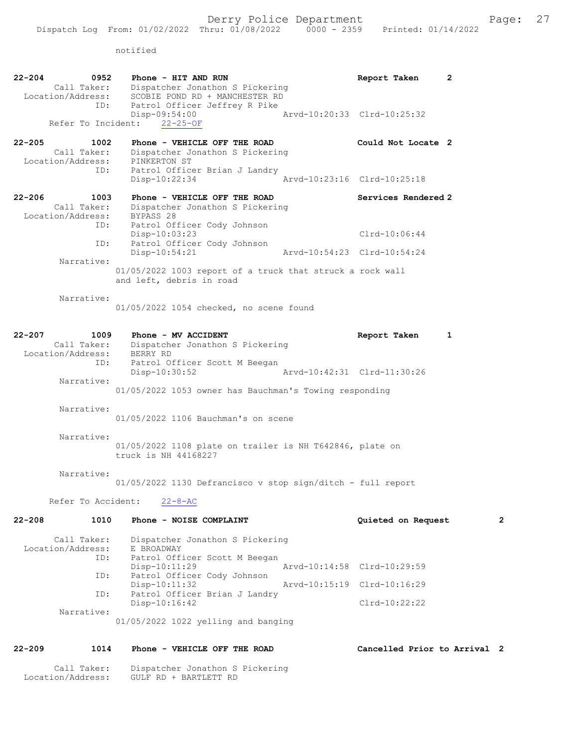notified

```
22-204        0952    Phone - HIT AND RUN                          Report Taken      2
        Call Taker:    Dispatcher Jonathon S Pickering
  Location/Address:    SCOBIE POND RD + MANCHESTER RD
               ID:     Patrol Officer Jeffrey R Pike
                       Disp-09:54:00                Arvd-10:20:33  Clrd-10:25:32
      Refer To Incident:    22-25-OF

22-205        1002    Phone - VEHICLE OFF THE ROAD                 Could Not Locate  2
        Call Taker:    Dispatcher Jonathon S Pickering
  Location/Address:    PINKERTON ST
               ID:     Patrol Officer Brian J Landry
                       Disp-10:22:34                Arvd-10:23:16  Clrd-10:25:18

22-206        1003    Phone - VEHICLE OFF THE ROAD                 Services Rendered 2
        Call Taker:    Dispatcher Jonathon S Pickering
  Location/Address:    BYPASS 28
               ID:     Patrol Officer Cody Johnson
                       Disp-10:03:23                               Clrd-10:06:44
               ID:     Patrol Officer Cody Johnson
                       Disp-10:54:21                Arvd-10:54:23  Clrd-10:54:24
         Narrative:
                  01/05/2022 1003 report of a truck that struck a rock wall
                  and left, debris in road

         Narrative:
                  01/05/2022 1054 checked, no scene found

22-207        1009    Phone - MV ACCIDENT                          Report Taken      1
        Call Taker:    Dispatcher Jonathon S Pickering
  Location/Address:    BERRY RD
               ID:     Patrol Officer Scott M Beegan
                       Disp-10:30:52                Arvd-10:42:31  Clrd-11:30:26
         Narrative:
                  01/05/2022 1053 owner has Bauchman's Towing responding

         Narrative:
                  01/05/2022 1106 Bauchman's on scene

         Narrative:
                  01/05/2022 1108 plate on trailer is NH T642846, plate on
                  truck is NH 44168227

         Narrative:
                  01/05/2022 1130 Defrancisco v stop sign/ditch - full report

      Refer To Accident:    22-8-AC

22-208        1010    Phone - NOISE COMPLAINT                      Quieted on Request        2

        Call Taker:    Dispatcher Jonathon S Pickering
  Location/Address:    E BROADWAY
               ID:     Patrol Officer Scott M Beegan
                       Disp-10:11:29                Arvd-10:14:58  Clrd-10:29:59
               ID:     Patrol Officer Cody Johnson
                       Disp-10:11:32                Arvd-10:15:19  Clrd-10:16:29
               ID:     Patrol Officer Brian J Landry
                       Disp-10:16:42                               Clrd-10:22:22
         Narrative:
                  01/05/2022 1022 yelling and banging

22-209        1014    Phone - VEHICLE OFF THE ROAD                 Cancelled Prior to Arrival  2

        Call Taker:    Dispatcher Jonathon S Pickering
  Location/Address:    GULF RD + BARTLETT RD
```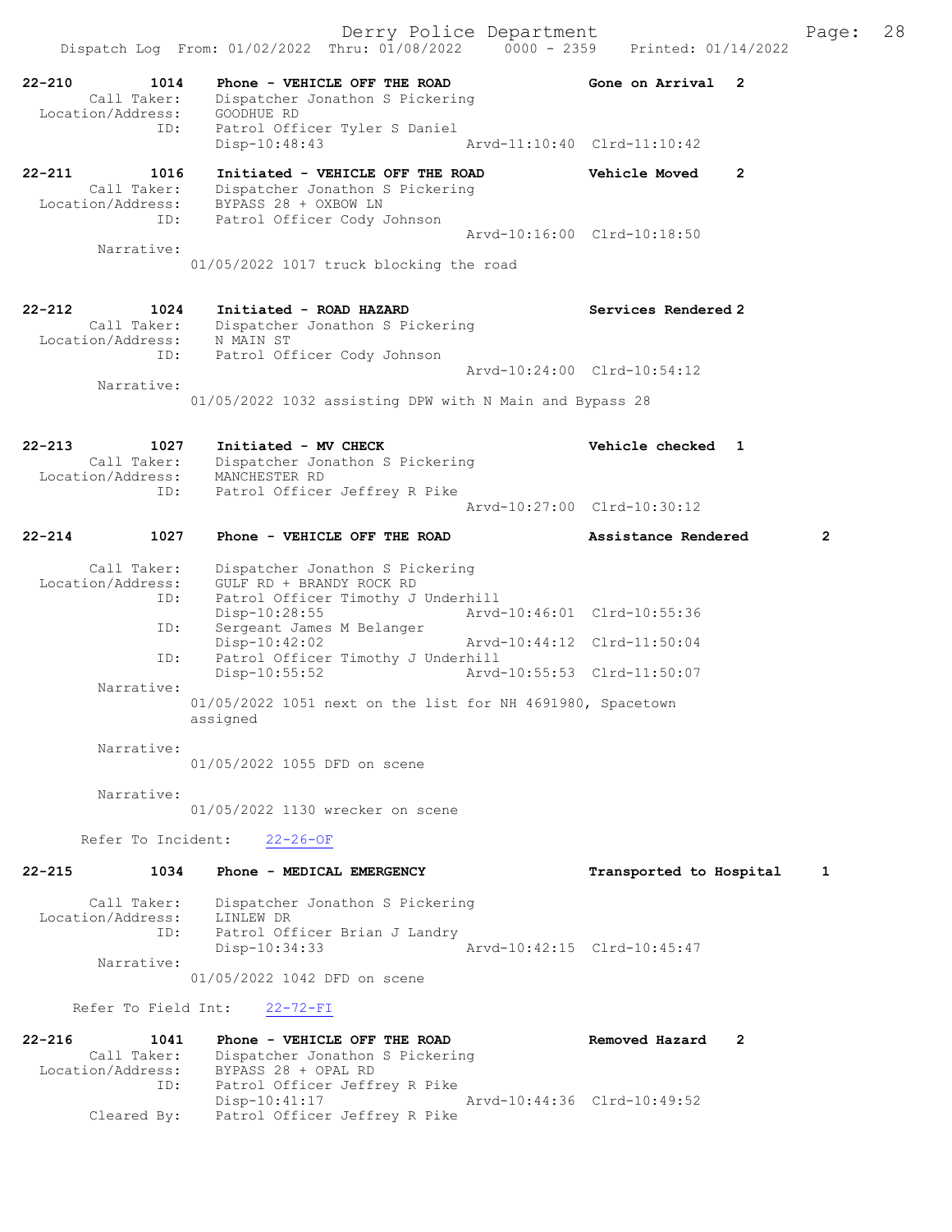22-210 1014 Phone - VEHICLE OFF THE ROAD Gone on Arrival 2
Call Taker: Dispatcher Jonathon S Pickering
Location/Address: GOODHUE RD
ID: Patrol Officer Tyler S Daniel
Disp-10:48:43 Arvd-11:10:40 Clrd-11:10:42

22-211 1016 Initiated - VEHICLE OFF THE ROAD Vehicle Moved 2
Call Taker: Dispatcher Jonathon S Pickering
Location/Address: BYPASS 28 + OXBOW LN
ID: Patrol Officer Cody Johnson
Arvd-10:16:00 Clrd-10:18:50
Narrative:
01/05/2022 1017 truck blocking the road

22-212 1024 Initiated - ROAD HAZARD Services Rendered 2
Call Taker: Dispatcher Jonathon S Pickering
Location/Address: N MAIN ST
ID: Patrol Officer Cody Johnson
Arvd-10:24:00 Clrd-10:54:12
Narrative:
01/05/2022 1032 assisting DPW with N Main and Bypass 28

22-213 1027 Initiated - MV CHECK Vehicle checked 1
Call Taker: Dispatcher Jonathon S Pickering
Location/Address: MANCHESTER RD
ID: Patrol Officer Jeffrey R Pike
Arvd-10:27:00 Clrd-10:30:12

22-214 1027 Phone - VEHICLE OFF THE ROAD Assistance Rendered 2
Call Taker: Dispatcher Jonathon S Pickering
Location/Address: GULF RD + BRANDY ROCK RD
ID: Patrol Officer Timothy J Underhill
Disp-10:28:55 Arvd-10:46:01 Clrd-10:55:36
ID: Sergeant James M Belanger
Disp-10:42:02 Arvd-10:44:12 Clrd-11:50:04
ID: Patrol Officer Timothy J Underhill
Disp-10:55:52 Arvd-10:55:53 Clrd-11:50:07
Narrative:
01/05/2022 1051 next on the list for NH 4691980, Spacetown assigned
Narrative:
01/05/2022 1055 DFD on scene
Narrative:
01/05/2022 1130 wrecker on scene
Refer To Incident: 22-26-OF

22-215 1034 Phone - MEDICAL EMERGENCY Transported to Hospital 1
Call Taker: Dispatcher Jonathon S Pickering
Location/Address: LINLEW DR
ID: Patrol Officer Brian J Landry
Disp-10:34:33 Arvd-10:42:15 Clrd-10:45:47
Narrative:
01/05/2022 1042 DFD on scene
Refer To Field Int: 22-72-FI

22-216 1041 Phone - VEHICLE OFF THE ROAD Removed Hazard 2
Call Taker: Dispatcher Jonathon S Pickering
Location/Address: BYPASS 28 + OPAL RD
ID: Patrol Officer Jeffrey R Pike
Disp-10:41:17 Arvd-10:44:36 Clrd-10:49:52
Cleared By: Patrol Officer Jeffrey R Pike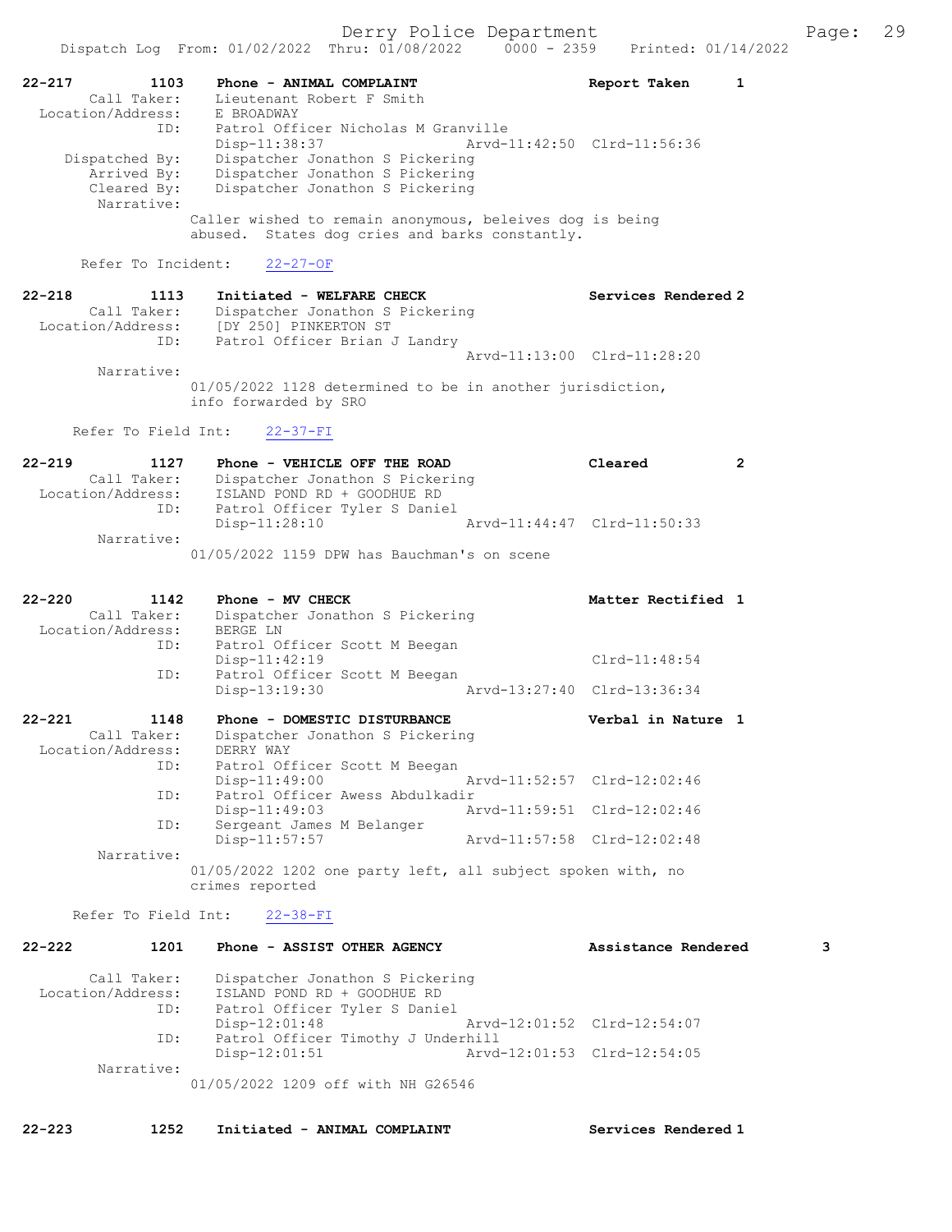**22-217 1103 Phone - ANIMAL COMPLAINT — Report Taken 1**

Call Taker: Lieutenant Robert F Smith
Location/Address: E BROADWAY
ID: Patrol Officer Nicholas M Granville
Disp-11:38:37 Arvd-11:42:50 Clrd-11:56:36
Dispatched By: Dispatcher Jonathon S Pickering
Arrived By: Dispatcher Jonathon S Pickering
Cleared By: Dispatcher Jonathon S Pickering
Narrative:
Caller wished to remain anonymous, beleives dog is being abused. States dog cries and barks constantly.

Refer To Incident: 22-27-OF

**22-218 1113 Initiated - WELFARE CHECK — Services Rendered 2**

Call Taker: Dispatcher Jonathon S Pickering
Location/Address: [DY 250] PINKERTON ST
ID: Patrol Officer Brian J Landry
Arvd-11:13:00 Clrd-11:28:20
Narrative:
01/05/2022 1128 determined to be in another jurisdiction, info forwarded by SRO

Refer To Field Int: 22-37-FI

**22-219 1127 Phone - VEHICLE OFF THE ROAD — Cleared 2**

Call Taker: Dispatcher Jonathon S Pickering
Location/Address: ISLAND POND RD + GOODHUE RD
ID: Patrol Officer Tyler S Daniel
Disp-11:28:10 Arvd-11:44:47 Clrd-11:50:33
Narrative:
01/05/2022 1159 DPW has Bauchman's on scene

**22-220 1142 Phone - MV CHECK — Matter Rectified 1**

Call Taker: Dispatcher Jonathon S Pickering
Location/Address: BERGE LN
ID: Patrol Officer Scott M Beegan
Disp-11:42:19 Clrd-11:48:54
ID: Patrol Officer Scott M Beegan
Disp-13:19:30 Arvd-13:27:40 Clrd-13:36:34

**22-221 1148 Phone - DOMESTIC DISTURBANCE — Verbal in Nature 1**

Call Taker: Dispatcher Jonathon S Pickering
Location/Address: DERRY WAY
ID: Patrol Officer Scott M Beegan
Disp-11:49:00 Arvd-11:52:57 Clrd-12:02:46
ID: Patrol Officer Awess Abdulkadir
Disp-11:49:03 Arvd-11:59:51 Clrd-12:02:46
ID: Sergeant James M Belanger
Disp-11:57:57 Arvd-11:57:58 Clrd-12:02:48
Narrative:
01/05/2022 1202 one party left, all subject spoken with, no crimes reported

Refer To Field Int: 22-38-FI

**22-222 1201 Phone - ASSIST OTHER AGENCY — Assistance Rendered 3**

Call Taker: Dispatcher Jonathon S Pickering
Location/Address: ISLAND POND RD + GOODHUE RD
ID: Patrol Officer Tyler S Daniel
Disp-12:01:48 Arvd-12:01:52 Clrd-12:54:07
ID: Patrol Officer Timothy J Underhill
Disp-12:01:51 Arvd-12:01:53 Clrd-12:54:05
Narrative:
01/05/2022 1209 off with NH G26546

**22-223 1252 Initiated - ANIMAL COMPLAINT — Services Rendered 1**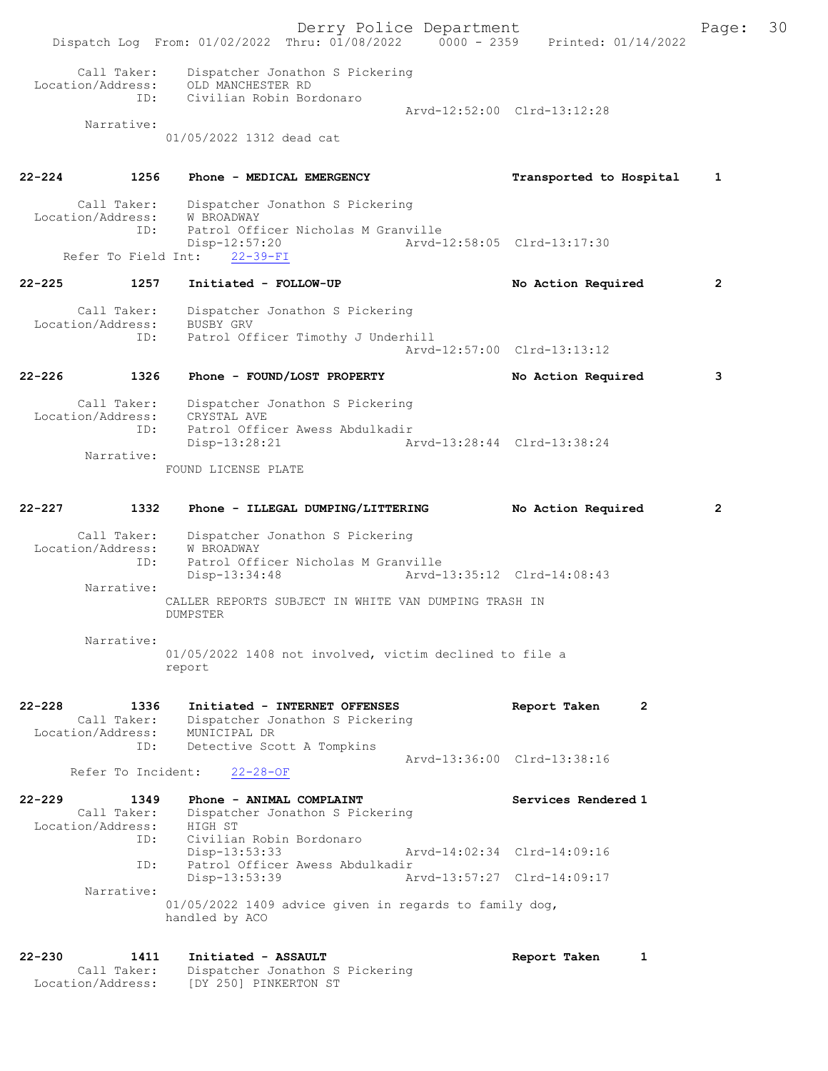Call Taker: Dispatcher Jonathon S Pickering
Location/Address: OLD MANCHESTER RD
ID: Civilian Robin Bordonaro
Arvd-12:52:00 Clrd-13:12:28
Narrative:
01/05/2022 1312 dead cat

**22-224 1256 Phone - MEDICAL EMERGENCY Transported to Hospital 1**

Call Taker: Dispatcher Jonathon S Pickering
Location/Address: W BROADWAY
ID: Patrol Officer Nicholas M Granville
Disp-12:57:20 Arvd-12:58:05 Clrd-13:17:30
Refer To Field Int: 22-39-FI

**22-225 1257 Initiated - FOLLOW-UP No Action Required 2**

Call Taker: Dispatcher Jonathon S Pickering
Location/Address: BUSBY GRV
ID: Patrol Officer Timothy J Underhill
Arvd-12:57:00 Clrd-13:13:12

**22-226 1326 Phone - FOUND/LOST PROPERTY No Action Required 3**

Call Taker: Dispatcher Jonathon S Pickering
Location/Address: CRYSTAL AVE
ID: Patrol Officer Awess Abdulkadir
Disp-13:28:21 Arvd-13:28:44 Clrd-13:38:24
Narrative:
FOUND LICENSE PLATE

**22-227 1332 Phone - ILLEGAL DUMPING/LITTERING No Action Required 2**

Call Taker: Dispatcher Jonathon S Pickering
Location/Address: W BROADWAY
ID: Patrol Officer Nicholas M Granville
Disp-13:34:48 Arvd-13:35:12 Clrd-14:08:43
Narrative:
CALLER REPORTS SUBJECT IN WHITE VAN DUMPING TRASH IN DUMPSTER

Narrative:
01/05/2022 1408 not involved, victim declined to file a report

**22-228 1336 Initiated - INTERNET OFFENSES Report Taken 2**

Call Taker: Dispatcher Jonathon S Pickering
Location/Address: MUNICIPAL DR
ID: Detective Scott A Tompkins
Arvd-13:36:00 Clrd-13:38:16
Refer To Incident: 22-28-OF

**22-229 1349 Phone - ANIMAL COMPLAINT Services Rendered 1**

Call Taker: Dispatcher Jonathon S Pickering
Location/Address: HIGH ST
ID: Civilian Robin Bordonaro
Disp-13:53:33 Arvd-14:02:34 Clrd-14:09:16
ID: Patrol Officer Awess Abdulkadir
Disp-13:53:39 Arvd-13:57:27 Clrd-14:09:17
Narrative:
01/05/2022 1409 advice given in regards to family dog, handled by ACO

**22-230 1411 Initiated - ASSAULT Report Taken 1**

Call Taker: Dispatcher Jonathon S Pickering
Location/Address: [DY 250] PINKERTON ST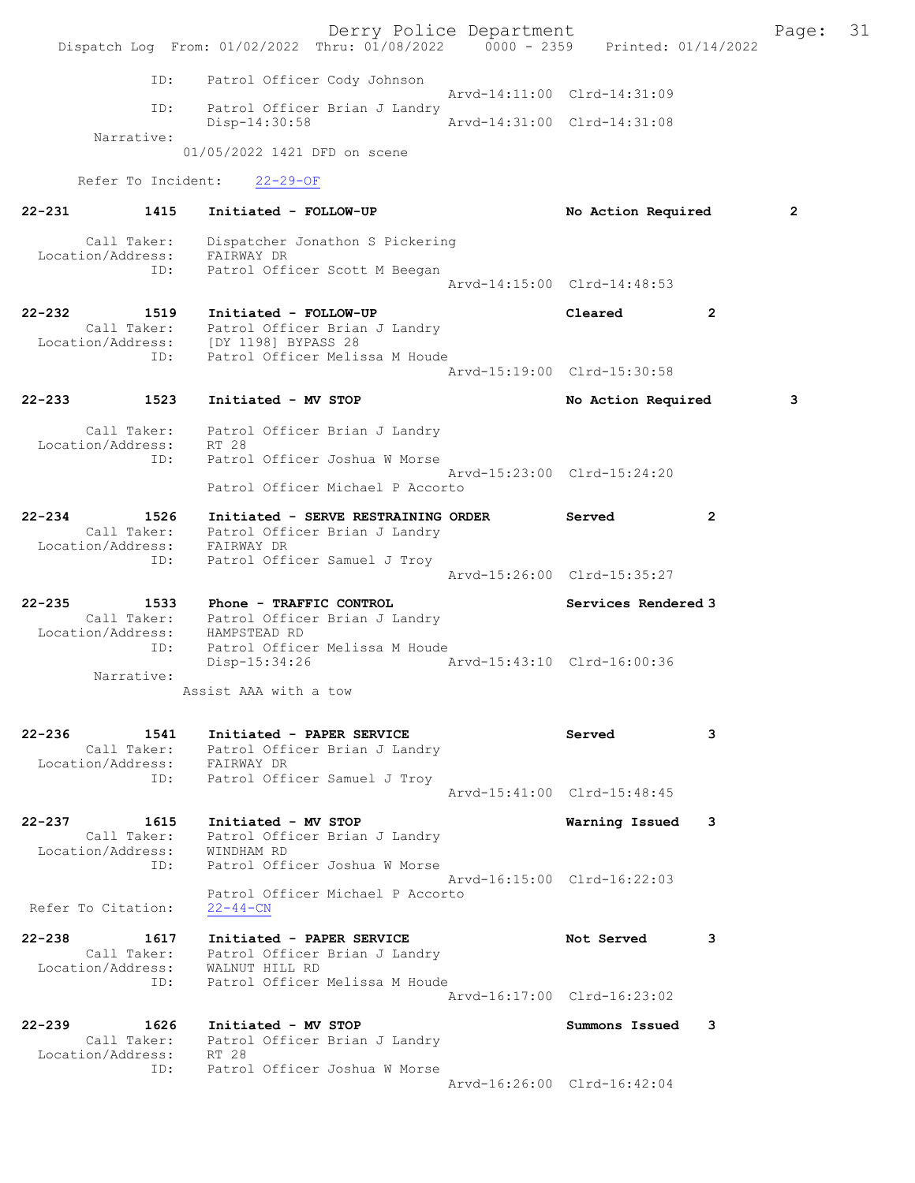ID: Patrol Officer Cody Johnson
Arvd-14:11:00 Clrd-14:31:09
ID: Patrol Officer Brian J Landry
Disp-14:30:58 Arvd-14:31:00 Clrd-14:31:08
Narrative:
01/05/2022 1421 DFD on scene

Refer To Incident: 22-29-OF

**22-231 1415 Initiated - FOLLOW-UP** No Action Required 2

Call Taker: Dispatcher Jonathon S Pickering
Location/Address: FAIRWAY DR
ID: Patrol Officer Scott M Beegan
Arvd-14:15:00 Clrd-14:48:53

**22-232 1519 Initiated - FOLLOW-UP** Cleared 2
Call Taker: Patrol Officer Brian J Landry
Location/Address: [DY 1198] BYPASS 28
ID: Patrol Officer Melissa M Houde
Arvd-15:19:00 Clrd-15:30:58

**22-233 1523 Initiated - MV STOP** No Action Required 3

Call Taker: Patrol Officer Brian J Landry
Location/Address: RT 28
ID: Patrol Officer Joshua W Morse
Arvd-15:23:00 Clrd-15:24:20
Patrol Officer Michael P Accorto

**22-234 1526 Initiated - SERVE RESTRAINING ORDER** Served 2
Call Taker: Patrol Officer Brian J Landry
Location/Address: FAIRWAY DR
ID: Patrol Officer Samuel J Troy
Arvd-15:26:00 Clrd-15:35:27

**22-235 1533 Phone - TRAFFIC CONTROL** Services Rendered 3
Call Taker: Patrol Officer Brian J Landry
Location/Address: HAMPSTEAD RD
ID: Patrol Officer Melissa M Houde
Disp-15:34:26 Arvd-15:43:10 Clrd-16:00:36
Narrative:
Assist AAA with a tow

**22-236 1541 Initiated - PAPER SERVICE** Served 3
Call Taker: Patrol Officer Brian J Landry
Location/Address: FAIRWAY DR
ID: Patrol Officer Samuel J Troy
Arvd-15:41:00 Clrd-15:48:45

**22-237 1615 Initiated - MV STOP** Warning Issued 3
Call Taker: Patrol Officer Brian J Landry
Location/Address: WINDHAM RD
ID: Patrol Officer Joshua W Morse
Arvd-16:15:00 Clrd-16:22:03
Patrol Officer Michael P Accorto
Refer To Citation: 22-44-CN

**22-238 1617 Initiated - PAPER SERVICE** Not Served 3
Call Taker: Patrol Officer Brian J Landry
Location/Address: WALNUT HILL RD
ID: Patrol Officer Melissa M Houde
Arvd-16:17:00 Clrd-16:23:02

**22-239 1626 Initiated - MV STOP** Summons Issued 3
Call Taker: Patrol Officer Brian J Landry
Location/Address: RT 28
ID: Patrol Officer Joshua W Morse
Arvd-16:26:00 Clrd-16:42:04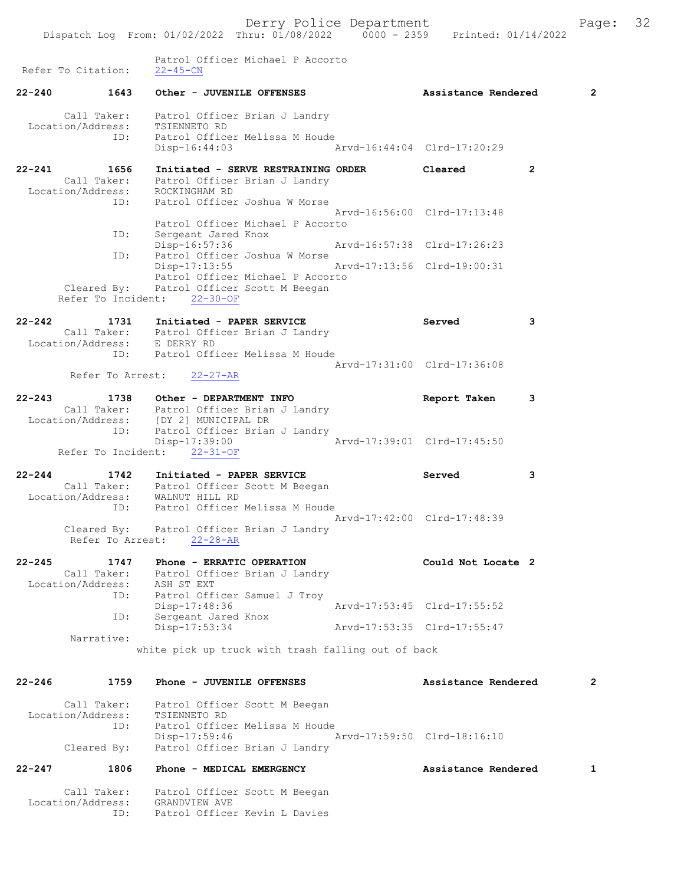Patrol Officer Michael P Accorto
Refer To Citation: 22-45-CN

22-240 1643 Other - JUVENILE OFFENSES Assistance Rendered 2

Call Taker: Patrol Officer Brian J Landry
Location/Address: TSIENNETO RD
ID: Patrol Officer Melissa M Houde
Disp-16:44:03 Arvd-16:44:04 Clrd-17:20:29

22-241 1656 Initiated - SERVE RESTRAINING ORDER Cleared 2
Call Taker: Patrol Officer Brian J Landry
Location/Address: ROCKINGHAM RD
ID: Patrol Officer Joshua W Morse
Arvd-16:56:00 Clrd-17:13:48
Patrol Officer Michael P Accorto
ID: Sergeant Jared Knox
Disp-16:57:36 Arvd-16:57:38 Clrd-17:26:23
ID: Patrol Officer Joshua W Morse
Disp-17:13:55 Arvd-17:13:56 Clrd-19:00:31
Patrol Officer Michael P Accorto
Cleared By: Patrol Officer Scott M Beegan
Refer To Incident: 22-30-OF

22-242 1731 Initiated - PAPER SERVICE Served 3
Call Taker: Patrol Officer Brian J Landry
Location/Address: E DERRY RD
ID: Patrol Officer Melissa M Houde
Arvd-17:31:00 Clrd-17:36:08
Refer To Arrest: 22-27-AR

22-243 1738 Other - DEPARTMENT INFO Report Taken 3
Call Taker: Patrol Officer Brian J Landry
Location/Address: [DY 2] MUNICIPAL DR
ID: Patrol Officer Brian J Landry
Disp-17:39:00 Arvd-17:39:01 Clrd-17:45:50
Refer To Incident: 22-31-OF

22-244 1742 Initiated - PAPER SERVICE Served 3
Call Taker: Patrol Officer Scott M Beegan
Location/Address: WALNUT HILL RD
ID: Patrol Officer Melissa M Houde
Arvd-17:42:00 Clrd-17:48:39
Cleared By: Patrol Officer Brian J Landry
Refer To Arrest: 22-28-AR

22-245 1747 Phone - ERRATIC OPERATION Could Not Locate 2
Call Taker: Patrol Officer Brian J Landry
Location/Address: ASH ST EXT
ID: Patrol Officer Samuel J Troy
Disp-17:48:36 Arvd-17:53:45 Clrd-17:55:52
ID: Sergeant Jared Knox
Disp-17:53:34 Arvd-17:53:35 Clrd-17:55:47
Narrative:
white pick up truck with trash falling out of back

22-246 1759 Phone - JUVENILE OFFENSES Assistance Rendered 2

Call Taker: Patrol Officer Scott M Beegan
Location/Address: TSIENNETO RD
ID: Patrol Officer Melissa M Houde
Disp-17:59:46 Arvd-17:59:50 Clrd-18:16:10
Cleared By: Patrol Officer Brian J Landry

22-247 1806 Phone - MEDICAL EMERGENCY Assistance Rendered 1

Call Taker: Patrol Officer Scott M Beegan
Location/Address: GRANDVIEW AVE
ID: Patrol Officer Kevin L Davies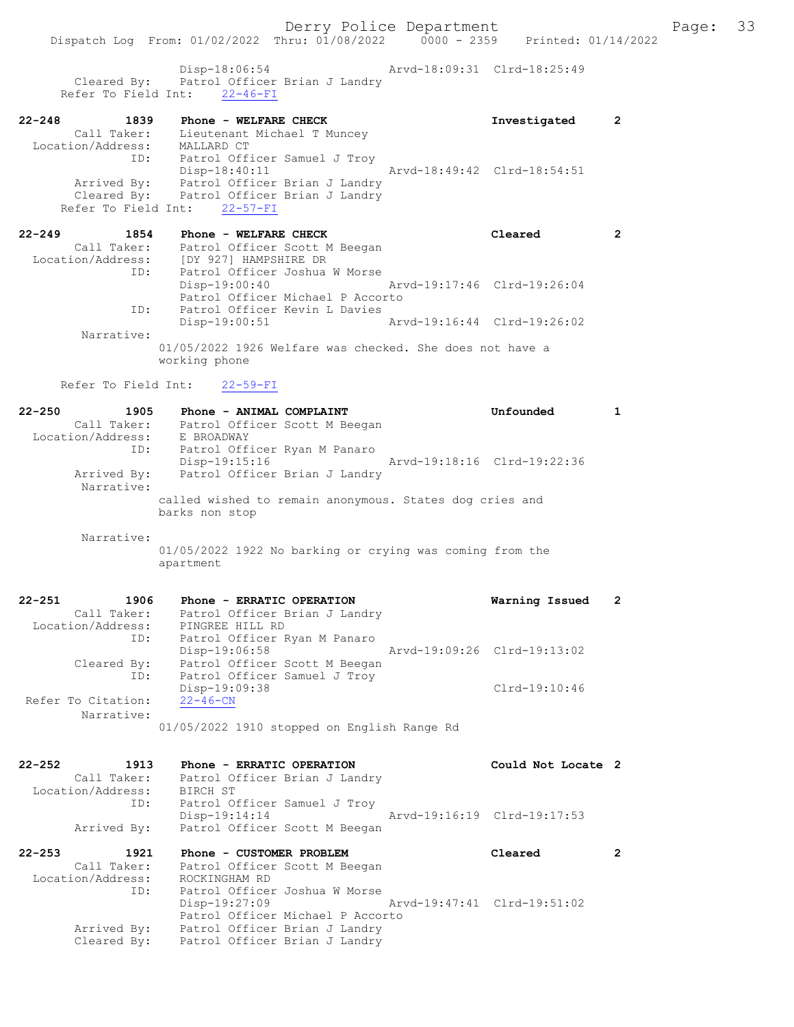```
        Disp-18:06:54                Arvd-18:09:31  Clrd-18:25:49
   Cleared By:   Patrol Officer Brian J Landry
 Refer To Field Int:   22-46-FI

22-248       1839   Phone - WELFARE CHECK                  Investigated    2
   Call Taker:   Lieutenant Michael T Muncey
 Location/Address:   MALLARD CT
          ID:   Patrol Officer Samuel J Troy
                Disp-18:40:11                Arvd-18:49:42  Clrd-18:54:51
   Arrived By:   Patrol Officer Brian J Landry
   Cleared By:   Patrol Officer Brian J Landry
 Refer To Field Int:   22-57-FI

22-249       1854   Phone - WELFARE CHECK                  Cleared         2
   Call Taker:   Patrol Officer Scott M Beegan
 Location/Address:   [DY 927] HAMPSHIRE DR
          ID:   Patrol Officer Joshua W Morse
                Disp-19:00:40                Arvd-19:17:46  Clrd-19:26:04
                Patrol Officer Michael P Accorto
          ID:   Patrol Officer Kevin L Davies
                Disp-19:00:51                Arvd-19:16:44  Clrd-19:26:02
    Narrative:
              01/05/2022 1926 Welfare was checked. She does not have a
              working phone

 Refer To Field Int:   22-59-FI

22-250       1905   Phone - ANIMAL COMPLAINT               Unfounded       1
   Call Taker:   Patrol Officer Scott M Beegan
 Location/Address:   E BROADWAY
          ID:   Patrol Officer Ryan M Panaro
                Disp-19:15:16                Arvd-19:18:16  Clrd-19:22:36
   Arrived By:   Patrol Officer Brian J Landry
    Narrative:
              called wished to remain anonymous. States dog cries and
              barks non stop

    Narrative:
              01/05/2022 1922 No barking or crying was coming from the
              apartment

22-251       1906   Phone - ERRATIC OPERATION              Warning Issued  2
   Call Taker:   Patrol Officer Brian J Landry
 Location/Address:   PINGREE HILL RD
          ID:   Patrol Officer Ryan M Panaro
                Disp-19:06:58                Arvd-19:09:26  Clrd-19:13:02
   Cleared By:   Patrol Officer Scott M Beegan
          ID:   Patrol Officer Samuel J Troy
                Disp-19:09:38                               Clrd-19:10:46
 Refer To Citation:   22-46-CN
    Narrative:
              01/05/2022 1910 stopped on English Range Rd

22-252       1913   Phone - ERRATIC OPERATION              Could Not Locate 2
   Call Taker:   Patrol Officer Brian J Landry
 Location/Address:   BIRCH ST
          ID:   Patrol Officer Samuel J Troy
                Disp-19:14:14                Arvd-19:16:19  Clrd-19:17:53
   Arrived By:   Patrol Officer Scott M Beegan

22-253       1921   Phone - CUSTOMER PROBLEM               Cleared         2
   Call Taker:   Patrol Officer Scott M Beegan
 Location/Address:   ROCKINGHAM RD
          ID:   Patrol Officer Joshua W Morse
                Disp-19:27:09                Arvd-19:47:41  Clrd-19:51:02
                Patrol Officer Michael P Accorto
   Arrived By:   Patrol Officer Brian J Landry
   Cleared By:   Patrol Officer Brian J Landry
```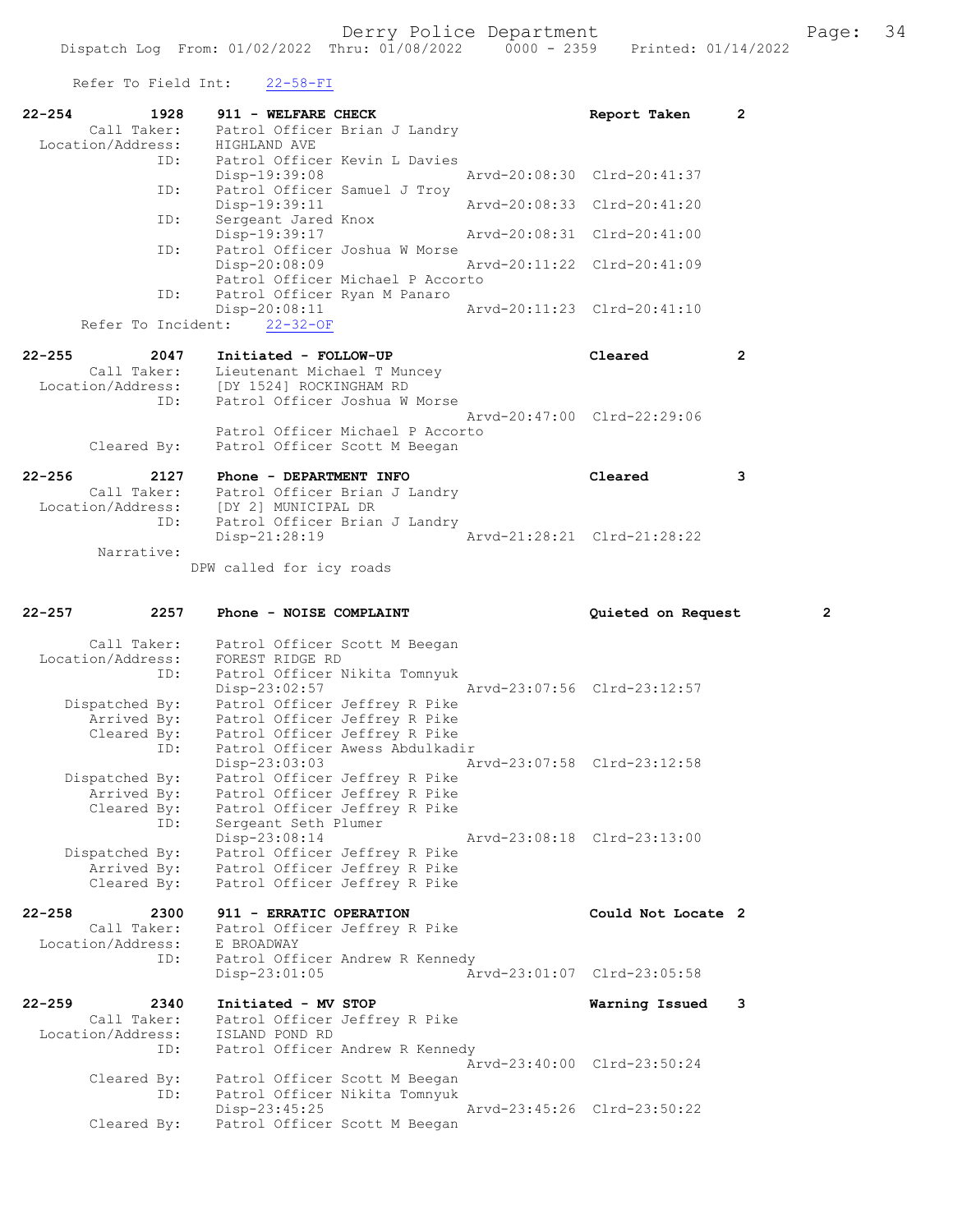Refer To Field Int: 22-58-FI

```
22-254        1928    911 - WELFARE CHECK                          Report Taken      2
        Call Taker:    Patrol Officer Brian J Landry
  Location/Address:    HIGHLAND AVE
               ID:     Patrol Officer Kevin L Davies
                       Disp-19:39:08               Arvd-20:08:30  Clrd-20:41:37
               ID:     Patrol Officer Samuel J Troy
                       Disp-19:39:11               Arvd-20:08:33  Clrd-20:41:20
               ID:     Sergeant Jared Knox
                       Disp-19:39:17               Arvd-20:08:31  Clrd-20:41:00
               ID:     Patrol Officer Joshua W Morse
                       Disp-20:08:09               Arvd-20:11:22  Clrd-20:41:09
                       Patrol Officer Michael P Accorto
               ID:     Patrol Officer Ryan M Panaro
                       Disp-20:08:11               Arvd-20:11:23  Clrd-20:41:10
    Refer To Incident:   22-32-OF

22-255        2047    Initiated - FOLLOW-UP                        Cleared           2
        Call Taker:    Lieutenant Michael T Muncey
  Location/Address:    [DY 1524] ROCKINGHAM RD
               ID:     Patrol Officer Joshua W Morse
                                                   Arvd-20:47:00  Clrd-22:29:06
                       Patrol Officer Michael P Accorto
       Cleared By:     Patrol Officer Scott M Beegan

22-256        2127    Phone - DEPARTMENT INFO                      Cleared           3
        Call Taker:    Patrol Officer Brian J Landry
  Location/Address:    [DY 2] MUNICIPAL DR
               ID:     Patrol Officer Brian J Landry
                       Disp-21:28:19               Arvd-21:28:21  Clrd-21:28:22
        Narrative:
                   DPW called for icy roads

22-257        2257    Phone - NOISE COMPLAINT                      Quieted on Request     2

        Call Taker:    Patrol Officer Scott M Beegan
  Location/Address:    FOREST RIDGE RD
               ID:     Patrol Officer Nikita Tomnyuk
                       Disp-23:02:57               Arvd-23:07:56  Clrd-23:12:57
    Dispatched By:     Patrol Officer Jeffrey R Pike
       Arrived By:     Patrol Officer Jeffrey R Pike
       Cleared By:     Patrol Officer Jeffrey R Pike
               ID:     Patrol Officer Awess Abdulkadir
                       Disp-23:03:03               Arvd-23:07:58  Clrd-23:12:58
    Dispatched By:     Patrol Officer Jeffrey R Pike
       Arrived By:     Patrol Officer Jeffrey R Pike
       Cleared By:     Patrol Officer Jeffrey R Pike
               ID:     Sergeant Seth Plumer
                       Disp-23:08:14               Arvd-23:08:18  Clrd-23:13:00
    Dispatched By:     Patrol Officer Jeffrey R Pike
       Arrived By:     Patrol Officer Jeffrey R Pike
       Cleared By:     Patrol Officer Jeffrey R Pike

22-258        2300    911 - ERRATIC OPERATION                      Could Not Locate  2
        Call Taker:    Patrol Officer Jeffrey R Pike
  Location/Address:    E BROADWAY
               ID:     Patrol Officer Andrew R Kennedy
                       Disp-23:01:05               Arvd-23:01:07  Clrd-23:05:58

22-259        2340    Initiated - MV STOP                          Warning Issued    3
        Call Taker:    Patrol Officer Jeffrey R Pike
  Location/Address:    ISLAND POND RD
               ID:     Patrol Officer Andrew R Kennedy
                                                   Arvd-23:40:00  Clrd-23:50:24
       Cleared By:     Patrol Officer Scott M Beegan
               ID:     Patrol Officer Nikita Tomnyuk
                       Disp-23:45:25               Arvd-23:45:26  Clrd-23:50:22
       Cleared By:     Patrol Officer Scott M Beegan
```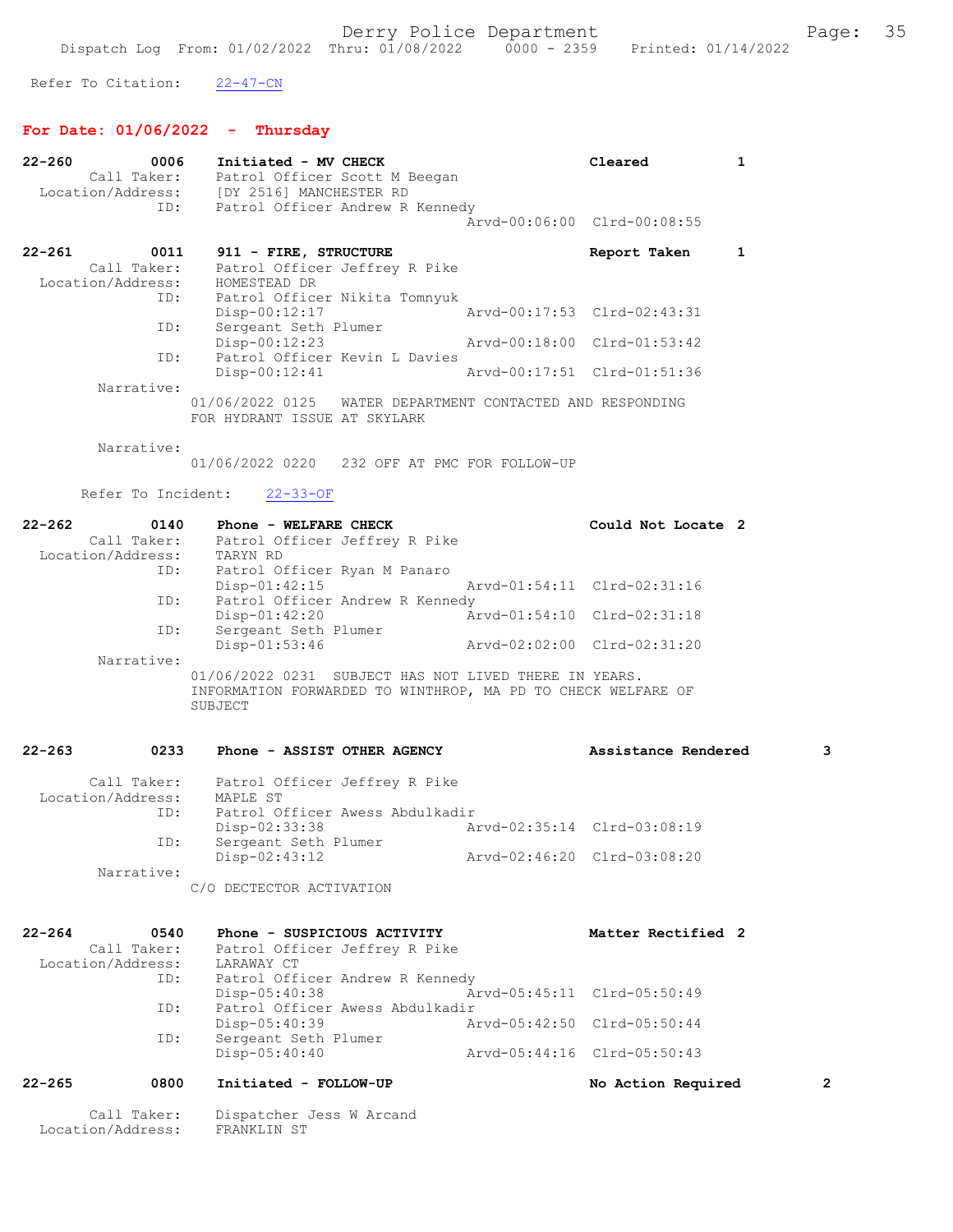Refer To Citation: 22-47-CN

## For Date: 01/06/2022 - Thursday

**22-260 0006 Initiated - MV CHECK** Cleared 1
Call Taker: Patrol Officer Scott M Beegan
Location/Address: [DY 2516] MANCHESTER RD
ID: Patrol Officer Andrew R Kennedy
Arvd-00:06:00 Clrd-00:08:55

**22-261 0011 911 - FIRE, STRUCTURE** Report Taken 1
Call Taker: Patrol Officer Jeffrey R Pike
Location/Address: HOMESTEAD DR
ID: Patrol Officer Nikita Tomnyuk
Disp-00:12:17 Arvd-00:17:53 Clrd-02:43:31
ID: Sergeant Seth Plumer
Disp-00:12:23 Arvd-00:18:00 Clrd-01:53:42
ID: Patrol Officer Kevin L Davies
Disp-00:12:41 Arvd-00:17:51 Clrd-01:51:36
Narrative:
01/06/2022 0125 WATER DEPARTMENT CONTACTED AND RESPONDING FOR HYDRANT ISSUE AT SKYLARK

Narrative:
01/06/2022 0220 232 OFF AT PMC FOR FOLLOW-UP

Refer To Incident: 22-33-OF

**22-262 0140 Phone - WELFARE CHECK** Could Not Locate 2
Call Taker: Patrol Officer Jeffrey R Pike
Location/Address: TARYN RD
ID: Patrol Officer Ryan M Panaro
Disp-01:42:15 Arvd-01:54:11 Clrd-02:31:16
ID: Patrol Officer Andrew R Kennedy
Disp-01:42:20 Arvd-01:54:10 Clrd-02:31:18
ID: Sergeant Seth Plumer
Disp-01:53:46 Arvd-02:02:00 Clrd-02:31:20
Narrative:
01/06/2022 0231 SUBJECT HAS NOT LIVED THERE IN YEARS. INFORMATION FORWARDED TO WINTHROP, MA PD TO CHECK WELFARE OF SUBJECT

**22-263 0233 Phone - ASSIST OTHER AGENCY** Assistance Rendered 3
Call Taker: Patrol Officer Jeffrey R Pike
Location/Address: MAPLE ST
ID: Patrol Officer Awess Abdulkadir
Disp-02:33:38 Arvd-02:35:14 Clrd-03:08:19
ID: Sergeant Seth Plumer
Disp-02:43:12 Arvd-02:46:20 Clrd-03:08:20
Narrative:
C/O DECTECTOR ACTIVATION

**22-264 0540 Phone - SUSPICIOUS ACTIVITY** Matter Rectified 2
Call Taker: Patrol Officer Jeffrey R Pike
Location/Address: LARAWAY CT
ID: Patrol Officer Andrew R Kennedy
Disp-05:40:38 Arvd-05:45:11 Clrd-05:50:49
ID: Patrol Officer Awess Abdulkadir
Disp-05:40:39 Arvd-05:42:50 Clrd-05:50:44
ID: Sergeant Seth Plumer
Disp-05:40:40 Arvd-05:44:16 Clrd-05:50:43

**22-265 0800 Initiated - FOLLOW-UP** No Action Required 2
Call Taker: Dispatcher Jess W Arcand
Location/Address: FRANKLIN ST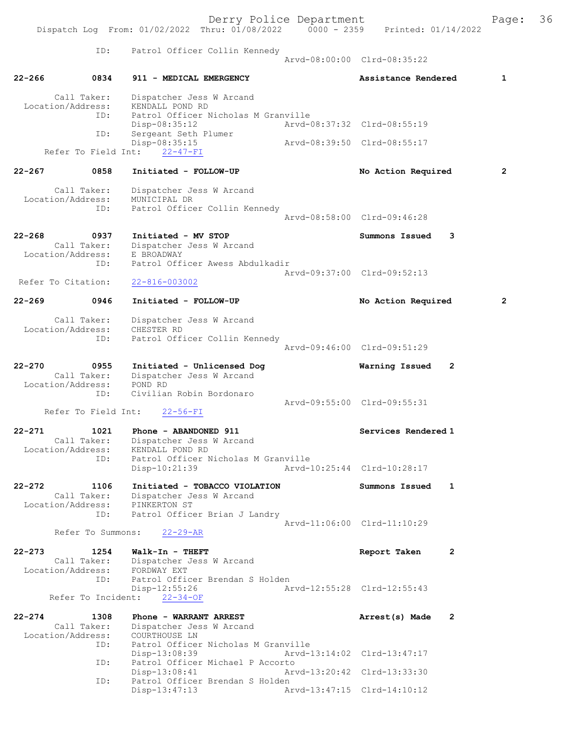ID: Patrol Officer Collin Kennedy
Arvd-08:00:00 Clrd-08:35:22

22-266 0834 911 - MEDICAL EMERGENCY Assistance Rendered 1

Call Taker: Dispatcher Jess W Arcand
Location/Address: KENDALL POND RD
ID: Patrol Officer Nicholas M Granville
Disp-08:35:12 Arvd-08:37:32 Clrd-08:55:19
ID: Sergeant Seth Plumer
Disp-08:35:15 Arvd-08:39:50 Clrd-08:55:17
Refer To Field Int: 22-47-FI

22-267 0858 Initiated - FOLLOW-UP No Action Required 2

Call Taker: Dispatcher Jess W Arcand
Location/Address: MUNICIPAL DR
ID: Patrol Officer Collin Kennedy
Arvd-08:58:00 Clrd-09:46:28

22-268 0937 Initiated - MV STOP Summons Issued 3
Call Taker: Dispatcher Jess W Arcand
Location/Address: E BROADWAY
ID: Patrol Officer Awess Abdulkadir
Arvd-09:37:00 Clrd-09:52:13
Refer To Citation: 22-816-003002

22-269 0946 Initiated - FOLLOW-UP No Action Required 2

Call Taker: Dispatcher Jess W Arcand
Location/Address: CHESTER RD
ID: Patrol Officer Collin Kennedy
Arvd-09:46:00 Clrd-09:51:29

22-270 0955 Initiated - Unlicensed Dog Warning Issued 2
Call Taker: Dispatcher Jess W Arcand
Location/Address: POND RD
ID: Civilian Robin Bordonaro
Arvd-09:55:00 Clrd-09:55:31
Refer To Field Int: 22-56-FI

22-271 1021 Phone - ABANDONED 911 Services Rendered 1
Call Taker: Dispatcher Jess W Arcand
Location/Address: KENDALL POND RD
ID: Patrol Officer Nicholas M Granville
Disp-10:21:39 Arvd-10:25:44 Clrd-10:28:17

22-272 1106 Initiated - TOBACCO VIOLATION Summons Issued 1
Call Taker: Dispatcher Jess W Arcand
Location/Address: PINKERTON ST
ID: Patrol Officer Brian J Landry
Arvd-11:06:00 Clrd-11:10:29
Refer To Summons: 22-29-AR

22-273 1254 Walk-In - THEFT Report Taken 2
Call Taker: Dispatcher Jess W Arcand
Location/Address: FORDWAY EXT
ID: Patrol Officer Brendan S Holden
Disp-12:55:26 Arvd-12:55:28 Clrd-12:55:43
Refer To Incident: 22-34-OF

22-274 1308 Phone - WARRANT ARREST Arrest(s) Made 2
Call Taker: Dispatcher Jess W Arcand
Location/Address: COURTHOUSE LN
ID: Patrol Officer Nicholas M Granville
Disp-13:08:39 Arvd-13:14:02 Clrd-13:47:17
ID: Patrol Officer Michael P Accorto
Disp-13:08:41 Arvd-13:20:42 Clrd-13:33:30
ID: Patrol Officer Brendan S Holden
Disp-13:47:13 Arvd-13:47:15 Clrd-14:10:12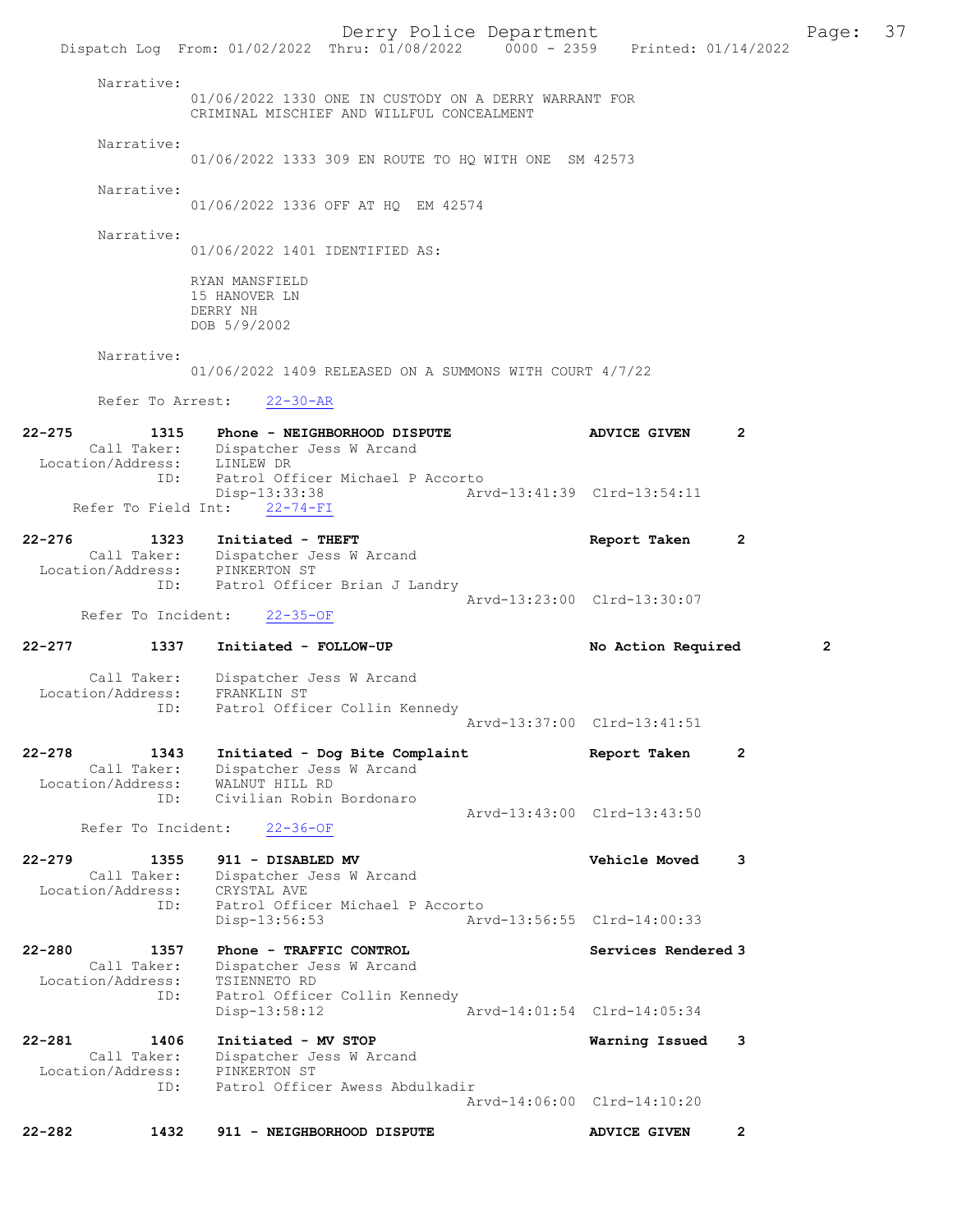Narrative:
01/06/2022 1330 ONE IN CUSTODY ON A DERRY WARRANT FOR CRIMINAL MISCHIEF AND WILLFUL CONCEALMENT

Narrative:
01/06/2022 1333 309 EN ROUTE TO HQ WITH ONE SM 42573

Narrative:
01/06/2022 1336 OFF AT HQ EM 42574

Narrative:
01/06/2022 1401 IDENTIFIED AS:

RYAN MANSFIELD
15 HANOVER LN
DERRY NH
DOB 5/9/2002

Narrative:
01/06/2022 1409 RELEASED ON A SUMMONS WITH COURT 4/7/22

Refer To Arrest: 22-30-AR

**22-275** 1315 **Phone - NEIGHBORHOOD DISPUTE** **ADVICE GIVEN** 2
Call Taker: Dispatcher Jess W Arcand
Location/Address: LINLEW DR
ID: Patrol Officer Michael P Accorto
Disp-13:33:38 Arvd-13:41:39 Clrd-13:54:11
Refer To Field Int: 22-74-FI

**22-276** 1323 **Initiated - THEFT** **Report Taken** 2
Call Taker: Dispatcher Jess W Arcand
Location/Address: PINKERTON ST
ID: Patrol Officer Brian J Landry
Arvd-13:23:00 Clrd-13:30:07
Refer To Incident: 22-35-OF

**22-277** 1337 **Initiated - FOLLOW-UP** **No Action Required** 2
Call Taker: Dispatcher Jess W Arcand
Location/Address: FRANKLIN ST
ID: Patrol Officer Collin Kennedy
Arvd-13:37:00 Clrd-13:41:51

**22-278** 1343 **Initiated - Dog Bite Complaint** **Report Taken** 2
Call Taker: Dispatcher Jess W Arcand
Location/Address: WALNUT HILL RD
ID: Civilian Robin Bordonaro
Arvd-13:43:00 Clrd-13:43:50
Refer To Incident: 22-36-OF

**22-279** 1355 **911 - DISABLED MV** **Vehicle Moved** 3
Call Taker: Dispatcher Jess W Arcand
Location/Address: CRYSTAL AVE
ID: Patrol Officer Michael P Accorto
Disp-13:56:53 Arvd-13:56:55 Clrd-14:00:33

**22-280** 1357 **Phone - TRAFFIC CONTROL** **Services Rendered** 3
Call Taker: Dispatcher Jess W Arcand
Location/Address: TSIENNETO RD
ID: Patrol Officer Collin Kennedy
Disp-13:58:12 Arvd-14:01:54 Clrd-14:05:34

**22-281** 1406 **Initiated - MV STOP** **Warning Issued** 3
Call Taker: Dispatcher Jess W Arcand
Location/Address: PINKERTON ST
ID: Patrol Officer Awess Abdulkadir
Arvd-14:06:00 Clrd-14:10:20

**22-282** 1432 **911 - NEIGHBORHOOD DISPUTE** **ADVICE GIVEN** 2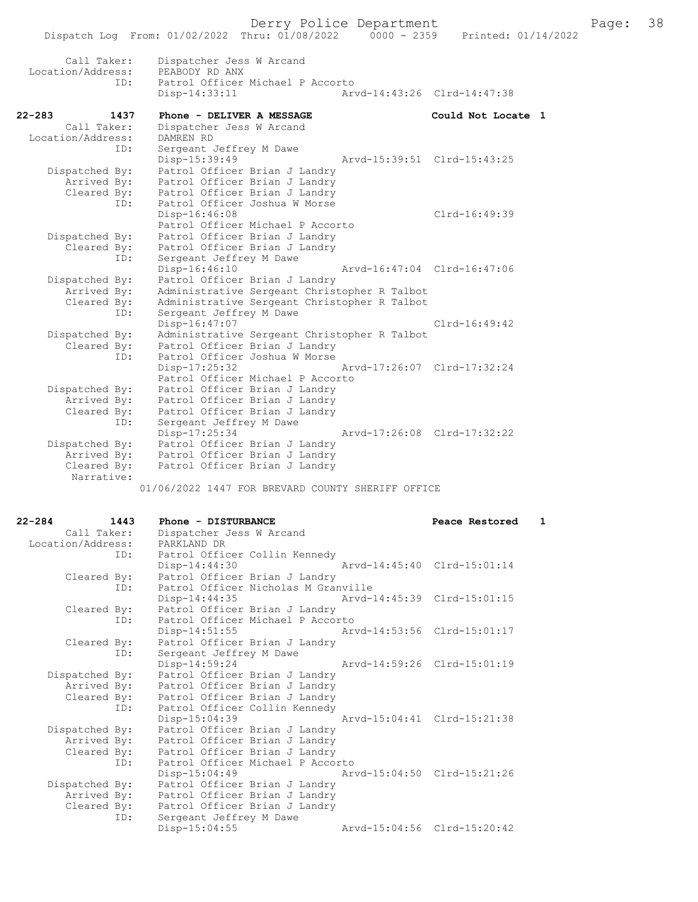```
        Call Taker:    Dispatcher Jess W Arcand
 Location/Address:    PEABODY RD ANX
               ID:    Patrol Officer Michael P Accorto
                      Disp-14:33:11                 Arvd-14:43:26  Clrd-14:47:38

22-283         1437   Phone - DELIVER A MESSAGE                   Could Not Locate  1
        Call Taker:    Dispatcher Jess W Arcand
 Location/Address:    DAMREN RD
               ID:    Sergeant Jeffrey M Dawe
                      Disp-15:39:49                 Arvd-15:39:51  Clrd-15:43:25
    Dispatched By:    Patrol Officer Brian J Landry
       Arrived By:    Patrol Officer Brian J Landry
       Cleared By:    Patrol Officer Brian J Landry
               ID:    Patrol Officer Joshua W Morse
                      Disp-16:46:08                                Clrd-16:49:39
                      Patrol Officer Michael P Accorto
    Dispatched By:    Patrol Officer Brian J Landry
       Cleared By:    Patrol Officer Brian J Landry
               ID:    Sergeant Jeffrey M Dawe
                      Disp-16:46:10                 Arvd-16:47:04  Clrd-16:47:06
    Dispatched By:    Patrol Officer Brian J Landry
       Arrived By:    Administrative Sergeant Christopher R Talbot
       Cleared By:    Administrative Sergeant Christopher R Talbot
               ID:    Sergeant Jeffrey M Dawe
                      Disp-16:47:07                                Clrd-16:49:42
    Dispatched By:    Administrative Sergeant Christopher R Talbot
       Cleared By:    Patrol Officer Brian J Landry
               ID:    Patrol Officer Joshua W Morse
                      Disp-17:25:32                 Arvd-17:26:07  Clrd-17:32:24
                      Patrol Officer Michael P Accorto
    Dispatched By:    Patrol Officer Brian J Landry
       Arrived By:    Patrol Officer Brian J Landry
       Cleared By:    Patrol Officer Brian J Landry
               ID:    Sergeant Jeffrey M Dawe
                      Disp-17:25:34                 Arvd-17:26:08  Clrd-17:32:22
    Dispatched By:    Patrol Officer Brian J Landry
       Arrived By:    Patrol Officer Brian J Landry
       Cleared By:    Patrol Officer Brian J Landry
        Narrative:
                      01/06/2022 1447 FOR BREVARD COUNTY SHERIFF OFFICE

22-284         1443   Phone - DISTURBANCE                         Peace Restored    1
        Call Taker:    Dispatcher Jess W Arcand
 Location/Address:    PARKLAND DR
               ID:    Patrol Officer Collin Kennedy
                      Disp-14:44:30                 Arvd-14:45:40  Clrd-15:01:14
       Cleared By:    Patrol Officer Brian J Landry
               ID:    Patrol Officer Nicholas M Granville
                      Disp-14:44:35                 Arvd-14:45:39  Clrd-15:01:15
       Cleared By:    Patrol Officer Brian J Landry
               ID:    Patrol Officer Michael P Accorto
                      Disp-14:51:55                 Arvd-14:53:56  Clrd-15:01:17
       Cleared By:    Patrol Officer Brian J Landry
               ID:    Sergeant Jeffrey M Dawe
                      Disp-14:59:24                 Arvd-14:59:26  Clrd-15:01:19
    Dispatched By:    Patrol Officer Brian J Landry
       Arrived By:    Patrol Officer Brian J Landry
       Cleared By:    Patrol Officer Brian J Landry
               ID:    Patrol Officer Collin Kennedy
                      Disp-15:04:39                 Arvd-15:04:41  Clrd-15:21:38
    Dispatched By:    Patrol Officer Brian J Landry
       Arrived By:    Patrol Officer Brian J Landry
       Cleared By:    Patrol Officer Brian J Landry
               ID:    Patrol Officer Michael P Accorto
                      Disp-15:04:49                 Arvd-15:04:50  Clrd-15:21:26
    Dispatched By:    Patrol Officer Brian J Landry
       Arrived By:    Patrol Officer Brian J Landry
       Cleared By:    Patrol Officer Brian J Landry
               ID:    Sergeant Jeffrey M Dawe
                      Disp-15:04:55                 Arvd-15:04:56  Clrd-15:20:42
```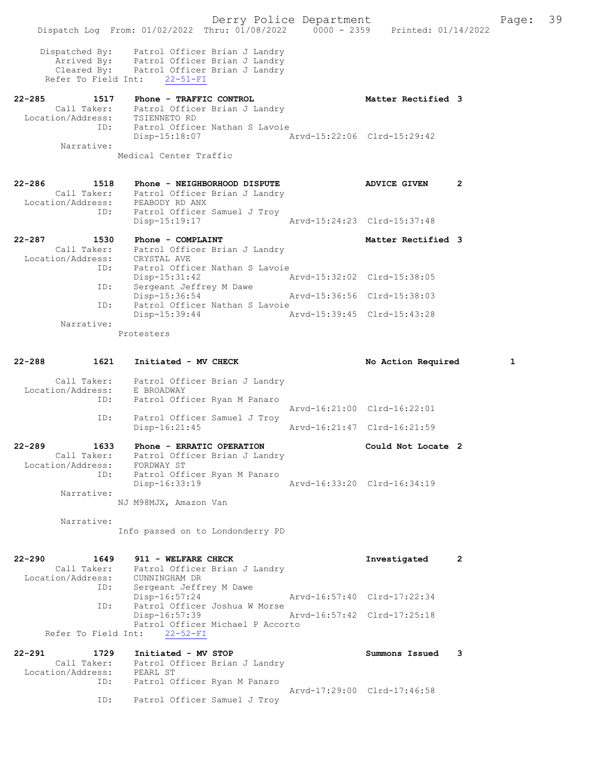Dispatched By: Patrol Officer Brian J Landry
Arrived By: Patrol Officer Brian J Landry
Cleared By: Patrol Officer Brian J Landry
Refer To Field Int: 22-51-FI

**22-285 1517 Phone - TRAFFIC CONTROL** — Matter Rectified 3
Call Taker: Patrol Officer Brian J Landry
Location/Address: TSIENNETO RD
ID: Patrol Officer Nathan S Lavoie
Disp-15:18:07 Arvd-15:22:06 Clrd-15:29:42
Narrative:
Medical Center Traffic

**22-286 1518 Phone - NEIGHBORHOOD DISPUTE** — ADVICE GIVEN 2
Call Taker: Patrol Officer Brian J Landry
Location/Address: PEABODY RD ANX
ID: Patrol Officer Samuel J Troy
Disp-15:19:17 Arvd-15:24:23 Clrd-15:37:48

**22-287 1530 Phone - COMPLAINT** — Matter Rectified 3
Call Taker: Patrol Officer Brian J Landry
Location/Address: CRYSTAL AVE
ID: Patrol Officer Nathan S Lavoie
Disp-15:31:42 Arvd-15:32:02 Clrd-15:38:05
ID: Sergeant Jeffrey M Dawe
Disp-15:36:54 Arvd-15:36:56 Clrd-15:38:03
ID: Patrol Officer Nathan S Lavoie
Disp-15:39:44 Arvd-15:39:45 Clrd-15:43:28
Narrative:
Protesters

**22-288 1621 Initiated - MV CHECK** — No Action Required 1
Call Taker: Patrol Officer Brian J Landry
Location/Address: E BROADWAY
ID: Patrol Officer Ryan M Panaro
Arvd-16:21:00 Clrd-16:22:01
ID: Patrol Officer Samuel J Troy
Disp-16:21:45 Arvd-16:21:47 Clrd-16:21:59

**22-289 1633 Phone - ERRATIC OPERATION** — Could Not Locate 2
Call Taker: Patrol Officer Brian J Landry
Location/Address: FORDWAY ST
ID: Patrol Officer Ryan M Panaro
Disp-16:33:19 Arvd-16:33:20 Clrd-16:34:19
Narrative:
NJ M98MJX, Amazon Van
Narrative:
Info passed on to Londonderry PD

**22-290 1649 911 - WELFARE CHECK** — Investigated 2
Call Taker: Patrol Officer Brian J Landry
Location/Address: CUNNINGHAM DR
ID: Sergeant Jeffrey M Dawe
Disp-16:57:24 Arvd-16:57:40 Clrd-17:22:34
ID: Patrol Officer Joshua W Morse
Disp-16:57:39 Arvd-16:57:42 Clrd-17:25:18
Patrol Officer Michael P Accorto
Refer To Field Int: 22-52-FI

**22-291 1729 Initiated - MV STOP** — Summons Issued 3
Call Taker: Patrol Officer Brian J Landry
Location/Address: PEARL ST
ID: Patrol Officer Ryan M Panaro
Arvd-17:29:00 Clrd-17:46:58
ID: Patrol Officer Samuel J Troy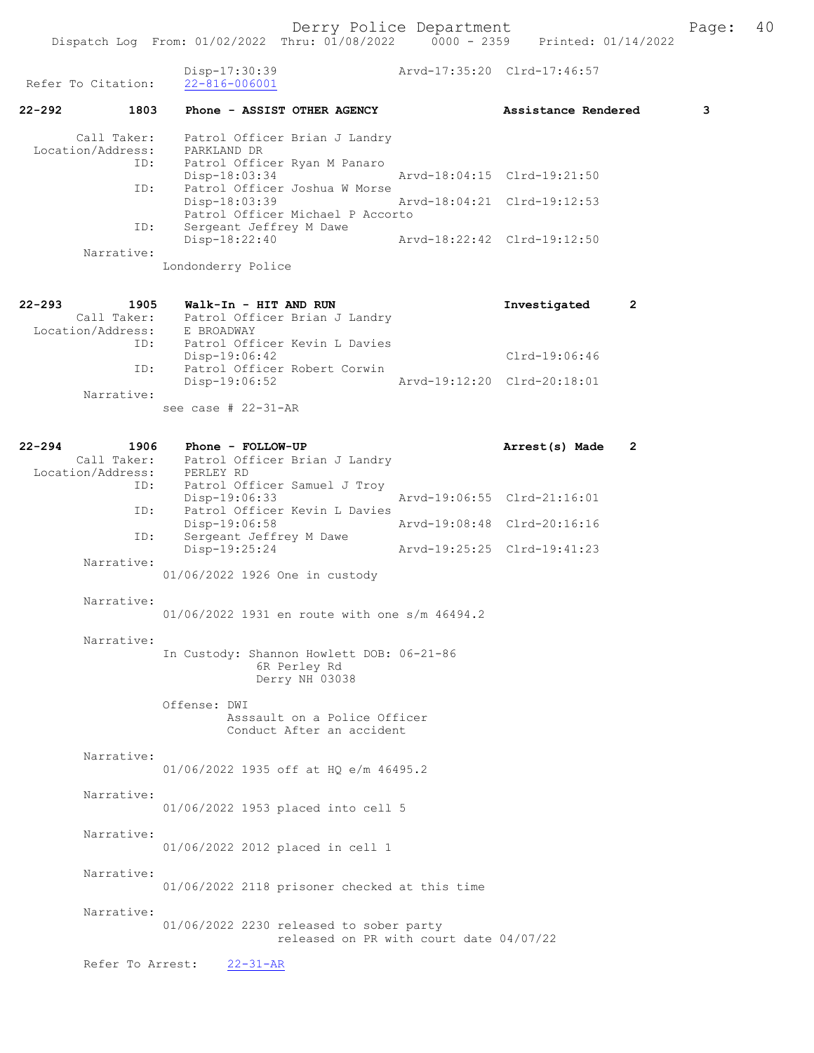Disp-17:30:39 Arvd-17:35:20 Clrd-17:46:57
Refer To Citation: 22-816-006001

**22-292 1803 Phone - ASSIST OTHER AGENCY Assistance Rendered 3**

Call Taker: Patrol Officer Brian J Landry
Location/Address: PARKLAND DR
ID: Patrol Officer Ryan M Panaro
Disp-18:03:34 Arvd-18:04:15 Clrd-19:21:50
ID: Patrol Officer Joshua W Morse
Disp-18:03:39 Arvd-18:04:21 Clrd-19:12:53
Patrol Officer Michael P Accorto
ID: Sergeant Jeffrey M Dawe
Disp-18:22:40 Arvd-18:22:42 Clrd-19:12:50
Narrative:
Londonderry Police

**22-293 1905 Walk-In - HIT AND RUN Investigated 2**

Call Taker: Patrol Officer Brian J Landry
Location/Address: E BROADWAY
ID: Patrol Officer Kevin L Davies
Disp-19:06:42 Clrd-19:06:46
ID: Patrol Officer Robert Corwin
Disp-19:06:52 Arvd-19:12:20 Clrd-20:18:01
Narrative:
see case # 22-31-AR

**22-294 1906 Phone - FOLLOW-UP Arrest(s) Made 2**

Call Taker: Patrol Officer Brian J Landry
Location/Address: PERLEY RD
ID: Patrol Officer Samuel J Troy
Disp-19:06:33 Arvd-19:06:55 Clrd-21:16:01
ID: Patrol Officer Kevin L Davies
Disp-19:06:58 Arvd-19:08:48 Clrd-20:16:16
ID: Sergeant Jeffrey M Dawe
Disp-19:25:24 Arvd-19:25:25 Clrd-19:41:23
Narrative:
01/06/2022 1926 One in custody

Narrative:
01/06/2022 1931 en route with one s/m 46494.2

Narrative:
In Custody: Shannon Howlett DOB: 06-21-86
6R Perley Rd
Derry NH 03038

Offense: DWI
Asssault on a Police Officer
Conduct After an accident

Narrative:
01/06/2022 1935 off at HQ e/m 46495.2

Narrative:
01/06/2022 1953 placed into cell 5

Narrative:
01/06/2022 2012 placed in cell 1

Narrative:
01/06/2022 2118 prisoner checked at this time

Narrative:
01/06/2022 2230 released to sober party
released on PR with court date 04/07/22

Refer To Arrest: 22-31-AR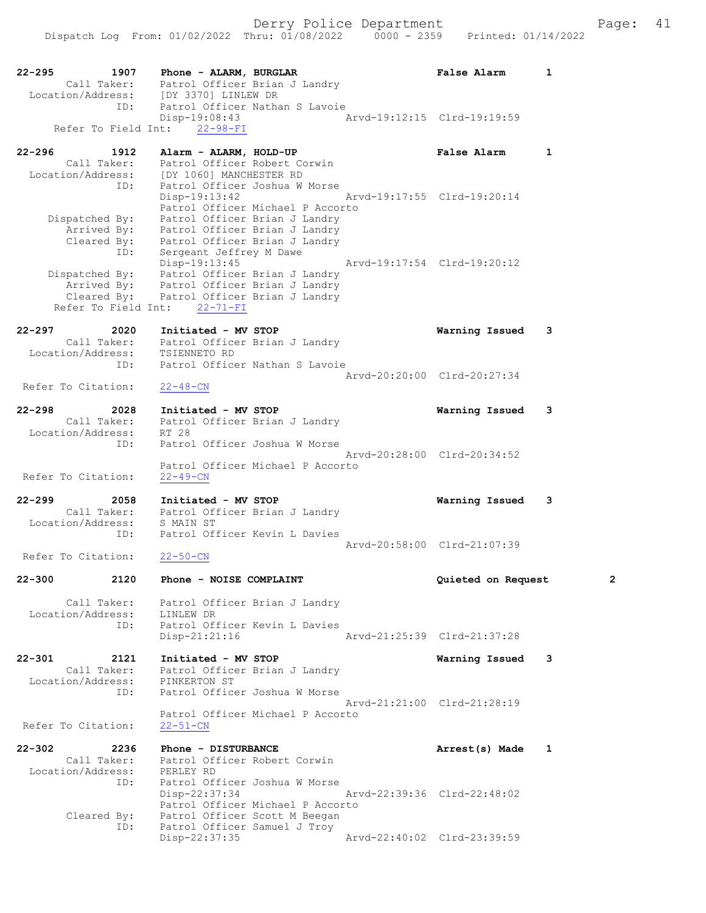22-295 1907 Phone - ALARM, BURGLAR False Alarm 1
Call Taker: Patrol Officer Brian J Landry
Location/Address: [DY 3370] LINLEW DR
ID: Patrol Officer Nathan S Lavoie
Disp-19:08:43 Arvd-19:12:15 Clrd-19:19:59
Refer To Field Int: 22-98-FI

22-296 1912 Alarm - ALARM, HOLD-UP False Alarm 1
Call Taker: Patrol Officer Robert Corwin
Location/Address: [DY 1060] MANCHESTER RD
ID: Patrol Officer Joshua W Morse
Disp-19:13:42 Arvd-19:17:55 Clrd-19:20:14
Patrol Officer Michael P Accorto
Dispatched By: Patrol Officer Brian J Landry
Arrived By: Patrol Officer Brian J Landry
Cleared By: Patrol Officer Brian J Landry
ID: Sergeant Jeffrey M Dawe
Disp-19:13:45 Arvd-19:17:54 Clrd-19:20:12
Dispatched By: Patrol Officer Brian J Landry
Arrived By: Patrol Officer Brian J Landry
Cleared By: Patrol Officer Brian J Landry
Refer To Field Int: 22-71-FI

22-297 2020 Initiated - MV STOP Warning Issued 3
Call Taker: Patrol Officer Brian J Landry
Location/Address: TSIENNETO RD
ID: Patrol Officer Nathan S Lavoie
Arvd-20:20:00 Clrd-20:27:34
Refer To Citation: 22-48-CN

22-298 2028 Initiated - MV STOP Warning Issued 3
Call Taker: Patrol Officer Brian J Landry
Location/Address: RT 28
ID: Patrol Officer Joshua W Morse
Arvd-20:28:00 Clrd-20:34:52
Patrol Officer Michael P Accorto
Refer To Citation: 22-49-CN

22-299 2058 Initiated - MV STOP Warning Issued 3
Call Taker: Patrol Officer Brian J Landry
Location/Address: S MAIN ST
ID: Patrol Officer Kevin L Davies
Arvd-20:58:00 Clrd-21:07:39
Refer To Citation: 22-50-CN

22-300 2120 Phone - NOISE COMPLAINT Quieted on Request 2
Call Taker: Patrol Officer Brian J Landry
Location/Address: LINLEW DR
ID: Patrol Officer Kevin L Davies
Disp-21:21:16 Arvd-21:25:39 Clrd-21:37:28

22-301 2121 Initiated - MV STOP Warning Issued 3
Call Taker: Patrol Officer Brian J Landry
Location/Address: PINKERTON ST
ID: Patrol Officer Joshua W Morse
Arvd-21:21:00 Clrd-21:28:19
Patrol Officer Michael P Accorto
Refer To Citation: 22-51-CN

22-302 2236 Phone - DISTURBANCE Arrest(s) Made 1
Call Taker: Patrol Officer Robert Corwin
Location/Address: PERLEY RD
ID: Patrol Officer Joshua W Morse
Disp-22:37:34 Arvd-22:39:36 Clrd-22:48:02
Patrol Officer Michael P Accorto
Cleared By: Patrol Officer Scott M Beegan
ID: Patrol Officer Samuel J Troy
Disp-22:37:35 Arvd-22:40:02 Clrd-23:39:59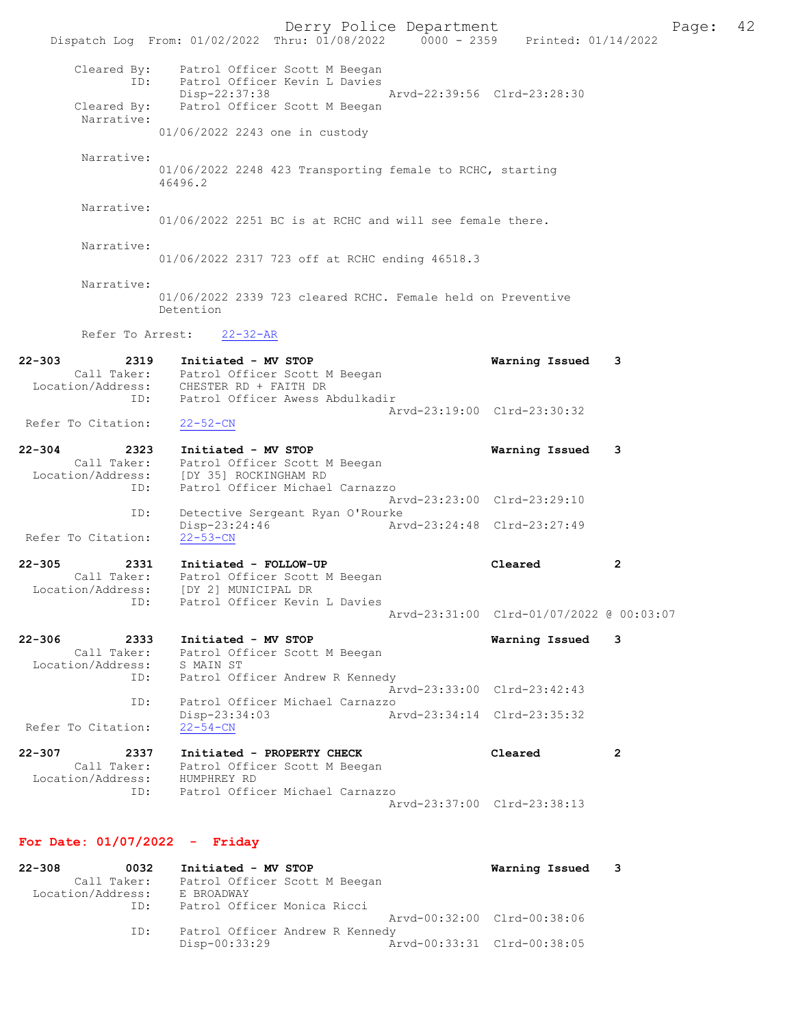```
        Cleared By:    Patrol Officer Scott M Beegan
               ID:     Patrol Officer Kevin L Davies
                       Disp-22:37:38              Arvd-22:39:56  Clrd-23:28:30
        Cleared By:    Patrol Officer Scott M Beegan
         Narrative:
                 01/06/2022 2243 one in custody

         Narrative:
                 01/06/2022 2248 423 Transporting female to RCHC, starting
                 46496.2

         Narrative:
                 01/06/2022 2251 BC is at RCHC and will see female there.

         Narrative:
                 01/06/2022 2317 723 off at RCHC ending 46518.3

         Narrative:
                 01/06/2022 2339 723 cleared RCHC. Female held on Preventive
                 Detention

         Refer To Arrest:    22-32-AR

22-303         2319    Initiated - MV STOP                          Warning Issued    3
         Call Taker:   Patrol Officer Scott M Beegan
   Location/Address:   CHESTER RD + FAITH DR
               ID:     Patrol Officer Awess Abdulkadir
                                                  Arvd-23:19:00  Clrd-23:30:32
  Refer To Citation:   22-52-CN

22-304         2323    Initiated - MV STOP                          Warning Issued    3
         Call Taker:   Patrol Officer Scott M Beegan
   Location/Address:   [DY 35] ROCKINGHAM RD
               ID:     Patrol Officer Michael Carnazzo
                                                  Arvd-23:23:00  Clrd-23:29:10
               ID:     Detective Sergeant Ryan O'Rourke
                       Disp-23:24:46              Arvd-23:24:48  Clrd-23:27:49
  Refer To Citation:   22-53-CN

22-305         2331    Initiated - FOLLOW-UP                        Cleared           2
         Call Taker:   Patrol Officer Scott M Beegan
   Location/Address:   [DY 2] MUNICIPAL DR
               ID:     Patrol Officer Kevin L Davies
                                                  Arvd-23:31:00  Clrd-01/07/2022 @ 00:03:07

22-306         2333    Initiated - MV STOP                          Warning Issued    3
         Call Taker:   Patrol Officer Scott M Beegan
   Location/Address:   S MAIN ST
               ID:     Patrol Officer Andrew R Kennedy
                                                  Arvd-23:33:00  Clrd-23:42:43
               ID:     Patrol Officer Michael Carnazzo
                       Disp-23:34:03              Arvd-23:34:14  Clrd-23:35:32
  Refer To Citation:   22-54-CN

22-307         2337    Initiated - PROPERTY CHECK                   Cleared           2
         Call Taker:   Patrol Officer Scott M Beegan
   Location/Address:   HUMPHREY RD
               ID:     Patrol Officer Michael Carnazzo
                                                  Arvd-23:37:00  Clrd-23:38:13
```

**For Date: 01/07/2022 - Friday**

```
22-308         0032    Initiated - MV STOP                          Warning Issued    3
         Call Taker:   Patrol Officer Scott M Beegan
   Location/Address:   E BROADWAY
               ID:     Patrol Officer Monica Ricci
                                                  Arvd-00:32:00  Clrd-00:38:06
               ID:     Patrol Officer Andrew R Kennedy
                       Disp-00:33:29              Arvd-00:33:31  Clrd-00:38:05
```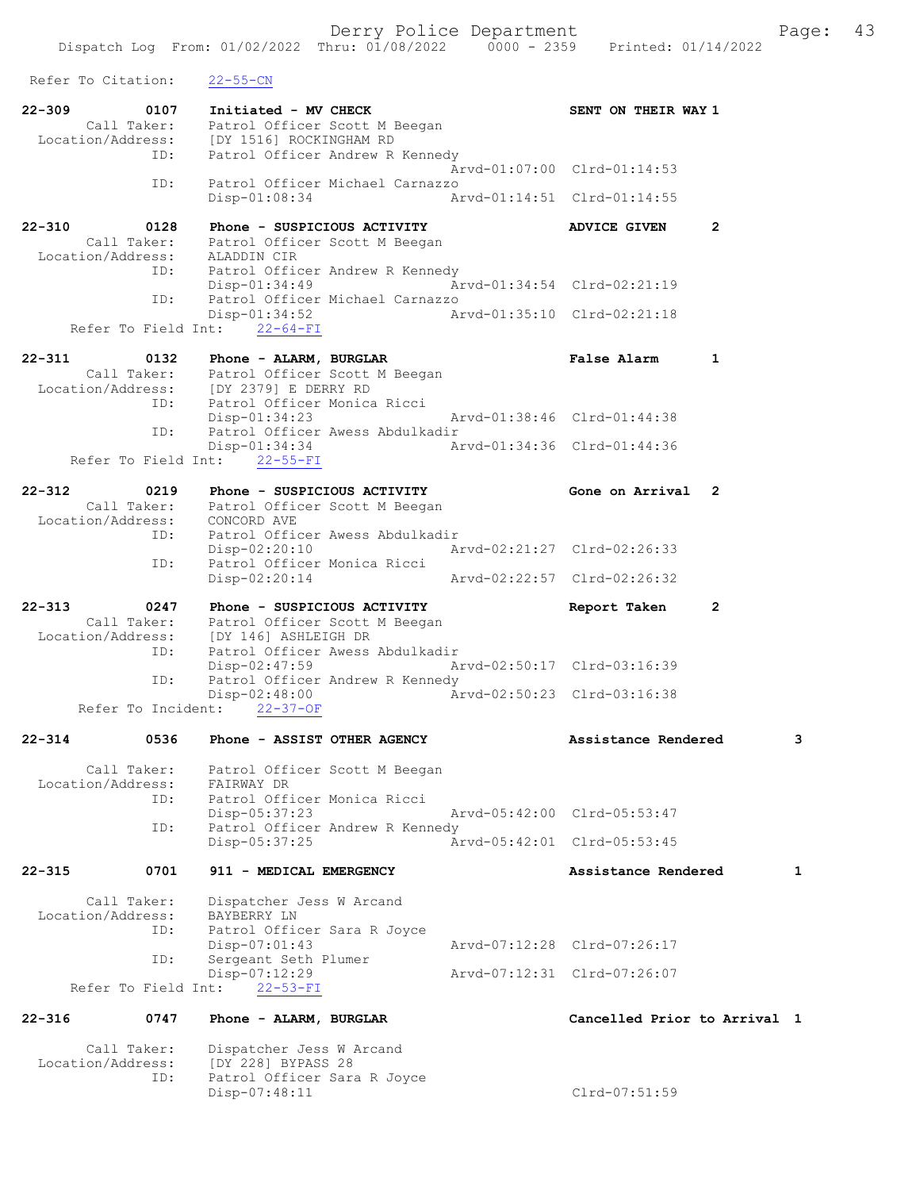Refer To Citation: 22-55-CN

```
22-309        0107    Initiated - MV CHECK                      SENT ON THEIR WAY 1
        Call Taker:   Patrol Officer Scott M Beegan
  Location/Address:   [DY 1516] ROCKINGHAM RD
               ID:    Patrol Officer Andrew R Kennedy
                                                Arvd-01:07:00  Clrd-01:14:53
               ID:    Patrol Officer Michael Carnazzo
                      Disp-01:08:34             Arvd-01:14:51  Clrd-01:14:55

22-310        0128    Phone - SUSPICIOUS ACTIVITY               ADVICE GIVEN      2
        Call Taker:   Patrol Officer Scott M Beegan
  Location/Address:   ALADDIN CIR
               ID:    Patrol Officer Andrew R Kennedy
                      Disp-01:34:49             Arvd-01:34:54  Clrd-02:21:19
               ID:    Patrol Officer Michael Carnazzo
                      Disp-01:34:52             Arvd-01:35:10  Clrd-02:21:18
     Refer To Field Int:    22-64-FI

22-311        0132    Phone - ALARM, BURGLAR                    False Alarm       1
        Call Taker:   Patrol Officer Scott M Beegan
  Location/Address:   [DY 2379] E DERRY RD
               ID:    Patrol Officer Monica Ricci
                      Disp-01:34:23             Arvd-01:38:46  Clrd-01:44:38
               ID:    Patrol Officer Awess Abdulkadir
                      Disp-01:34:34             Arvd-01:34:36  Clrd-01:44:36
     Refer To Field Int:    22-55-FI

22-312        0219    Phone - SUSPICIOUS ACTIVITY               Gone on Arrival   2
        Call Taker:   Patrol Officer Scott M Beegan
  Location/Address:   CONCORD AVE
               ID:    Patrol Officer Awess Abdulkadir
                      Disp-02:20:10             Arvd-02:21:27  Clrd-02:26:33
               ID:    Patrol Officer Monica Ricci
                      Disp-02:20:14             Arvd-02:22:57  Clrd-02:26:32

22-313        0247    Phone - SUSPICIOUS ACTIVITY               Report Taken      2
        Call Taker:   Patrol Officer Scott M Beegan
  Location/Address:   [DY 146] ASHLEIGH DR
               ID:    Patrol Officer Awess Abdulkadir
                      Disp-02:47:59             Arvd-02:50:17  Clrd-03:16:39
               ID:    Patrol Officer Andrew R Kennedy
                      Disp-02:48:00             Arvd-02:50:23  Clrd-03:16:38
      Refer To Incident:    22-37-OF

22-314        0536    Phone - ASSIST OTHER AGENCY               Assistance Rendered        3

        Call Taker:   Patrol Officer Scott M Beegan
  Location/Address:   FAIRWAY DR
               ID:    Patrol Officer Monica Ricci
                      Disp-05:37:23             Arvd-05:42:00  Clrd-05:53:47
               ID:    Patrol Officer Andrew R Kennedy
                      Disp-05:37:25             Arvd-05:42:01  Clrd-05:53:45

22-315        0701    911 - MEDICAL EMERGENCY                   Assistance Rendered        1

        Call Taker:   Dispatcher Jess W Arcand
  Location/Address:   BAYBERRY LN
               ID:    Patrol Officer Sara R Joyce
                      Disp-07:01:43             Arvd-07:12:28  Clrd-07:26:17
               ID:    Sergeant Seth Plumer
                      Disp-07:12:29             Arvd-07:12:31  Clrd-07:26:07
     Refer To Field Int:    22-53-FI

22-316        0747    Phone - ALARM, BURGLAR                    Cancelled Prior to Arrival 1

        Call Taker:   Dispatcher Jess W Arcand
  Location/Address:   [DY 228] BYPASS 28
               ID:    Patrol Officer Sara R Joyce
                      Disp-07:48:11                            Clrd-07:51:59
```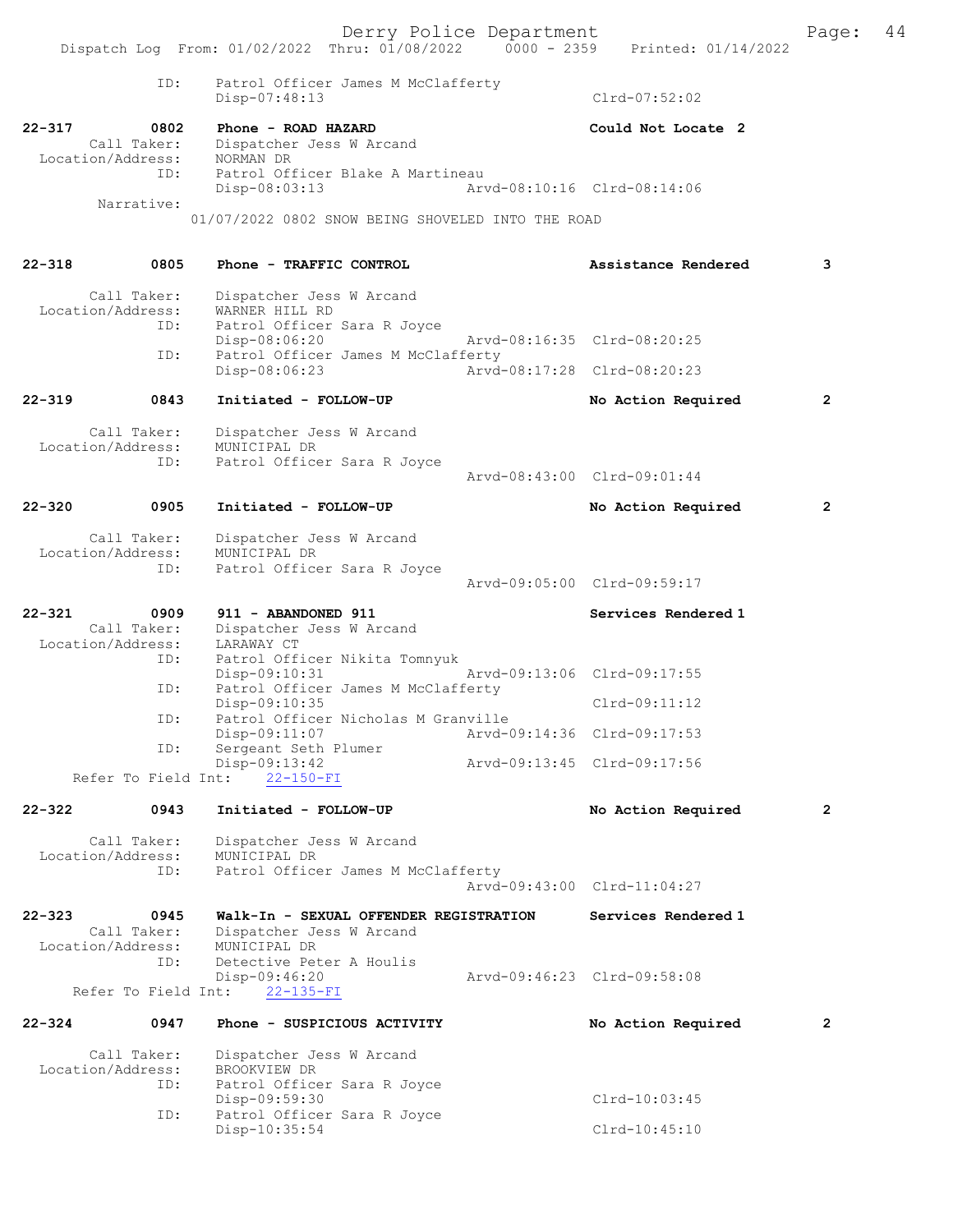```
            ID:    Patrol Officer James M McClafferty
                   Disp-07:48:13                                Clrd-07:52:02

22-317        0802    Phone - ROAD HAZARD                         Could Not Locate  2
        Call Taker:    Dispatcher Jess W Arcand
  Location/Address:    NORMAN DR
               ID:     Patrol Officer Blake A Martineau
                       Disp-08:03:13               Arvd-08:10:16  Clrd-08:14:06
        Narrative:
                   01/07/2022 0802 SNOW BEING SHOVELED INTO THE ROAD

22-318        0805    Phone - TRAFFIC CONTROL                     Assistance Rendered     3

        Call Taker:    Dispatcher Jess W Arcand
  Location/Address:    WARNER HILL RD
               ID:     Patrol Officer Sara R Joyce
                       Disp-08:06:20               Arvd-08:16:35  Clrd-08:20:25
               ID:     Patrol Officer James M McClafferty
                       Disp-08:06:23               Arvd-08:17:28  Clrd-08:20:23

22-319        0843    Initiated - FOLLOW-UP                       No Action Required      2

        Call Taker:    Dispatcher Jess W Arcand
  Location/Address:    MUNICIPAL DR
               ID:     Patrol Officer Sara R Joyce
                                                   Arvd-08:43:00  Clrd-09:01:44

22-320        0905    Initiated - FOLLOW-UP                       No Action Required      2

        Call Taker:    Dispatcher Jess W Arcand
  Location/Address:    MUNICIPAL DR
               ID:     Patrol Officer Sara R Joyce
                                                   Arvd-09:05:00  Clrd-09:59:17

22-321        0909    911 - ABANDONED 911                         Services Rendered 1
        Call Taker:    Dispatcher Jess W Arcand
  Location/Address:    LARAWAY CT
               ID:     Patrol Officer Nikita Tomnyuk
                       Disp-09:10:31               Arvd-09:13:06  Clrd-09:17:55
               ID:     Patrol Officer James M McClafferty
                       Disp-09:10:35                              Clrd-09:11:12
               ID:     Patrol Officer Nicholas M Granville
                       Disp-09:11:07               Arvd-09:14:36  Clrd-09:17:53
               ID:     Sergeant Seth Plumer
                       Disp-09:13:42               Arvd-09:13:45  Clrd-09:17:56
    Refer To Field Int:    22-150-FI

22-322        0943    Initiated - FOLLOW-UP                       No Action Required      2

        Call Taker:    Dispatcher Jess W Arcand
  Location/Address:    MUNICIPAL DR
               ID:     Patrol Officer James M McClafferty
                                                   Arvd-09:43:00  Clrd-11:04:27

22-323        0945    Walk-In - SEXUAL OFFENDER REGISTRATION      Services Rendered 1
        Call Taker:    Dispatcher Jess W Arcand
  Location/Address:    MUNICIPAL DR
               ID:     Detective Peter A Houlis
                       Disp-09:46:20               Arvd-09:46:23  Clrd-09:58:08
    Refer To Field Int:    22-135-FI

22-324        0947    Phone - SUSPICIOUS ACTIVITY                 No Action Required      2

        Call Taker:    Dispatcher Jess W Arcand
  Location/Address:    BROOKVIEW DR
               ID:     Patrol Officer Sara R Joyce
                       Disp-09:59:30                              Clrd-10:03:45
               ID:     Patrol Officer Sara R Joyce
                       Disp-10:35:54                              Clrd-10:45:10
```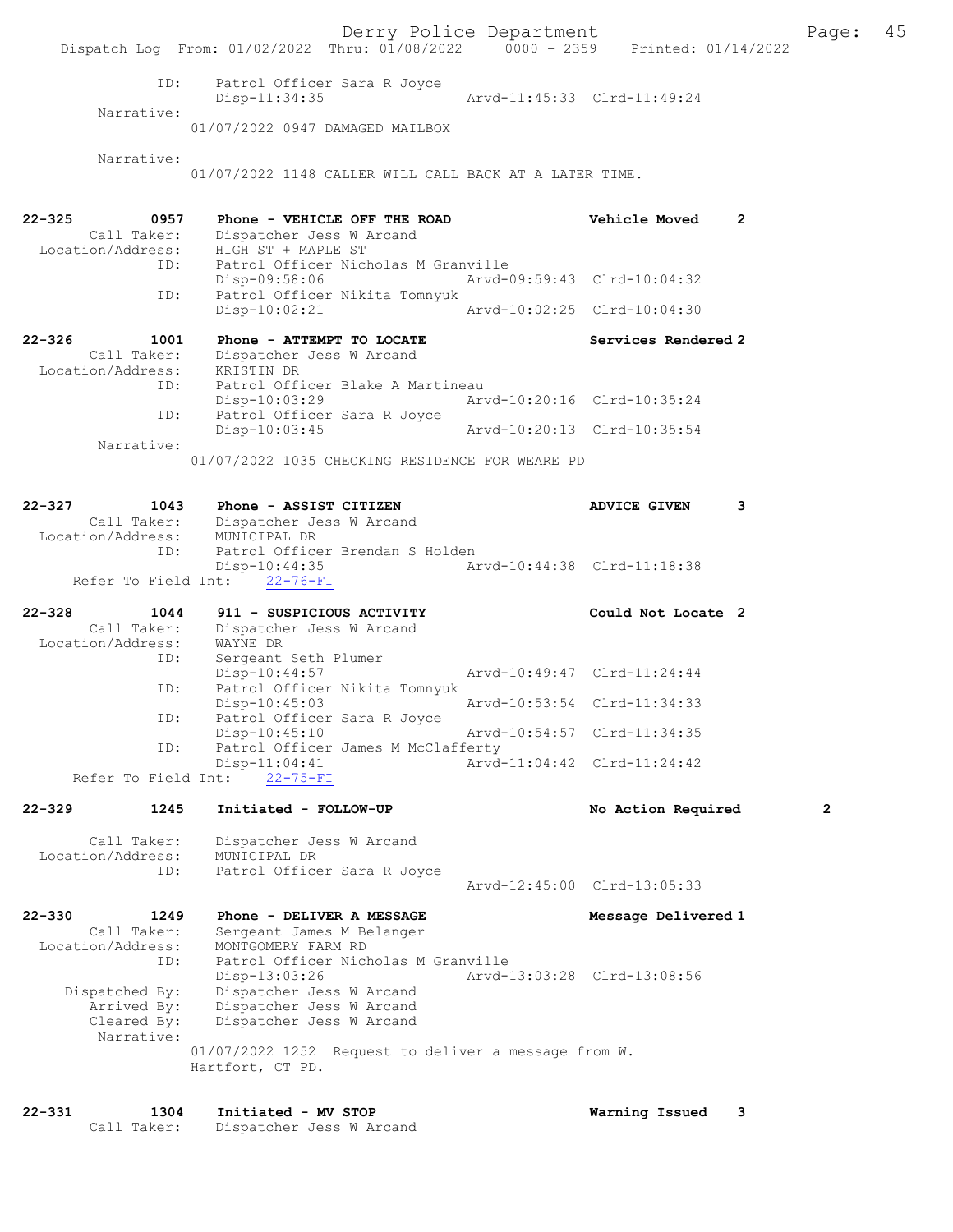```
            ID:     Patrol Officer Sara R Joyce
                    Disp-11:34:35                  Arvd-11:45:33  Clrd-11:49:24
     Narrative:
                    01/07/2022 0947 DAMAGED MAILBOX

     Narrative:
                    01/07/2022 1148 CALLER WILL CALL BACK AT A LATER TIME.


22-325         0957    Phone - VEHICLE OFF THE ROAD                 Vehicle Moved      2
      Call Taker:      Dispatcher Jess W Arcand
  Location/Address:    HIGH ST + MAPLE ST
             ID:       Patrol Officer Nicholas M Granville
                       Disp-09:58:06               Arvd-09:59:43  Clrd-10:04:32
             ID:       Patrol Officer Nikita Tomnyuk
                       Disp-10:02:21               Arvd-10:02:25  Clrd-10:04:30

22-326         1001    Phone - ATTEMPT TO LOCATE                    Services Rendered 2
      Call Taker:      Dispatcher Jess W Arcand
  Location/Address:    KRISTIN DR
             ID:       Patrol Officer Blake A Martineau
                       Disp-10:03:29               Arvd-10:20:16  Clrd-10:35:24
             ID:       Patrol Officer Sara R Joyce
                       Disp-10:03:45               Arvd-10:20:13  Clrd-10:35:54
       Narrative:
                    01/07/2022 1035 CHECKING RESIDENCE FOR WEARE PD


22-327         1043    Phone - ASSIST CITIZEN                       ADVICE GIVEN       3
      Call Taker:      Dispatcher Jess W Arcand
  Location/Address:    MUNICIPAL DR
             ID:       Patrol Officer Brendan S Holden
                       Disp-10:44:35               Arvd-10:44:38  Clrd-11:18:38
   Refer To Field Int:    22-76-FI

22-328         1044    911 - SUSPICIOUS ACTIVITY                    Could Not Locate 2
      Call Taker:      Dispatcher Jess W Arcand
  Location/Address:    WAYNE DR
             ID:       Sergeant Seth Plumer
                       Disp-10:44:57               Arvd-10:49:47  Clrd-11:24:44
             ID:       Patrol Officer Nikita Tomnyuk
                       Disp-10:45:03               Arvd-10:53:54  Clrd-11:34:33
             ID:       Patrol Officer Sara R Joyce
                       Disp-10:45:10               Arvd-10:54:57  Clrd-11:34:35
             ID:       Patrol Officer James M McClafferty
                       Disp-11:04:41               Arvd-11:04:42  Clrd-11:24:42
   Refer To Field Int:    22-75-FI

22-329         1245    Initiated - FOLLOW-UP                        No Action Required          2

      Call Taker:      Dispatcher Jess W Arcand
  Location/Address:    MUNICIPAL DR
             ID:       Patrol Officer Sara R Joyce
                                                   Arvd-12:45:00  Clrd-13:05:33

22-330         1249    Phone - DELIVER A MESSAGE                    Message Delivered 1
      Call Taker:      Sergeant James M Belanger
  Location/Address:    MONTGOMERY FARM RD
             ID:       Patrol Officer Nicholas M Granville
                       Disp-13:03:26               Arvd-13:03:28  Clrd-13:08:56
   Dispatched By:      Dispatcher Jess W Arcand
      Arrived By:      Dispatcher Jess W Arcand
      Cleared By:      Dispatcher Jess W Arcand
       Narrative:
                    01/07/2022 1252  Request to deliver a message from W.
                    Hartfort, CT PD.


22-331         1304    Initiated - MV STOP                          Warning Issued     3
      Call Taker:      Dispatcher Jess W Arcand
```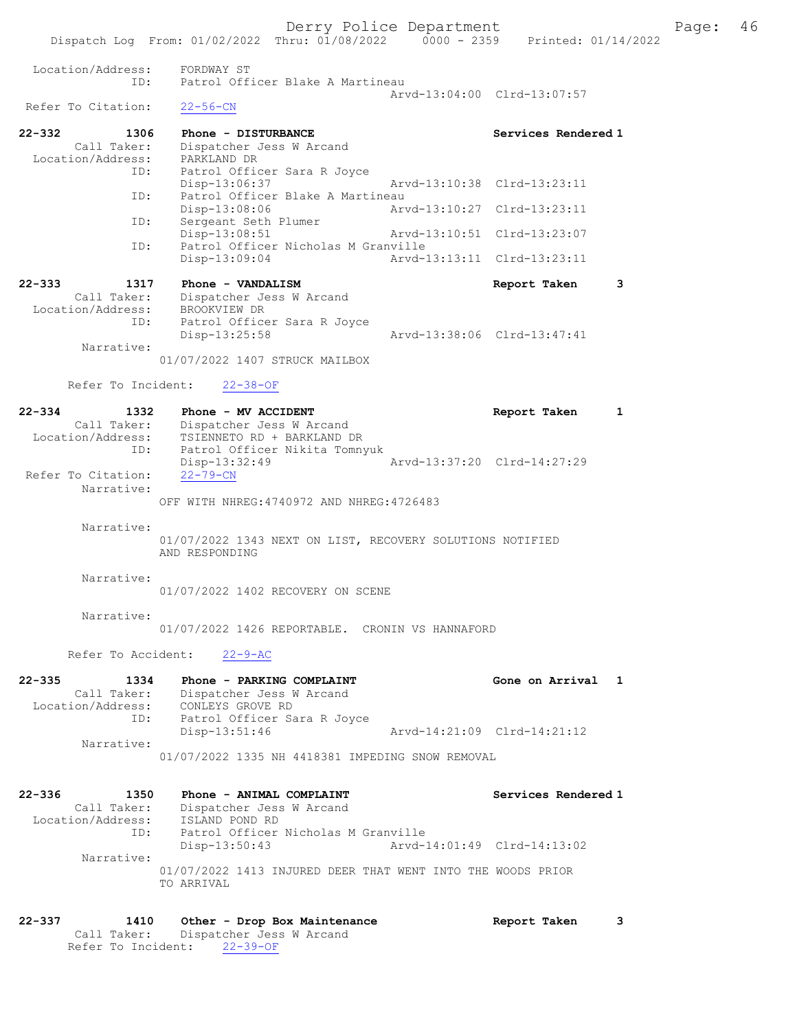```
 Location/Address:    FORDWAY ST
              ID:    Patrol Officer Blake A Martineau
                                              Arvd-13:04:00  Clrd-13:07:57
 Refer To Citation:   22-56-CN

22-332         1306   Phone - DISTURBANCE                      Services Rendered 1
      Call Taker:    Dispatcher Jess W Arcand
 Location/Address:    PARKLAND DR
              ID:    Patrol Officer Sara R Joyce
                     Disp-13:06:37            Arvd-13:10:38  Clrd-13:23:11
              ID:    Patrol Officer Blake A Martineau
                     Disp-13:08:06            Arvd-13:10:27  Clrd-13:23:11
              ID:    Sergeant Seth Plumer
                     Disp-13:08:51            Arvd-13:10:51  Clrd-13:23:07
              ID:    Patrol Officer Nicholas M Granville
                     Disp-13:09:04            Arvd-13:13:11  Clrd-13:23:11

22-333         1317   Phone - VANDALISM                        Report Taken      3
      Call Taker:    Dispatcher Jess W Arcand
 Location/Address:    BROOKVIEW DR
              ID:    Patrol Officer Sara R Joyce
                     Disp-13:25:58            Arvd-13:38:06  Clrd-13:47:41
       Narrative:
                 01/07/2022 1407 STRUCK MAILBOX

      Refer To Incident:    22-38-OF

22-334         1332   Phone - MV ACCIDENT                      Report Taken      1
      Call Taker:    Dispatcher Jess W Arcand
 Location/Address:    TSIENNETO RD + BARKLAND DR
              ID:    Patrol Officer Nikita Tomnyuk
                     Disp-13:32:49            Arvd-13:37:20  Clrd-14:27:29
 Refer To Citation:   22-79-CN
       Narrative:
                 OFF WITH NHREG:4740972 AND NHREG:4726483

       Narrative:
                 01/07/2022 1343 NEXT ON LIST, RECOVERY SOLUTIONS NOTIFIED
                 AND RESPONDING

       Narrative:
                 01/07/2022 1402 RECOVERY ON SCENE

       Narrative:
                 01/07/2022 1426 REPORTABLE.  CRONIN VS HANNAFORD

      Refer To Accident:    22-9-AC

22-335         1334   Phone - PARKING COMPLAINT                Gone on Arrival   1
      Call Taker:    Dispatcher Jess W Arcand
 Location/Address:    CONLEYS GROVE RD
              ID:    Patrol Officer Sara R Joyce
                     Disp-13:51:46            Arvd-14:21:09  Clrd-14:21:12
       Narrative:
                 01/07/2022 1335 NH 4418381 IMPEDING SNOW REMOVAL

22-336         1350   Phone - ANIMAL COMPLAINT                 Services Rendered 1
      Call Taker:    Dispatcher Jess W Arcand
 Location/Address:    ISLAND POND RD
              ID:    Patrol Officer Nicholas M Granville
                     Disp-13:50:43            Arvd-14:01:49  Clrd-14:13:02
       Narrative:
                 01/07/2022 1413 INJURED DEER THAT WENT INTO THE WOODS PRIOR
                 TO ARRIVAL

22-337         1410   Other - Drop Box Maintenance             Report Taken      3
      Call Taker:    Dispatcher Jess W Arcand
      Refer To Incident:    22-39-OF
```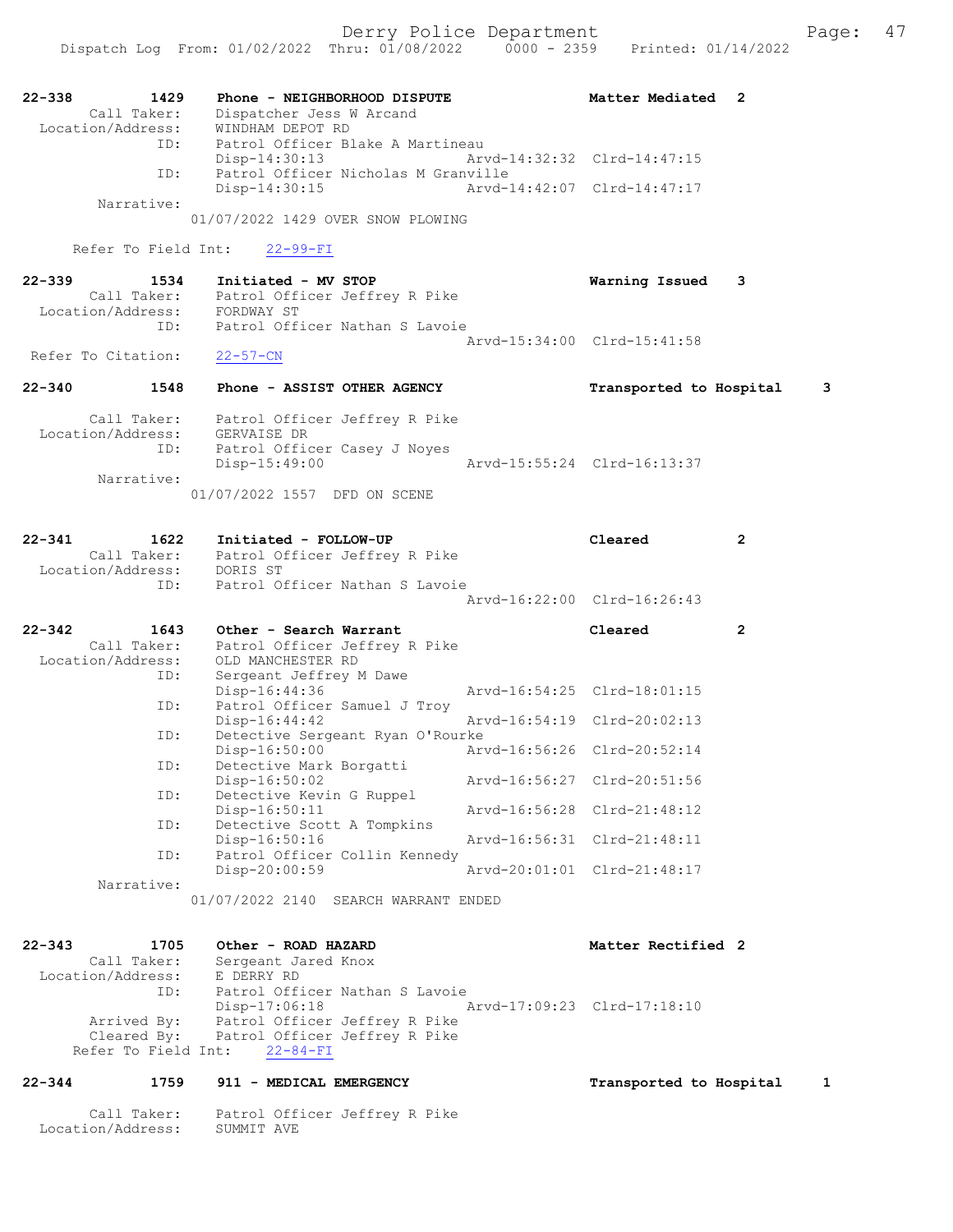22-338 1429 Phone - NEIGHBORHOOD DISPUTE Matter Mediated 2
Call Taker: Dispatcher Jess W Arcand
Location/Address: WINDHAM DEPOT RD
ID: Patrol Officer Blake A Martineau
Disp-14:30:13 Arvd-14:32:32 Clrd-14:47:15
ID: Patrol Officer Nicholas M Granville
Disp-14:30:15 Arvd-14:42:07 Clrd-14:47:17
Narrative:
01/07/2022 1429 OVER SNOW PLOWING

Refer To Field Int: 22-99-FI

22-339 1534 Initiated - MV STOP Warning Issued 3
Call Taker: Patrol Officer Jeffrey R Pike
Location/Address: FORDWAY ST
ID: Patrol Officer Nathan S Lavoie
Arvd-15:34:00 Clrd-15:41:58
Refer To Citation: 22-57-CN

22-340 1548 Phone - ASSIST OTHER AGENCY Transported to Hospital 3

Call Taker: Patrol Officer Jeffrey R Pike
Location/Address: GERVAISE DR
ID: Patrol Officer Casey J Noyes
Disp-15:49:00 Arvd-15:55:24 Clrd-16:13:37
Narrative:
01/07/2022 1557 DFD ON SCENE

22-341 1622 Initiated - FOLLOW-UP Cleared 2
Call Taker: Patrol Officer Jeffrey R Pike
Location/Address: DORIS ST
ID: Patrol Officer Nathan S Lavoie
Arvd-16:22:00 Clrd-16:26:43

22-342 1643 Other - Search Warrant Cleared 2
Call Taker: Patrol Officer Jeffrey R Pike
Location/Address: OLD MANCHESTER RD
ID: Sergeant Jeffrey M Dawe
Disp-16:44:36 Arvd-16:54:25 Clrd-18:01:15
ID: Patrol Officer Samuel J Troy
Disp-16:44:42 Arvd-16:54:19 Clrd-20:02:13
ID: Detective Sergeant Ryan O'Rourke
Disp-16:50:00 Arvd-16:56:26 Clrd-20:52:14
ID: Detective Mark Borgatti
Disp-16:50:02 Arvd-16:56:27 Clrd-20:51:56
ID: Detective Kevin G Ruppel
Disp-16:50:11 Arvd-16:56:28 Clrd-21:48:12
ID: Detective Scott A Tompkins
Disp-16:50:16 Arvd-16:56:31 Clrd-21:48:11
ID: Patrol Officer Collin Kennedy
Disp-20:00:59 Arvd-20:01:01 Clrd-21:48:17
Narrative:
01/07/2022 2140 SEARCH WARRANT ENDED

22-343 1705 Other - ROAD HAZARD Matter Rectified 2
Call Taker: Sergeant Jared Knox
Location/Address: E DERRY RD
ID: Patrol Officer Nathan S Lavoie
Disp-17:06:18 Arvd-17:09:23 Clrd-17:18:10
Arrived By: Patrol Officer Jeffrey R Pike
Cleared By: Patrol Officer Jeffrey R Pike
Refer To Field Int: 22-84-FI

22-344 1759 911 - MEDICAL EMERGENCY Transported to Hospital 1

Call Taker: Patrol Officer Jeffrey R Pike
Location/Address: SUMMIT AVE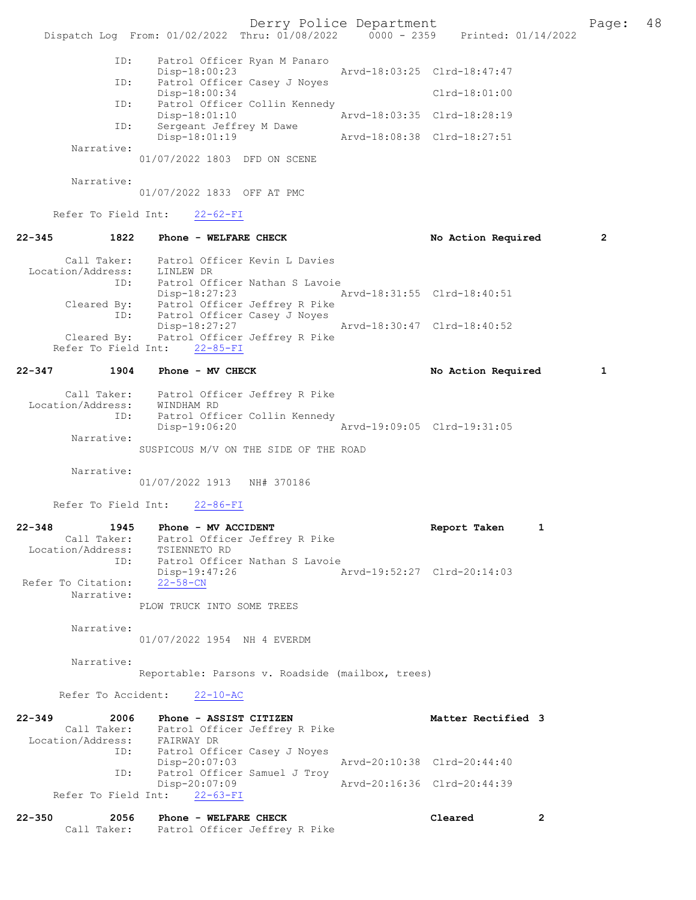ID: Patrol Officer Ryan M Panaro
Disp-18:00:23 Arvd-18:03:25 Clrd-18:47:47
ID: Patrol Officer Casey J Noyes
Disp-18:00:34 Clrd-18:01:00
ID: Patrol Officer Collin Kennedy
Disp-18:01:10 Arvd-18:03:35 Clrd-18:28:19
ID: Sergeant Jeffrey M Dawe
Disp-18:01:19 Arvd-18:08:38 Clrd-18:27:51
Narrative:
01/07/2022 1803 DFD ON SCENE

Narrative:
01/07/2022 1833 OFF AT PMC

Refer To Field Int: 22-62-FI

**22-345 1822 Phone - WELFARE CHECK No Action Required 2**

Call Taker: Patrol Officer Kevin L Davies
Location/Address: LINLEW DR
ID: Patrol Officer Nathan S Lavoie
Disp-18:27:23 Arvd-18:31:55 Clrd-18:40:51
Cleared By: Patrol Officer Jeffrey R Pike
ID: Patrol Officer Casey J Noyes
Disp-18:27:27 Arvd-18:30:47 Clrd-18:40:52
Cleared By: Patrol Officer Jeffrey R Pike
Refer To Field Int: 22-85-FI

**22-347 1904 Phone - MV CHECK No Action Required 1**

Call Taker: Patrol Officer Jeffrey R Pike
Location/Address: WINDHAM RD
ID: Patrol Officer Collin Kennedy
Disp-19:06:20 Arvd-19:09:05 Clrd-19:31:05
Narrative:
SUSPICOUS M/V ON THE SIDE OF THE ROAD

Narrative:
01/07/2022 1913 NH# 370186

Refer To Field Int: 22-86-FI

**22-348 1945 Phone - MV ACCIDENT Report Taken 1**

Call Taker: Patrol Officer Jeffrey R Pike
Location/Address: TSIENNETO RD
ID: Patrol Officer Nathan S Lavoie
Disp-19:47:26 Arvd-19:52:27 Clrd-20:14:03
Refer To Citation: 22-58-CN
Narrative:
PLOW TRUCK INTO SOME TREES

Narrative:
01/07/2022 1954 NH 4 EVERDM

Narrative:
Reportable: Parsons v. Roadside (mailbox, trees)

Refer To Accident: 22-10-AC

**22-349 2006 Phone - ASSIST CITIZEN Matter Rectified 3**

Call Taker: Patrol Officer Jeffrey R Pike
Location/Address: FAIRWAY DR
ID: Patrol Officer Casey J Noyes
Disp-20:07:03 Arvd-20:10:38 Clrd-20:44:40
ID: Patrol Officer Samuel J Troy
Disp-20:07:09 Arvd-20:16:36 Clrd-20:44:39
Refer To Field Int: 22-63-FI

**22-350 2056 Phone - WELFARE CHECK Cleared 2**

Call Taker: Patrol Officer Jeffrey R Pike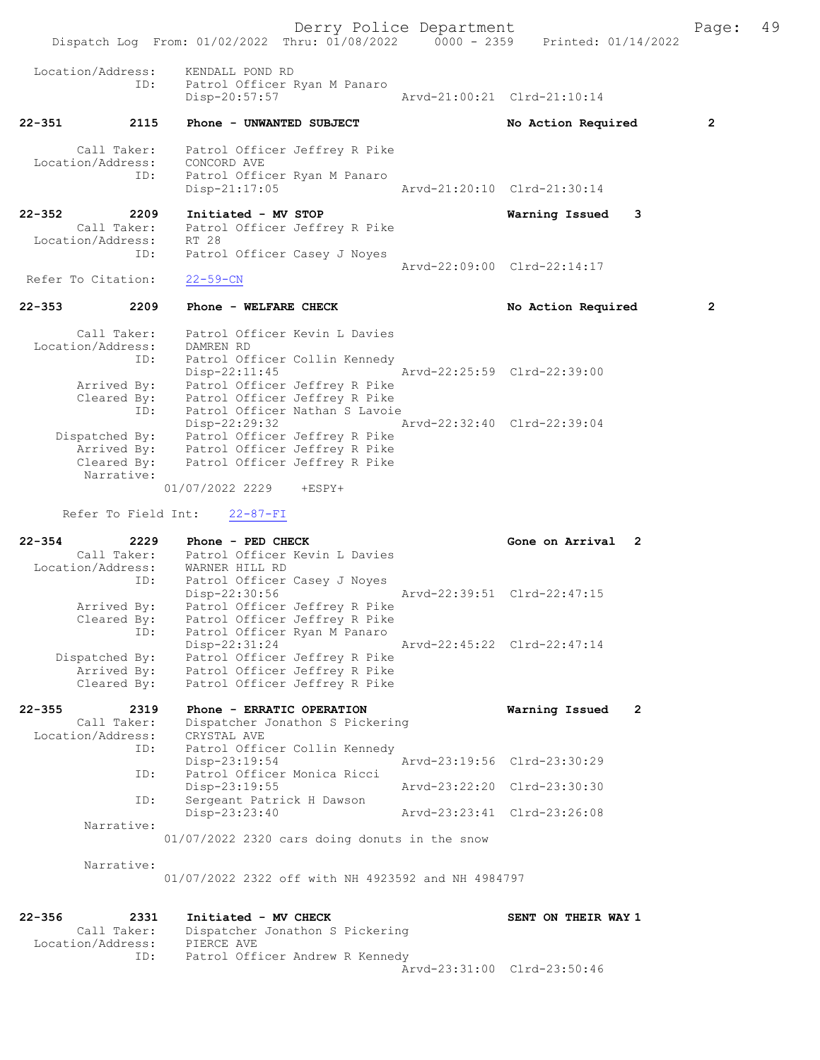```
 Location/Address:    KENDALL POND RD
               ID:    Patrol Officer Ryan M Panaro
                      Disp-20:57:57                Arvd-21:00:21  Clrd-21:10:14

22-351         2115   Phone - UNWANTED SUBJECT                   No Action Required        2

       Call Taker:    Patrol Officer Jeffrey R Pike
 Location/Address:    CONCORD AVE
               ID:    Patrol Officer Ryan M Panaro
                      Disp-21:17:05                Arvd-21:20:10  Clrd-21:30:14

22-352         2209   Initiated - MV STOP                        Warning Issued    3
       Call Taker:    Patrol Officer Jeffrey R Pike
 Location/Address:    RT 28
               ID:    Patrol Officer Casey J Noyes
                                                   Arvd-22:09:00  Clrd-22:14:17
 Refer To Citation:   22-59-CN

22-353         2209   Phone - WELFARE CHECK                      No Action Required        2

       Call Taker:    Patrol Officer Kevin L Davies
 Location/Address:    DAMREN RD
               ID:    Patrol Officer Collin Kennedy
                      Disp-22:11:45                Arvd-22:25:59  Clrd-22:39:00
       Arrived By:    Patrol Officer Jeffrey R Pike
       Cleared By:    Patrol Officer Jeffrey R Pike
               ID:    Patrol Officer Nathan S Lavoie
                      Disp-22:29:32                Arvd-22:32:40  Clrd-22:39:04
    Dispatched By:    Patrol Officer Jeffrey R Pike
       Arrived By:    Patrol Officer Jeffrey R Pike
       Cleared By:    Patrol Officer Jeffrey R Pike
        Narrative:
                  01/07/2022 2229    +ESPY+

      Refer To Field Int:    22-87-FI

22-354         2229   Phone - PED CHECK                          Gone on Arrival   2
       Call Taker:    Patrol Officer Kevin L Davies
 Location/Address:    WARNER HILL RD
               ID:    Patrol Officer Casey J Noyes
                      Disp-22:30:56                Arvd-22:39:51  Clrd-22:47:15
       Arrived By:    Patrol Officer Jeffrey R Pike
       Cleared By:    Patrol Officer Jeffrey R Pike
               ID:    Patrol Officer Ryan M Panaro
                      Disp-22:31:24                Arvd-22:45:22  Clrd-22:47:14
    Dispatched By:    Patrol Officer Jeffrey R Pike
       Arrived By:    Patrol Officer Jeffrey R Pike
       Cleared By:    Patrol Officer Jeffrey R Pike

22-355         2319   Phone - ERRATIC OPERATION                  Warning Issued    2
       Call Taker:    Dispatcher Jonathon S Pickering
 Location/Address:    CRYSTAL AVE
               ID:    Patrol Officer Collin Kennedy
                      Disp-23:19:54                Arvd-23:19:56  Clrd-23:30:29
               ID:    Patrol Officer Monica Ricci
                      Disp-23:19:55                Arvd-23:22:20  Clrd-23:30:30
               ID:    Sergeant Patrick H Dawson
                      Disp-23:23:40                Arvd-23:23:41  Clrd-23:26:08
        Narrative:
                  01/07/2022 2320 cars doing donuts in the snow

        Narrative:
                  01/07/2022 2322 off with NH 4923592 and NH 4984797


22-356         2331   Initiated - MV CHECK                       SENT ON THEIR WAY 1
       Call Taker:    Dispatcher Jonathon S Pickering
 Location/Address:    PIERCE AVE
               ID:    Patrol Officer Andrew R Kennedy
                                                   Arvd-23:31:00  Clrd-23:50:46
```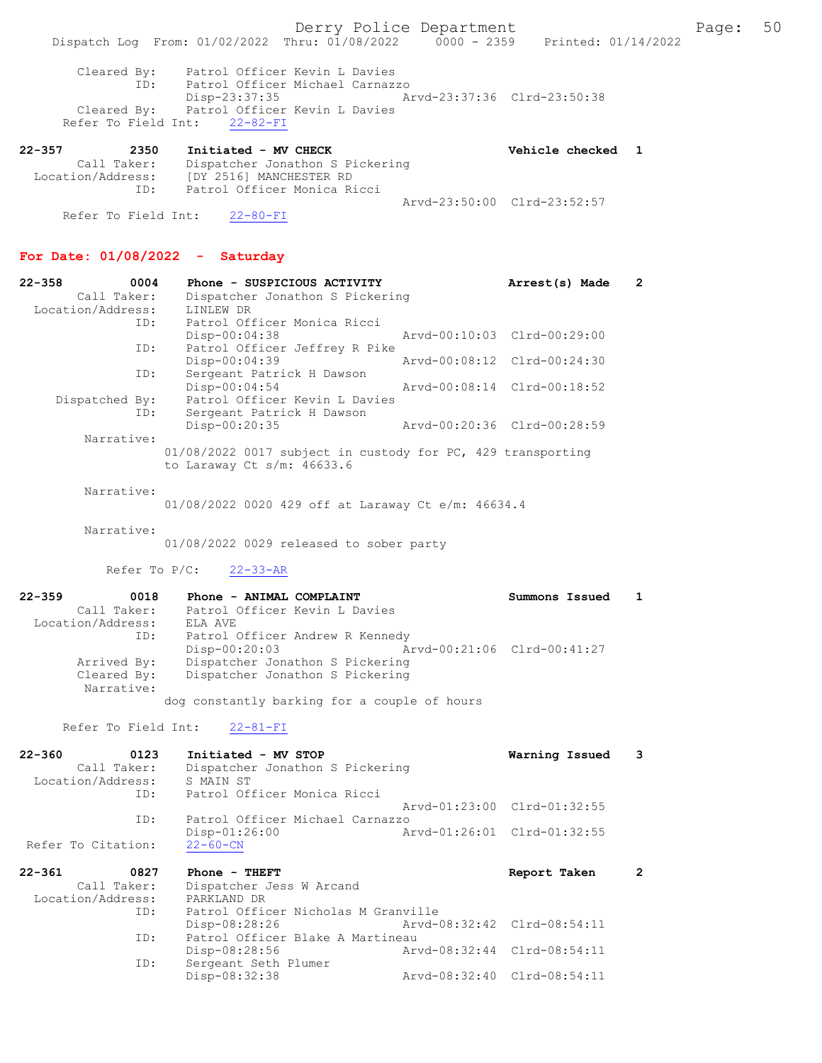```
        Cleared By:    Patrol Officer Kevin L Davies
                ID:    Patrol Officer Michael Carnazzo
                       Disp-23:37:35              Arvd-23:37:36  Clrd-23:50:38
        Cleared By:    Patrol Officer Kevin L Davies
      Refer To Field Int:    22-82-FI

22-357          2350   Initiated - MV CHECK                        Vehicle checked  1
        Call Taker:    Dispatcher Jonathon S Pickering
  Location/Address:    [DY 2516] MANCHESTER RD
                ID:    Patrol Officer Monica Ricci
                                                  Arvd-23:50:00  Clrd-23:52:57
      Refer To Field Int:    22-80-FI
```

**For Date: 01/08/2022 - Saturday**

```
22-358          0004   Phone - SUSPICIOUS ACTIVITY                 Arrest(s) Made   2
        Call Taker:    Dispatcher Jonathon S Pickering
  Location/Address:    LINLEW DR
                ID:    Patrol Officer Monica Ricci
                       Disp-00:04:38              Arvd-00:10:03  Clrd-00:29:00
                ID:    Patrol Officer Jeffrey R Pike
                       Disp-00:04:39              Arvd-00:08:12  Clrd-00:24:30
                ID:    Sergeant Patrick H Dawson
                       Disp-00:04:54              Arvd-00:08:14  Clrd-00:18:52
     Dispatched By:    Patrol Officer Kevin L Davies
                ID:    Sergeant Patrick H Dawson
                       Disp-00:20:35              Arvd-00:20:36  Clrd-00:28:59
         Narrative:
                   01/08/2022 0017 subject in custody for PC, 429 transporting
                   to Laraway Ct s/m: 46633.6

         Narrative:
                   01/08/2022 0020 429 off at Laraway Ct e/m: 46634.4

         Narrative:
                   01/08/2022 0029 released to sober party

           Refer To P/C:    22-33-AR

22-359          0018   Phone - ANIMAL COMPLAINT                    Summons Issued   1
        Call Taker:    Patrol Officer Kevin L Davies
  Location/Address:    ELA AVE
                ID:    Patrol Officer Andrew R Kennedy
                       Disp-00:20:03              Arvd-00:21:06  Clrd-00:41:27
        Arrived By:    Dispatcher Jonathon S Pickering
        Cleared By:    Dispatcher Jonathon S Pickering
         Narrative:
                   dog constantly barking for a couple of hours

      Refer To Field Int:    22-81-FI

22-360          0123   Initiated - MV STOP                         Warning Issued   3
        Call Taker:    Dispatcher Jonathon S Pickering
  Location/Address:    S MAIN ST
                ID:    Patrol Officer Monica Ricci
                                                  Arvd-01:23:00  Clrd-01:32:55
                ID:    Patrol Officer Michael Carnazzo
                       Disp-01:26:00              Arvd-01:26:01  Clrd-01:32:55
 Refer To Citation:    22-60-CN

22-361          0827   Phone - THEFT                               Report Taken     2
        Call Taker:    Dispatcher Jess W Arcand
  Location/Address:    PARKLAND DR
                ID:    Patrol Officer Nicholas M Granville
                       Disp-08:28:26              Arvd-08:32:42  Clrd-08:54:11
                ID:    Patrol Officer Blake A Martineau
                       Disp-08:28:56              Arvd-08:32:44  Clrd-08:54:11
                ID:    Sergeant Seth Plumer
                       Disp-08:32:38              Arvd-08:32:40  Clrd-08:54:11
```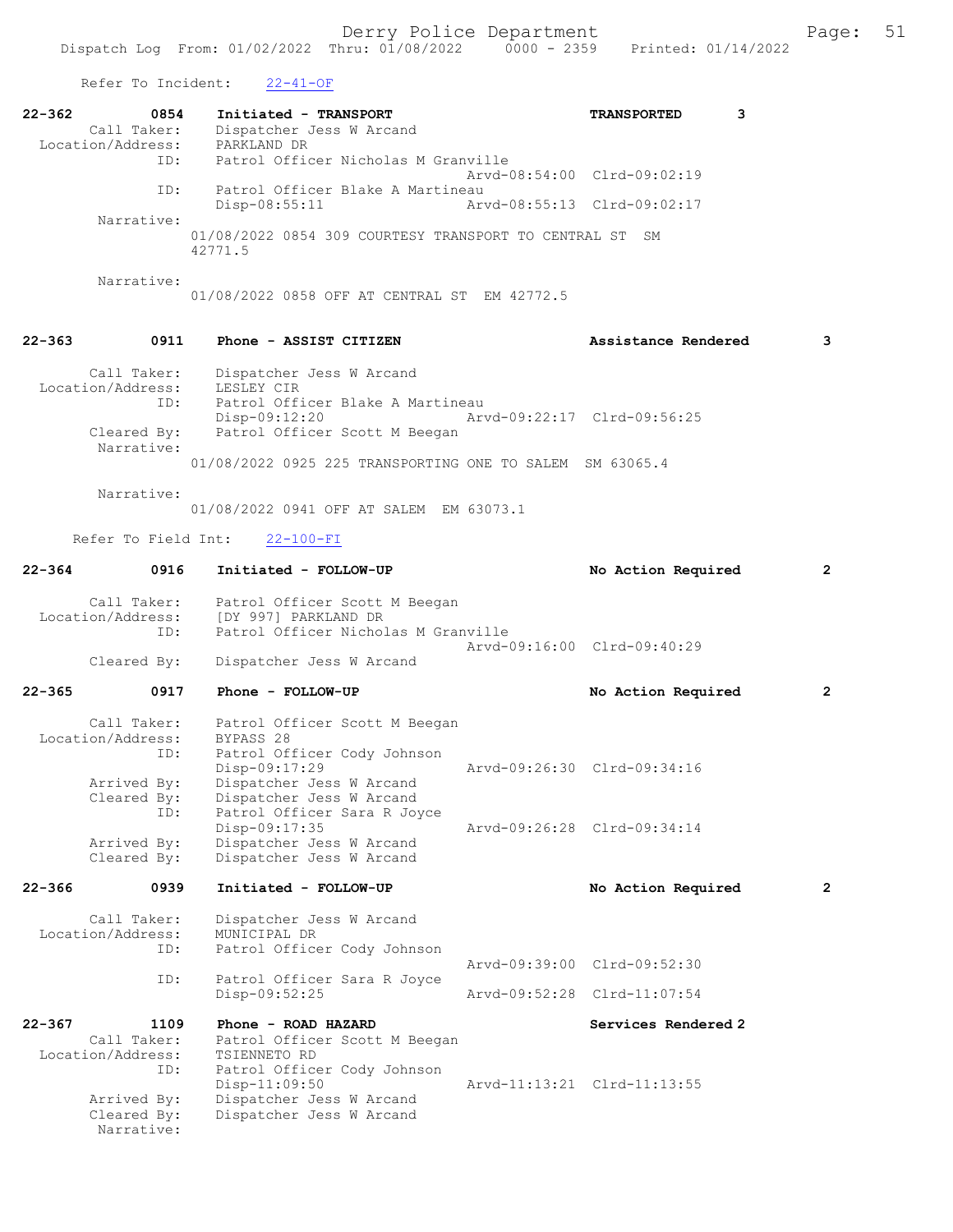Refer To Incident: 22-41-OF

**22-362** 0854 Initiated - TRANSPORT — TRANSPORTED 3

Call Taker: Dispatcher Jess W Arcand
Location/Address: PARKLAND DR
ID: Patrol Officer Nicholas M Granville
Arvd-08:54:00 Clrd-09:02:19
ID: Patrol Officer Blake A Martineau
Disp-08:55:11 Arvd-08:55:13 Clrd-09:02:17
Narrative:
01/08/2022 0854 309 COURTESY TRANSPORT TO CENTRAL ST SM 42771.5

Narrative:
01/08/2022 0858 OFF AT CENTRAL ST EM 42772.5

**22-363** 0911 Phone - ASSIST CITIZEN — Assistance Rendered 3

Call Taker: Dispatcher Jess W Arcand
Location/Address: LESLEY CIR
ID: Patrol Officer Blake A Martineau
Disp-09:12:20 Arvd-09:22:17 Clrd-09:56:25
Cleared By: Patrol Officer Scott M Beegan
Narrative:
01/08/2022 0925 225 TRANSPORTING ONE TO SALEM SM 63065.4

Narrative:
01/08/2022 0941 OFF AT SALEM EM 63073.1

Refer To Field Int: 22-100-FI

**22-364** 0916 Initiated - FOLLOW-UP — No Action Required 2

Call Taker: Patrol Officer Scott M Beegan
Location/Address: [DY 997] PARKLAND DR
ID: Patrol Officer Nicholas M Granville
Arvd-09:16:00 Clrd-09:40:29
Cleared By: Dispatcher Jess W Arcand

**22-365** 0917 Phone - FOLLOW-UP — No Action Required 2

Call Taker: Patrol Officer Scott M Beegan
Location/Address: BYPASS 28
ID: Patrol Officer Cody Johnson
Disp-09:17:29 Arvd-09:26:30 Clrd-09:34:16
Arrived By: Dispatcher Jess W Arcand
Cleared By: Dispatcher Jess W Arcand
ID: Patrol Officer Sara R Joyce
Disp-09:17:35 Arvd-09:26:28 Clrd-09:34:14
Arrived By: Dispatcher Jess W Arcand
Cleared By: Dispatcher Jess W Arcand

**22-366** 0939 Initiated - FOLLOW-UP — No Action Required 2

Call Taker: Dispatcher Jess W Arcand
Location/Address: MUNICIPAL DR
ID: Patrol Officer Cody Johnson
Arvd-09:39:00 Clrd-09:52:30
ID: Patrol Officer Sara R Joyce
Disp-09:52:25 Arvd-09:52:28 Clrd-11:07:54

**22-367** 1109 Phone - ROAD HAZARD — Services Rendered 2

Call Taker: Patrol Officer Scott M Beegan
Location/Address: TSIENNETO RD
ID: Patrol Officer Cody Johnson
Disp-11:09:50 Arvd-11:13:21 Clrd-11:13:55
Arrived By: Dispatcher Jess W Arcand
Cleared By: Dispatcher Jess W Arcand
Narrative: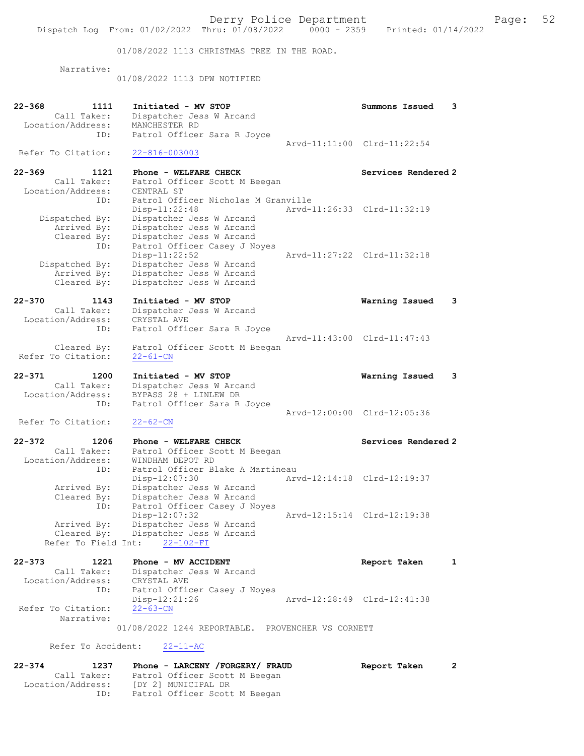01/08/2022 1113 CHRISTMAS TREE IN THE ROAD.

Narrative:
01/08/2022 1113 DPW NOTIFIED

```
22-368        1111    Initiated - MV STOP                        Summons Issued    3
        Call Taker:    Dispatcher Jess W Arcand
  Location/Address:    MANCHESTER RD
               ID:     Patrol Officer Sara R Joyce
                                                     Arvd-11:11:00  Clrd-11:22:54
 Refer To Citation:    22-816-003003

22-369        1121    Phone - WELFARE CHECK                      Services Rendered 2
        Call Taker:    Patrol Officer Scott M Beegan
  Location/Address:    CENTRAL ST
               ID:     Patrol Officer Nicholas M Granville
                       Disp-11:22:48                 Arvd-11:26:33  Clrd-11:32:19
     Dispatched By:    Dispatcher Jess W Arcand
        Arrived By:    Dispatcher Jess W Arcand
        Cleared By:    Dispatcher Jess W Arcand
               ID:     Patrol Officer Casey J Noyes
                       Disp-11:22:52                 Arvd-11:27:22  Clrd-11:32:18
     Dispatched By:    Dispatcher Jess W Arcand
        Arrived By:    Dispatcher Jess W Arcand
        Cleared By:    Dispatcher Jess W Arcand

22-370        1143    Initiated - MV STOP                        Warning Issued    3
        Call Taker:    Dispatcher Jess W Arcand
  Location/Address:    CRYSTAL AVE
               ID:     Patrol Officer Sara R Joyce
                                                     Arvd-11:43:00  Clrd-11:47:43
        Cleared By:    Patrol Officer Scott M Beegan
 Refer To Citation:    22-61-CN

22-371        1200    Initiated - MV STOP                        Warning Issued    3
        Call Taker:    Dispatcher Jess W Arcand
  Location/Address:    BYPASS 28 + LINLEW DR
               ID:     Patrol Officer Sara R Joyce
                                                     Arvd-12:00:00  Clrd-12:05:36
 Refer To Citation:    22-62-CN

22-372        1206    Phone - WELFARE CHECK                      Services Rendered 2
        Call Taker:    Patrol Officer Scott M Beegan
  Location/Address:    WINDHAM DEPOT RD
               ID:     Patrol Officer Blake A Martineau
                       Disp-12:07:30                 Arvd-12:14:18  Clrd-12:19:37
        Arrived By:    Dispatcher Jess W Arcand
        Cleared By:    Dispatcher Jess W Arcand
               ID:     Patrol Officer Casey J Noyes
                       Disp-12:07:32                 Arvd-12:15:14  Clrd-12:19:38
        Arrived By:    Dispatcher Jess W Arcand
        Cleared By:    Dispatcher Jess W Arcand
     Refer To Field Int:    22-102-FI

22-373        1221    Phone - MV ACCIDENT                        Report Taken      1
        Call Taker:    Dispatcher Jess W Arcand
  Location/Address:    CRYSTAL AVE
               ID:     Patrol Officer Casey J Noyes
                       Disp-12:21:26                 Arvd-12:28:49  Clrd-12:41:38
 Refer To Citation:    22-63-CN
         Narrative:
                 01/08/2022 1244 REPORTABLE.  PROVENCHER VS CORNETT

       Refer To Accident:    22-11-AC

22-374        1237    Phone - LARCENY /FORGERY/ FRAUD            Report Taken      2
        Call Taker:    Patrol Officer Scott M Beegan
  Location/Address:    [DY 2] MUNICIPAL DR
               ID:     Patrol Officer Scott M Beegan
```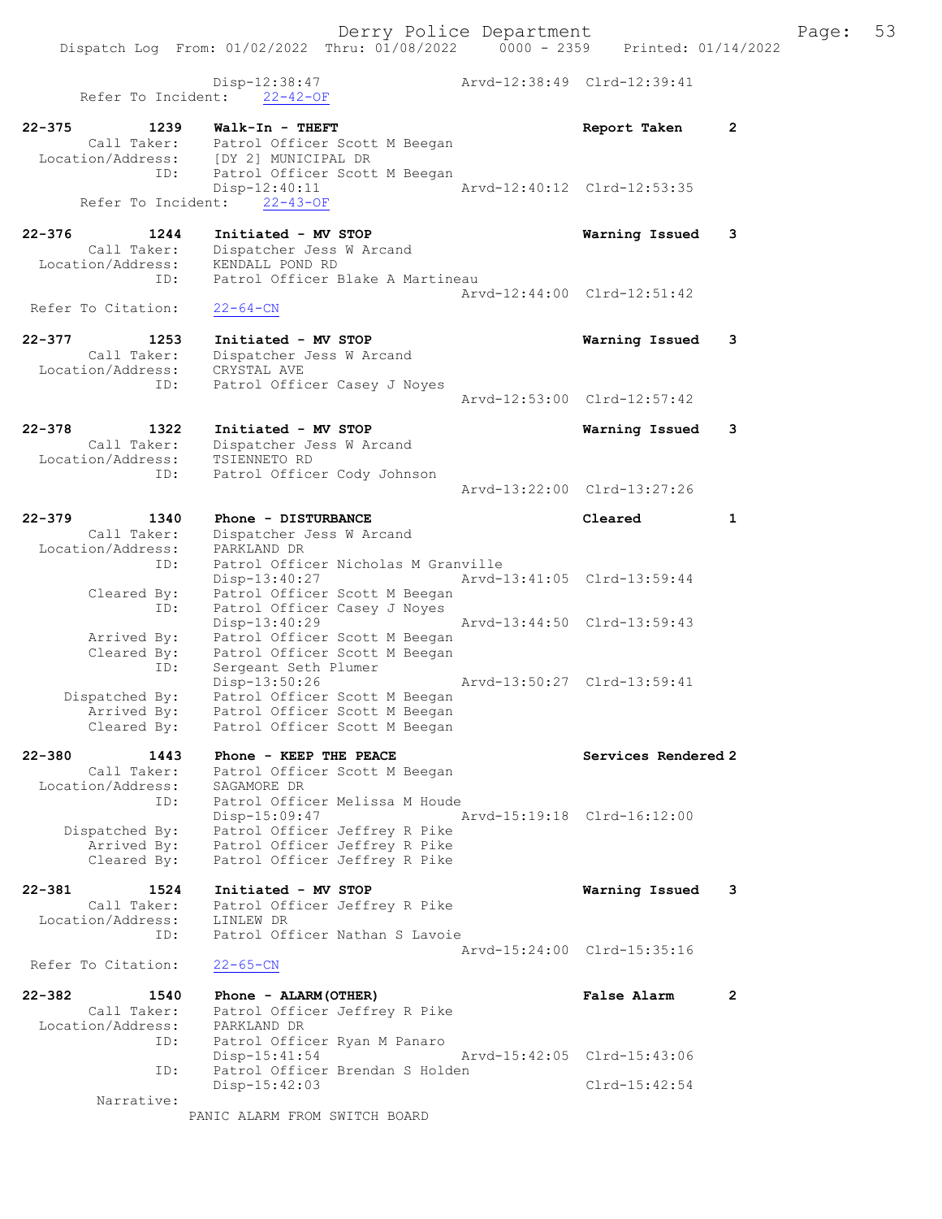```
                Disp-12:38:47              Arvd-12:38:49  Clrd-12:39:41
     Refer To Incident:    22-42-OF

22-375          1239    Walk-In - THEFT                      Report Taken       2
         Call Taker:    Patrol Officer Scott M Beegan
   Location/Address:    [DY 2] MUNICIPAL DR
                ID:     Patrol Officer Scott M Beegan
                        Disp-12:40:11              Arvd-12:40:12  Clrd-12:53:35
     Refer To Incident:    22-43-OF

22-376          1244    Initiated - MV STOP                  Warning Issued     3
         Call Taker:    Dispatcher Jess W Arcand
   Location/Address:    KENDALL POND RD
                ID:     Patrol Officer Blake A Martineau
                                                   Arvd-12:44:00  Clrd-12:51:42
  Refer To Citation:    22-64-CN

22-377          1253    Initiated - MV STOP                  Warning Issued     3
         Call Taker:    Dispatcher Jess W Arcand
   Location/Address:    CRYSTAL AVE
                ID:     Patrol Officer Casey J Noyes
                                                   Arvd-12:53:00  Clrd-12:57:42

22-378          1322    Initiated - MV STOP                  Warning Issued     3
         Call Taker:    Dispatcher Jess W Arcand
   Location/Address:    TSIENNETO RD
                ID:     Patrol Officer Cody Johnson
                                                   Arvd-13:22:00  Clrd-13:27:26

22-379          1340    Phone - DISTURBANCE                  Cleared            1
         Call Taker:    Dispatcher Jess W Arcand
   Location/Address:    PARKLAND DR
                ID:     Patrol Officer Nicholas M Granville
                        Disp-13:40:27              Arvd-13:41:05  Clrd-13:59:44
         Cleared By:    Patrol Officer Scott M Beegan
                ID:     Patrol Officer Casey J Noyes
                        Disp-13:40:29              Arvd-13:44:50  Clrd-13:59:43
         Arrived By:    Patrol Officer Scott M Beegan
         Cleared By:    Patrol Officer Scott M Beegan
                ID:     Sergeant Seth Plumer
                        Disp-13:50:26              Arvd-13:50:27  Clrd-13:59:41
      Dispatched By:    Patrol Officer Scott M Beegan
         Arrived By:    Patrol Officer Scott M Beegan
         Cleared By:    Patrol Officer Scott M Beegan

22-380          1443    Phone - KEEP THE PEACE               Services Rendered 2
         Call Taker:    Patrol Officer Scott M Beegan
   Location/Address:    SAGAMORE DR
                ID:     Patrol Officer Melissa M Houde
                        Disp-15:09:47              Arvd-15:19:18  Clrd-16:12:00
      Dispatched By:    Patrol Officer Jeffrey R Pike
         Arrived By:    Patrol Officer Jeffrey R Pike
         Cleared By:    Patrol Officer Jeffrey R Pike

22-381          1524    Initiated - MV STOP                  Warning Issued     3
         Call Taker:    Patrol Officer Jeffrey R Pike
   Location/Address:    LINLEW DR
                ID:     Patrol Officer Nathan S Lavoie
                                                   Arvd-15:24:00  Clrd-15:35:16
  Refer To Citation:    22-65-CN

22-382          1540    Phone - ALARM(OTHER)                 False Alarm        2
         Call Taker:    Patrol Officer Jeffrey R Pike
   Location/Address:    PARKLAND DR
                ID:     Patrol Officer Ryan M Panaro
                        Disp-15:41:54              Arvd-15:42:05  Clrd-15:43:06
                ID:     Patrol Officer Brendan S Holden
                        Disp-15:42:03                             Clrd-15:42:54
          Narrative:
                      PANIC ALARM FROM SWITCH BOARD
```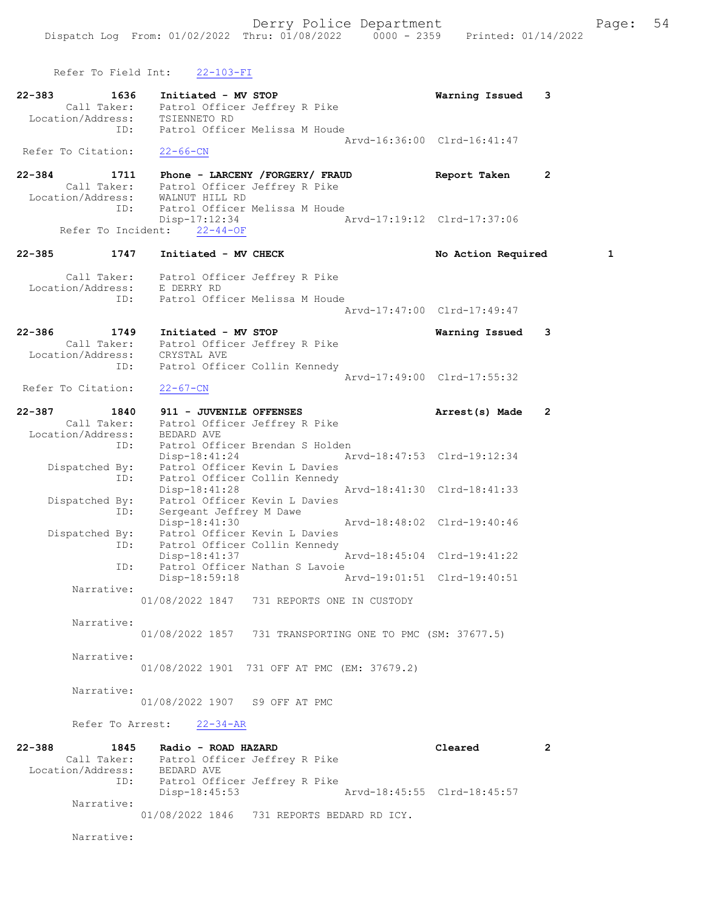Refer To Field Int: 22-103-FI

```
22-383        1636    Initiated - MV STOP                         Warning Issued    3
        Call Taker:   Patrol Officer Jeffrey R Pike
  Location/Address:   TSIENNETO RD
                ID:   Patrol Officer Melissa M Houde
                                                   Arvd-16:36:00  Clrd-16:41:47
 Refer To Citation:   22-66-CN

22-384        1711    Phone - LARCENY /FORGERY/ FRAUD             Report Taken      2
        Call Taker:   Patrol Officer Jeffrey R Pike
  Location/Address:   WALNUT HILL RD
                ID:   Patrol Officer Melissa M Houde
                      Disp-17:12:34                Arvd-17:19:12  Clrd-17:37:06
    Refer To Incident:   22-44-OF

22-385        1747    Initiated - MV CHECK                        No Action Required         1

        Call Taker:   Patrol Officer Jeffrey R Pike
  Location/Address:   E DERRY RD
                ID:   Patrol Officer Melissa M Houde
                                                   Arvd-17:47:00  Clrd-17:49:47

22-386        1749    Initiated - MV STOP                         Warning Issued    3
        Call Taker:   Patrol Officer Jeffrey R Pike
  Location/Address:   CRYSTAL AVE
                ID:   Patrol Officer Collin Kennedy
                                                   Arvd-17:49:00  Clrd-17:55:32
 Refer To Citation:   22-67-CN

22-387        1840    911 - JUVENILE OFFENSES                     Arrest(s) Made    2
        Call Taker:   Patrol Officer Jeffrey R Pike
  Location/Address:   BEDARD AVE
                ID:   Patrol Officer Brendan S Holden
                      Disp-18:41:24                Arvd-18:47:53  Clrd-19:12:34
     Dispatched By:   Patrol Officer Kevin L Davies
                ID:   Patrol Officer Collin Kennedy
                      Disp-18:41:28                Arvd-18:41:30  Clrd-18:41:33
     Dispatched By:   Patrol Officer Kevin L Davies
                ID:   Sergeant Jeffrey M Dawe
                      Disp-18:41:30                Arvd-18:48:02  Clrd-19:40:46
     Dispatched By:   Patrol Officer Kevin L Davies
                ID:   Patrol Officer Collin Kennedy
                      Disp-18:41:37                Arvd-18:45:04  Clrd-19:41:22
                ID:   Patrol Officer Nathan S Lavoie
                      Disp-18:59:18                Arvd-19:01:51  Clrd-19:40:51
         Narrative:
                    01/08/2022 1847   731 REPORTS ONE IN CUSTODY

         Narrative:
                    01/08/2022 1857   731 TRANSPORTING ONE TO PMC (SM: 37677.5)

         Narrative:
                    01/08/2022 1901  731 OFF AT PMC (EM: 37679.2)

         Narrative:
                    01/08/2022 1907   S9 OFF AT PMC

         Refer To Arrest:   22-34-AR

22-388        1845    Radio - ROAD HAZARD                         Cleared           2
        Call Taker:   Patrol Officer Jeffrey R Pike
  Location/Address:   BEDARD AVE
                ID:   Patrol Officer Jeffrey R Pike
                      Disp-18:45:53                Arvd-18:45:55  Clrd-18:45:57
         Narrative:
                    01/08/2022 1846   731 REPORTS BEDARD RD ICY.

         Narrative:
```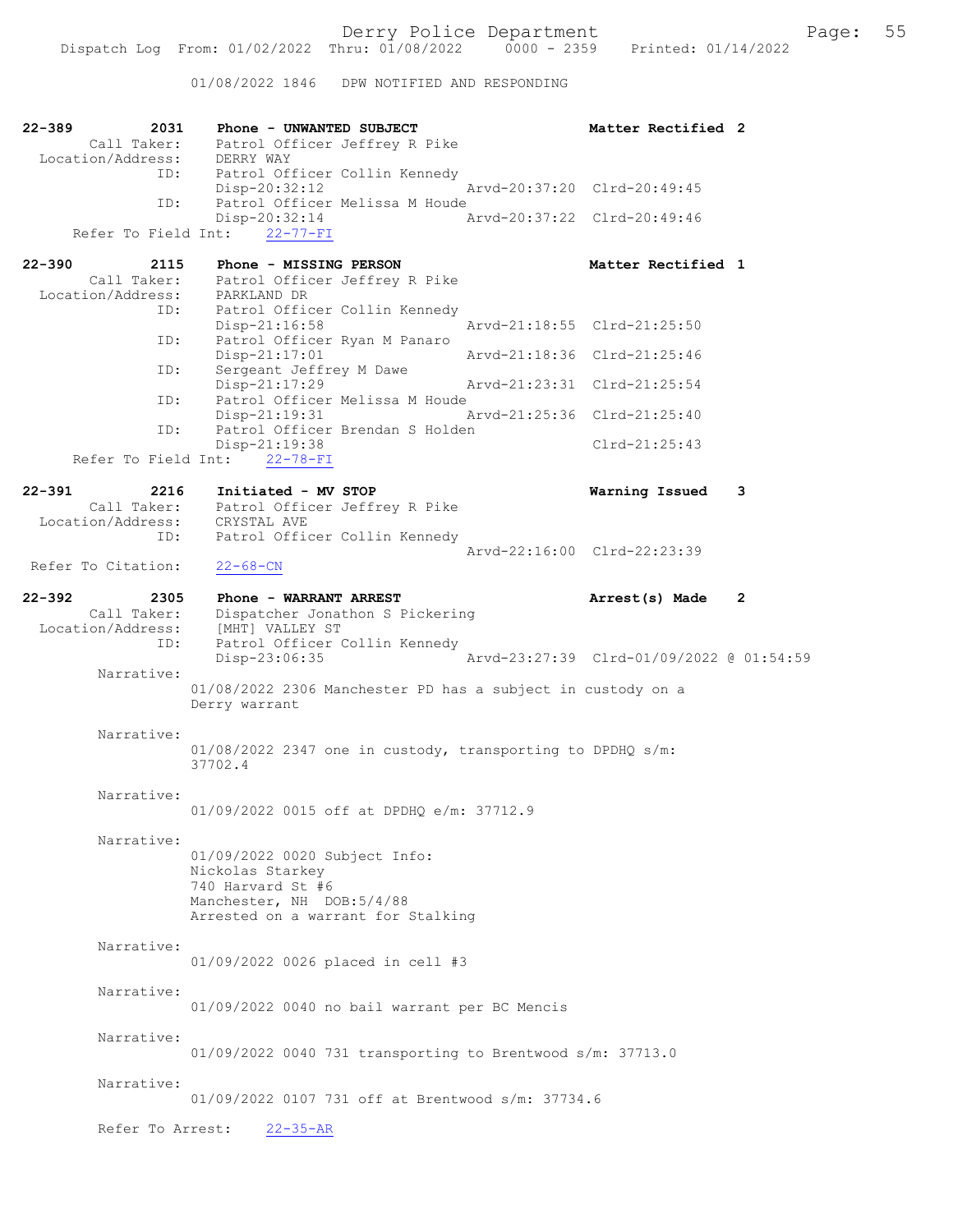01/08/2022 1846 DPW NOTIFIED AND RESPONDING

**22-389 2031 Phone - UNWANTED SUBJECT** — **Matter Rectified 2**

Call Taker: Patrol Officer Jeffrey R Pike
Location/Address: DERRY WAY
ID: Patrol Officer Collin Kennedy
Disp-20:32:12 Arvd-20:37:20 Clrd-20:49:45
ID: Patrol Officer Melissa M Houde
Disp-20:32:14 Arvd-20:37:22 Clrd-20:49:46
Refer To Field Int: 22-77-FI

**22-390 2115 Phone - MISSING PERSON** — **Matter Rectified 1**

Call Taker: Patrol Officer Jeffrey R Pike
Location/Address: PARKLAND DR
ID: Patrol Officer Collin Kennedy
Disp-21:16:58 Arvd-21:18:55 Clrd-21:25:50
ID: Patrol Officer Ryan M Panaro
Disp-21:17:01 Arvd-21:18:36 Clrd-21:25:46
ID: Sergeant Jeffrey M Dawe
Disp-21:17:29 Arvd-21:23:31 Clrd-21:25:54
ID: Patrol Officer Melissa M Houde
Disp-21:19:31 Arvd-21:25:36 Clrd-21:25:40
ID: Patrol Officer Brendan S Holden
Disp-21:19:38 Clrd-21:25:43
Refer To Field Int: 22-78-FI

**22-391 2216 Initiated - MV STOP** — **Warning Issued 3**

Call Taker: Patrol Officer Jeffrey R Pike
Location/Address: CRYSTAL AVE
ID: Patrol Officer Collin Kennedy
Arvd-22:16:00 Clrd-22:23:39
Refer To Citation: 22-68-CN

**22-392 2305 Phone - WARRANT ARREST** — **Arrest(s) Made 2**

Call Taker: Dispatcher Jonathon S Pickering
Location/Address: [MHT] VALLEY ST
ID: Patrol Officer Collin Kennedy
Disp-23:06:35 Arvd-23:27:39 Clrd-01/09/2022 @ 01:54:59

Narrative:
01/08/2022 2306 Manchester PD has a subject in custody on a Derry warrant

Narrative:
01/08/2022 2347 one in custody, transporting to DPDHQ s/m: 37702.4

Narrative:
01/09/2022 0015 off at DPDHQ e/m: 37712.9

Narrative:
01/09/2022 0020 Subject Info:
Nickolas Starkey
740 Harvard St #6
Manchester, NH DOB:5/4/88
Arrested on a warrant for Stalking

Narrative:
01/09/2022 0026 placed in cell #3

Narrative:
01/09/2022 0040 no bail warrant per BC Mencis

Narrative:
01/09/2022 0040 731 transporting to Brentwood s/m: 37713.0

Narrative:
01/09/2022 0107 731 off at Brentwood s/m: 37734.6

Refer To Arrest: 22-35-AR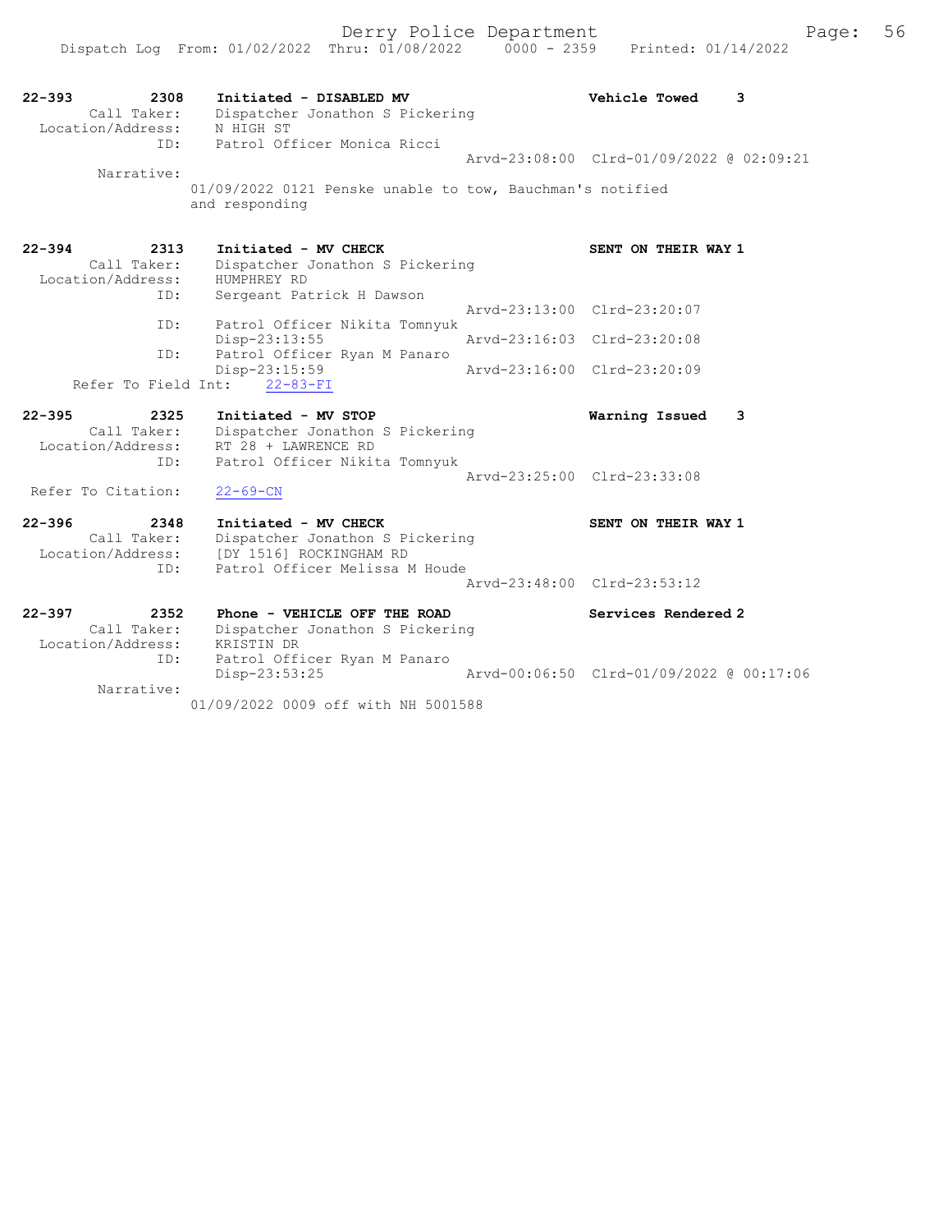22-393 2308 **Initiated - DISABLED MV** **Vehicle Towed 3**
Call Taker: Dispatcher Jonathon S Pickering
Location/Address: N HIGH ST
ID: Patrol Officer Monica Ricci
Arvd-23:08:00 Clrd-01/09/2022 @ 02:09:21
Narrative:
01/09/2022 0121 Penske unable to tow, Bauchman's notified and responding

22-394 2313 **Initiated - MV CHECK** **SENT ON THEIR WAY 1**
Call Taker: Dispatcher Jonathon S Pickering
Location/Address: HUMPHREY RD
ID: Sergeant Patrick H Dawson
Arvd-23:13:00 Clrd-23:20:07
ID: Patrol Officer Nikita Tomnyuk
Disp-23:13:55 Arvd-23:16:03 Clrd-23:20:08
ID: Patrol Officer Ryan M Panaro
Disp-23:15:59 Arvd-23:16:00 Clrd-23:20:09
Refer To Field Int: 22-83-FI

22-395 2325 **Initiated - MV STOP** **Warning Issued 3**
Call Taker: Dispatcher Jonathon S Pickering
Location/Address: RT 28 + LAWRENCE RD
ID: Patrol Officer Nikita Tomnyuk
Arvd-23:25:00 Clrd-23:33:08
Refer To Citation: 22-69-CN

22-396 2348 **Initiated - MV CHECK** **SENT ON THEIR WAY 1**
Call Taker: Dispatcher Jonathon S Pickering
Location/Address: [DY 1516] ROCKINGHAM RD
ID: Patrol Officer Melissa M Houde
Arvd-23:48:00 Clrd-23:53:12

22-397 2352 **Phone - VEHICLE OFF THE ROAD** **Services Rendered 2**
Call Taker: Dispatcher Jonathon S Pickering
Location/Address: KRISTIN DR
ID: Patrol Officer Ryan M Panaro
Disp-23:53:25 Arvd-00:06:50 Clrd-01/09/2022 @ 00:17:06
Narrative:
01/09/2022 0009 off with NH 5001588